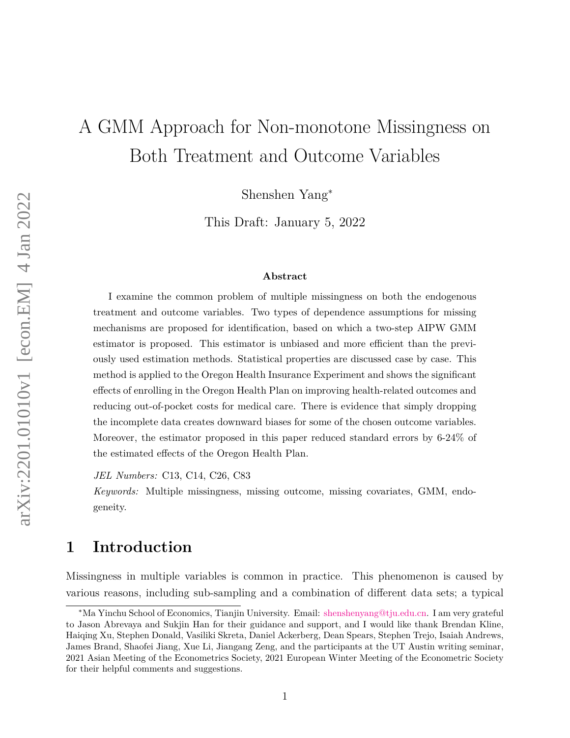# A GMM Approach for Non-monotone Missingness on Both Treatment and Outcome Variables

Shenshen Yang*

This Draft: January 5, 2022

**Abstract**

I examine the common problem of multiple missingness on both the endogenous treatment and outcome variables. Two types of dependence assumptions for missing mechanisms are proposed for identification, based on which a two-step AIPW GMM estimator is proposed. This estimator is unbiased and more efficient than the previously used estimation methods. Statistical properties are discussed case by case. This method is applied to the Oregon Health Insurance Experiment and shows the significant effects of enrolling in the Oregon Health Plan on improving health-related outcomes and reducing out-of-pocket costs for medical care. There is evidence that simply dropping the incomplete data creates downward biases for some of the chosen outcome variables. Moreover, the estimator proposed in this paper reduced standard errors by 6-24% of the estimated effects of the Oregon Health Plan.

*JEL Numbers:* C13, C14, C26, C83

*Keywords:* Multiple missingness, missing outcome, missing covariates, GMM, endogeneity.

## 1 Introduction

Missingness in multiple variables is common in practice. This phenomenon is caused by various reasons, including sub-sampling and a combination of different data sets; a typical

---

*Ma Yinchu School of Economics, Tianjin University. Email: shenshenyang@tju.edu.cn. I am very grateful to Jason Abrevaya and Sukjin Han for their guidance and support, and I would like thank Brendan Kline, Haiqing Xu, Stephen Donald, Vasiliki Skreta, Daniel Ackerberg, Dean Spears, Stephen Trejo, Isaiah Andrews, James Brand, Shaofei Jiang, Xue Li, Jiangang Zeng, and the participants at the UT Austin writing seminar, 2021 Asian Meeting of the Econometrics Society, 2021 European Winter Meeting of the Econometric Society for their helpful comments and suggestions.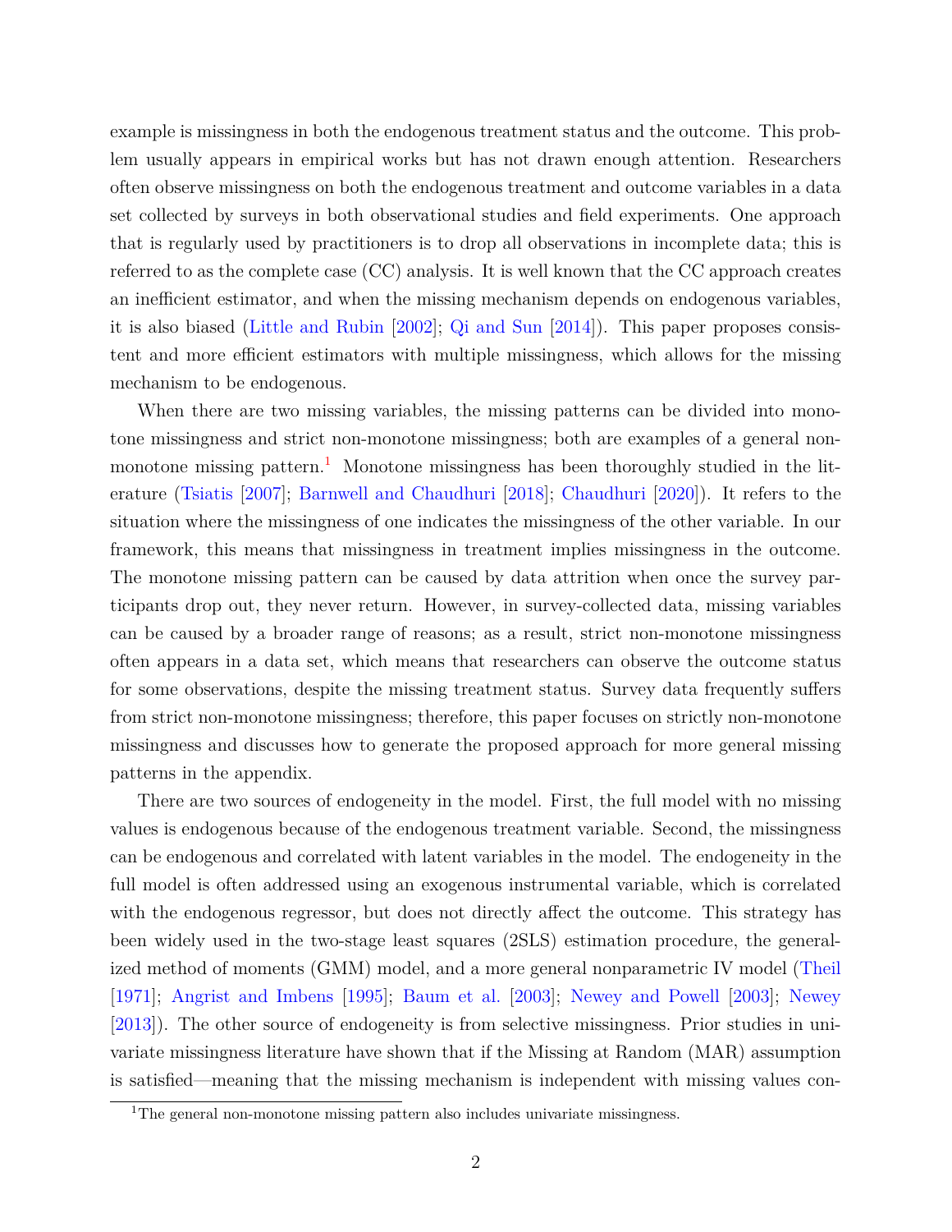example is missingness in both the endogenous treatment status and the outcome. This problem usually appears in empirical works but has not drawn enough attention. Researchers often observe missingness on both the endogenous treatment and outcome variables in a data set collected by surveys in both observational studies and field experiments. One approach that is regularly used by practitioners is to drop all observations in incomplete data; this is referred to as the complete case (CC) analysis. It is well known that the CC approach creates an inefficient estimator, and when the missing mechanism depends on endogenous variables, it is also biased (Little and Rubin [2002]; Qi and Sun [2014]). This paper proposes consistent and more efficient estimators with multiple missingness, which allows for the missing mechanism to be endogenous.

When there are two missing variables, the missing patterns can be divided into monotone missingness and strict non-monotone missingness; both are examples of a general non-monotone missing pattern.[1] Monotone missingness has been thoroughly studied in the literature (Tsiatis [2007]; Barnwell and Chaudhuri [2018]; Chaudhuri [2020]). It refers to the situation where the missingness of one indicates the missingness of the other variable. In our framework, this means that missingness in treatment implies missingness in the outcome. The monotone missing pattern can be caused by data attrition when once the survey participants drop out, they never return. However, in survey-collected data, missing variables can be caused by a broader range of reasons; as a result, strict non-monotone missingness often appears in a data set, which means that researchers can observe the outcome status for some observations, despite the missing treatment status. Survey data frequently suffers from strict non-monotone missingness; therefore, this paper focuses on strictly non-monotone missingness and discusses how to generate the proposed approach for more general missing patterns in the appendix.

There are two sources of endogeneity in the model. First, the full model with no missing values is endogenous because of the endogenous treatment variable. Second, the missingness can be endogenous and correlated with latent variables in the model. The endogeneity in the full model is often addressed using an exogenous instrumental variable, which is correlated with the endogenous regressor, but does not directly affect the outcome. This strategy has been widely used in the two-stage least squares (2SLS) estimation procedure, the generalized method of moments (GMM) model, and a more general nonparametric IV model (Theil [1971]; Angrist and Imbens [1995]; Baum et al. [2003]; Newey and Powell [2003]; Newey [2013]). The other source of endogeneity is from selective missingness. Prior studies in univariate missingness literature have shown that if the Missing at Random (MAR) assumption is satisfied—meaning that the missing mechanism is independent with missing values con-

[1] The general non-monotone missing pattern also includes univariate missingness.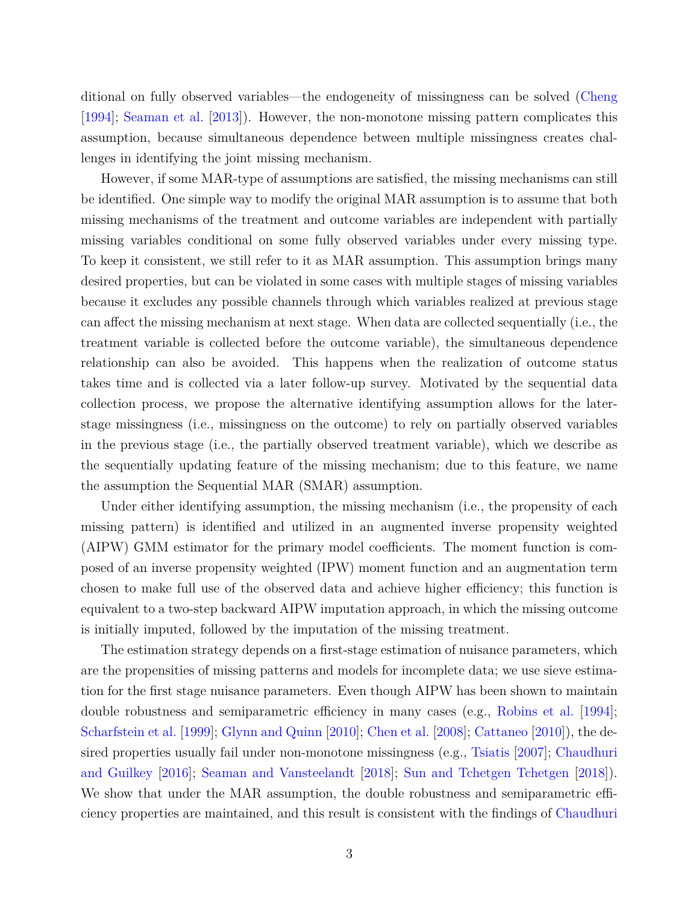ditional on fully observed variables—the endogeneity of missingness can be solved (Cheng [1994]; Seaman et al. [2013]). However, the non-monotone missing pattern complicates this assumption, because simultaneous dependence between multiple missingness creates challenges in identifying the joint missing mechanism.

However, if some MAR-type of assumptions are satisfied, the missing mechanisms can still be identified. One simple way to modify the original MAR assumption is to assume that both missing mechanisms of the treatment and outcome variables are independent with partially missing variables conditional on some fully observed variables under every missing type. To keep it consistent, we still refer to it as MAR assumption. This assumption brings many desired properties, but can be violated in some cases with multiple stages of missing variables because it excludes any possible channels through which variables realized at previous stage can affect the missing mechanism at next stage. When data are collected sequentially (i.e., the treatment variable is collected before the outcome variable), the simultaneous dependence relationship can also be avoided. This happens when the realization of outcome status takes time and is collected via a later follow-up survey. Motivated by the sequential data collection process, we propose the alternative identifying assumption allows for the later-stage missingness (i.e., missingness on the outcome) to rely on partially observed variables in the previous stage (i.e., the partially observed treatment variable), which we describe as the sequentially updating feature of the missing mechanism; due to this feature, we name the assumption the Sequential MAR (SMAR) assumption.

Under either identifying assumption, the missing mechanism (i.e., the propensity of each missing pattern) is identified and utilized in an augmented inverse propensity weighted (AIPW) GMM estimator for the primary model coefficients. The moment function is composed of an inverse propensity weighted (IPW) moment function and an augmentation term chosen to make full use of the observed data and achieve higher efficiency; this function is equivalent to a two-step backward AIPW imputation approach, in which the missing outcome is initially imputed, followed by the imputation of the missing treatment.

The estimation strategy depends on a first-stage estimation of nuisance parameters, which are the propensities of missing patterns and models for incomplete data; we use sieve estimation for the first stage nuisance parameters. Even though AIPW has been shown to maintain double robustness and semiparametric efficiency in many cases (e.g., Robins et al. [1994]; Scharfstein et al. [1999]; Glynn and Quinn [2010]; Chen et al. [2008]; Cattaneo [2010]), the desired properties usually fail under non-monotone missingness (e.g., Tsiatis [2007]; Chaudhuri and Guilkey [2016]; Seaman and Vansteelandt [2018]; Sun and Tchetgen Tchetgen [2018]). We show that under the MAR assumption, the double robustness and semiparametric efficiency properties are maintained, and this result is consistent with the findings of Chaudhuri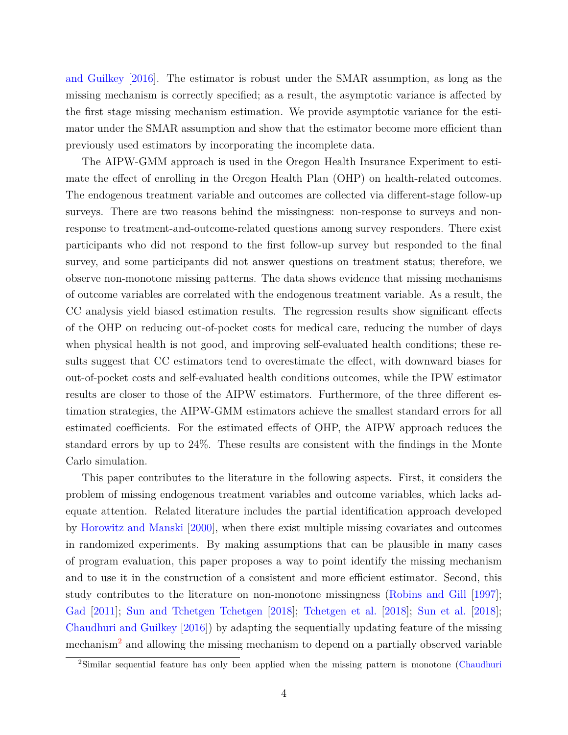and Guilkey [2016]. The estimator is robust under the SMAR assumption, as long as the missing mechanism is correctly specified; as a result, the asymptotic variance is affected by the first stage missing mechanism estimation. We provide asymptotic variance for the estimator under the SMAR assumption and show that the estimator become more efficient than previously used estimators by incorporating the incomplete data.

The AIPW-GMM approach is used in the Oregon Health Insurance Experiment to estimate the effect of enrolling in the Oregon Health Plan (OHP) on health-related outcomes. The endogenous treatment variable and outcomes are collected via different-stage follow-up surveys. There are two reasons behind the missingness: non-response to surveys and non-response to treatment-and-outcome-related questions among survey responders. There exist participants who did not respond to the first follow-up survey but responded to the final survey, and some participants did not answer questions on treatment status; therefore, we observe non-monotone missing patterns. The data shows evidence that missing mechanisms of outcome variables are correlated with the endogenous treatment variable. As a result, the CC analysis yield biased estimation results. The regression results show significant effects of the OHP on reducing out-of-pocket costs for medical care, reducing the number of days when physical health is not good, and improving self-evaluated health conditions; these results suggest that CC estimators tend to overestimate the effect, with downward biases for out-of-pocket costs and self-evaluated health conditions outcomes, while the IPW estimator results are closer to those of the AIPW estimators. Furthermore, of the three different estimation strategies, the AIPW-GMM estimators achieve the smallest standard errors for all estimated coefficients. For the estimated effects of OHP, the AIPW approach reduces the standard errors by up to 24%. These results are consistent with the findings in the Monte Carlo simulation.

This paper contributes to the literature in the following aspects. First, it considers the problem of missing endogenous treatment variables and outcome variables, which lacks adequate attention. Related literature includes the partial identification approach developed by Horowitz and Manski [2000], when there exist multiple missing covariates and outcomes in randomized experiments. By making assumptions that can be plausible in many cases of program evaluation, this paper proposes a way to point identify the missing mechanism and to use it in the construction of a consistent and more efficient estimator. Second, this study contributes to the literature on non-monotone missingness (Robins and Gill [1997]; Gad [2011]; Sun and Tchetgen Tchetgen [2018]; Tchetgen et al. [2018]; Sun et al. [2018]; Chaudhuri and Guilkey [2016]) by adapting the sequentially updating feature of the missing mechanism[2] and allowing the missing mechanism to depend on a partially observed variable

[2]Similar sequential feature has only been applied when the missing pattern is monotone (Chaudhuri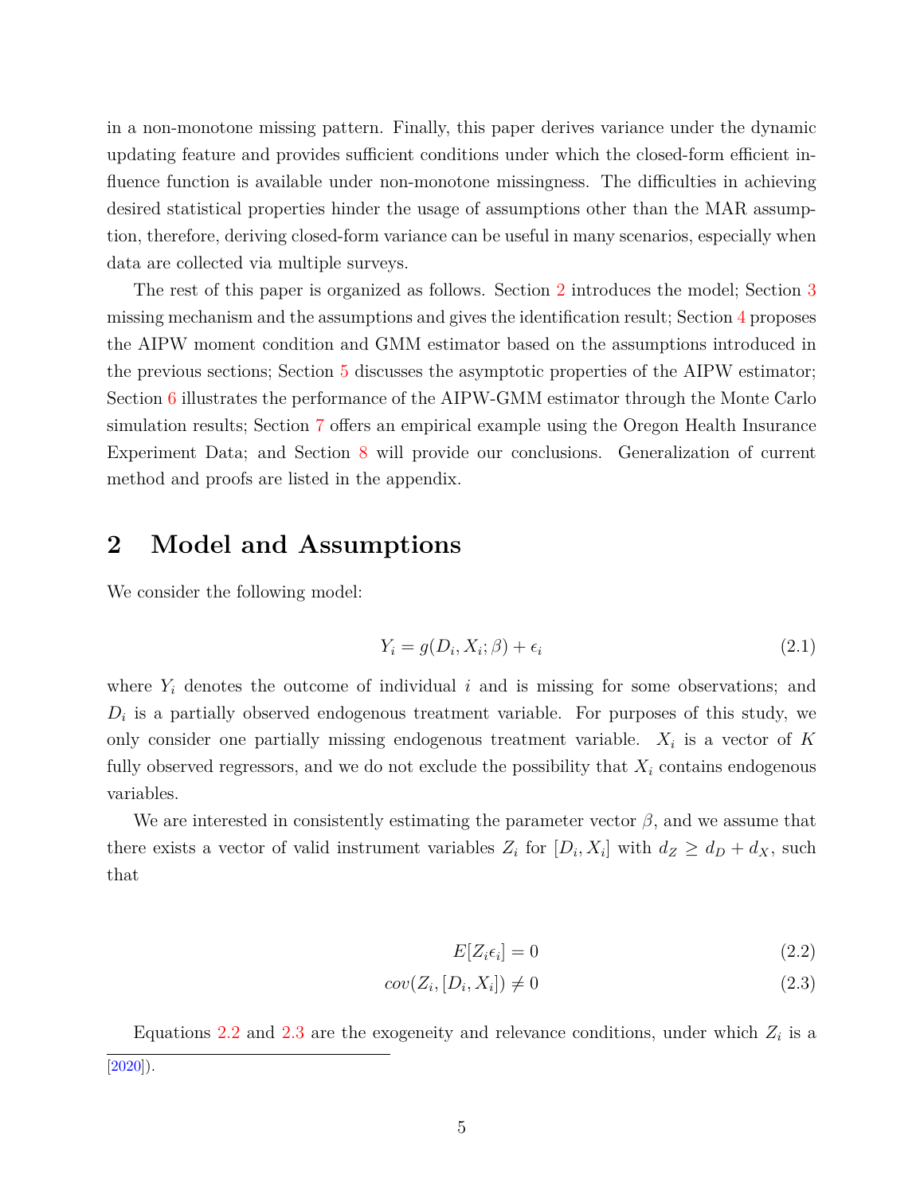in a non-monotone missing pattern. Finally, this paper derives variance under the dynamic updating feature and provides sufficient conditions under which the closed-form efficient influence function is available under non-monotone missingness. The difficulties in achieving desired statistical properties hinder the usage of assumptions other than the MAR assumption, therefore, deriving closed-form variance can be useful in many scenarios, especially when data are collected via multiple surveys.

The rest of this paper is organized as follows. Section 2 introduces the model; Section 3 missing mechanism and the assumptions and gives the identification result; Section 4 proposes the AIPW moment condition and GMM estimator based on the assumptions introduced in the previous sections; Section 5 discusses the asymptotic properties of the AIPW estimator; Section 6 illustrates the performance of the AIPW-GMM estimator through the Monte Carlo simulation results; Section 7 offers an empirical example using the Oregon Health Insurance Experiment Data; and Section 8 will provide our conclusions. Generalization of current method and proofs are listed in the appendix.

## 2 Model and Assumptions

We consider the following model:

$$Y_i = g(D_i, X_i; \beta) + \epsilon_i \tag{2.1}$$

where $Y_i$ denotes the outcome of individual $i$ and is missing for some observations; and $D_i$ is a partially observed endogenous treatment variable. For purposes of this study, we only consider one partially missing endogenous treatment variable. $X_i$ is a vector of $K$ fully observed regressors, and we do not exclude the possibility that $X_i$ contains endogenous variables.

We are interested in consistently estimating the parameter vector $\beta$, and we assume that there exists a vector of valid instrument variables $Z_i$ for $[D_i, X_i]$ with $d_Z \geq d_D + d_X$, such that

$$E[Z_i \epsilon_i] = 0 \tag{2.2}$$

$$cov(Z_i, [D_i, X_i]) \neq 0 \tag{2.3}$$

Equations 2.2 and 2.3 are the exogeneity and relevance conditions, under which $Z_i$ is a

[2020]).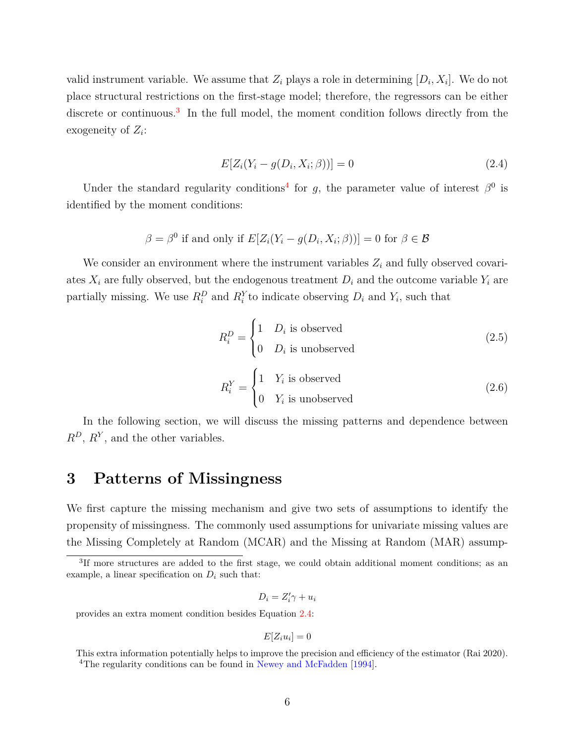valid instrument variable. We assume that $Z_i$ plays a role in determining $[D_i, X_i]$. We do not place structural restrictions on the first-stage model; therefore, the regressors can be either discrete or continuous.[3] In the full model, the moment condition follows directly from the exogeneity of $Z_i$:

$$E[Z_i(Y_i - g(D_i, X_i; \beta))] = 0 \tag{2.4}$$

Under the standard regularity conditions[4] for $g$, the parameter value of interest $\beta^0$ is identified by the moment conditions:

$$\beta = \beta^0 \text{ if and only if } E[Z_i(Y_i - g(D_i, X_i; \beta))] = 0 \text{ for } \beta \in \mathcal{B}$$

We consider an environment where the instrument variables $Z_i$ and fully observed covariates $X_i$ are fully observed, but the endogenous treatment $D_i$ and the outcome variable $Y_i$ are partially missing. We use $R_i^D$ and $R_i^Y$ to indicate observing $D_i$ and $Y_i$, such that

$$R_i^D = \begin{cases} 1 & D_i \text{ is observed} \\ 0 & D_i \text{ is unobserved} \end{cases} \tag{2.5}$$

$$R_i^Y = \begin{cases} 1 & Y_i \text{ is observed} \\ 0 & Y_i \text{ is unobserved} \end{cases} \tag{2.6}$$

In the following section, we will discuss the missing patterns and dependence between $R^D$, $R^Y$, and the other variables.

# 3 Patterns of Missingness

We first capture the missing mechanism and give two sets of assumptions to identify the propensity of missingness. The commonly used assumptions for univariate missing values are the Missing Completely at Random (MCAR) and the Missing at Random (MAR) assump-

---

[3] If more structures are added to the first stage, we could obtain additional moment conditions; as an example, a linear specification on $D_i$ such that:

$$D_i = Z_i'\gamma + u_i$$

provides an extra moment condition besides Equation 2.4:

$$E[Z_i u_i] = 0$$

This extra information potentially helps to improve the precision and efficiency of the estimator (Rai 2020).

[4] The regularity conditions can be found in Newey and McFadden [1994].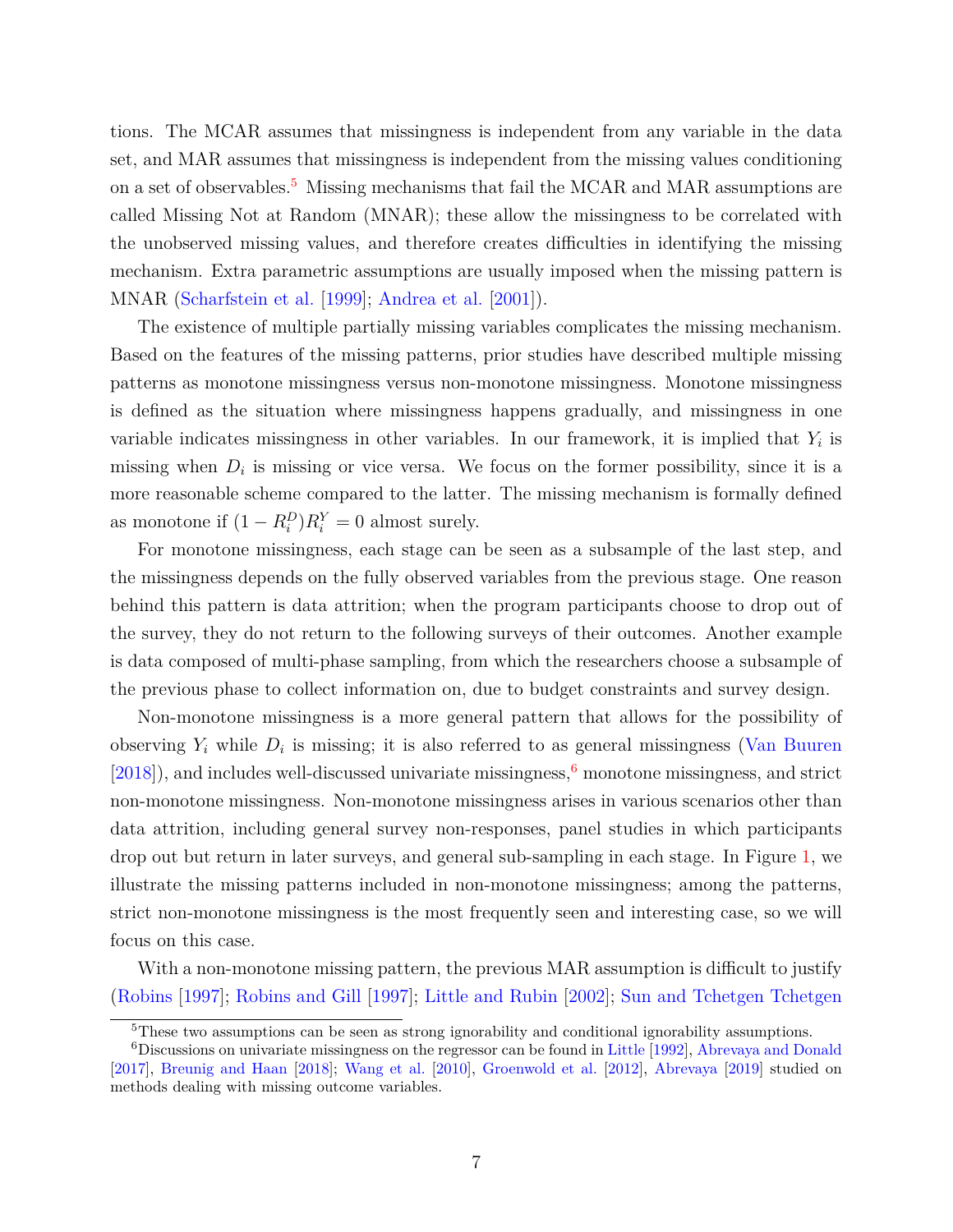tions. The MCAR assumes that missingness is independent from any variable in the data set, and MAR assumes that missingness is independent from the missing values conditioning on a set of observables.[5] Missing mechanisms that fail the MCAR and MAR assumptions are called Missing Not at Random (MNAR); these allow the missingness to be correlated with the unobserved missing values, and therefore creates difficulties in identifying the missing mechanism. Extra parametric assumptions are usually imposed when the missing pattern is MNAR (Scharfstein et al. [1999]; Andrea et al. [2001]).

The existence of multiple partially missing variables complicates the missing mechanism. Based on the features of the missing patterns, prior studies have described multiple missing patterns as monotone missingness versus non-monotone missingness. Monotone missingness is defined as the situation where missingness happens gradually, and missingness in one variable indicates missingness in other variables. In our framework, it is implied that $Y_i$ is missing when $D_i$ is missing or vice versa. We focus on the former possibility, since it is a more reasonable scheme compared to the latter. The missing mechanism is formally defined as monotone if $(1 - R_i^D)R_i^Y = 0$ almost surely.

For monotone missingness, each stage can be seen as a subsample of the last step, and the missingness depends on the fully observed variables from the previous stage. One reason behind this pattern is data attrition; when the program participants choose to drop out of the survey, they do not return to the following surveys of their outcomes. Another example is data composed of multi-phase sampling, from which the researchers choose a subsample of the previous phase to collect information on, due to budget constraints and survey design.

Non-monotone missingness is a more general pattern that allows for the possibility of observing $Y_i$ while $D_i$ is missing; it is also referred to as general missingness (Van Buuren [2018]), and includes well-discussed univariate missingness,[6] monotone missingness, and strict non-monotone missingness. Non-monotone missingness arises in various scenarios other than data attrition, including general survey non-responses, panel studies in which participants drop out but return in later surveys, and general sub-sampling in each stage. In Figure 1, we illustrate the missing patterns included in non-monotone missingness; among the patterns, strict non-monotone missingness is the most frequently seen and interesting case, so we will focus on this case.

With a non-monotone missing pattern, the previous MAR assumption is difficult to justify (Robins [1997]; Robins and Gill [1997]; Little and Rubin [2002]; Sun and Tchetgen Tchetgen

[5] These two assumptions can be seen as strong ignorability and conditional ignorability assumptions.

[6] Discussions on univariate missingness on the regressor can be found in Little [1992], Abrevaya and Donald [2017], Breunig and Haan [2018]; Wang et al. [2010], Groenwold et al. [2012], Abrevaya [2019] studied on methods dealing with missing outcome variables.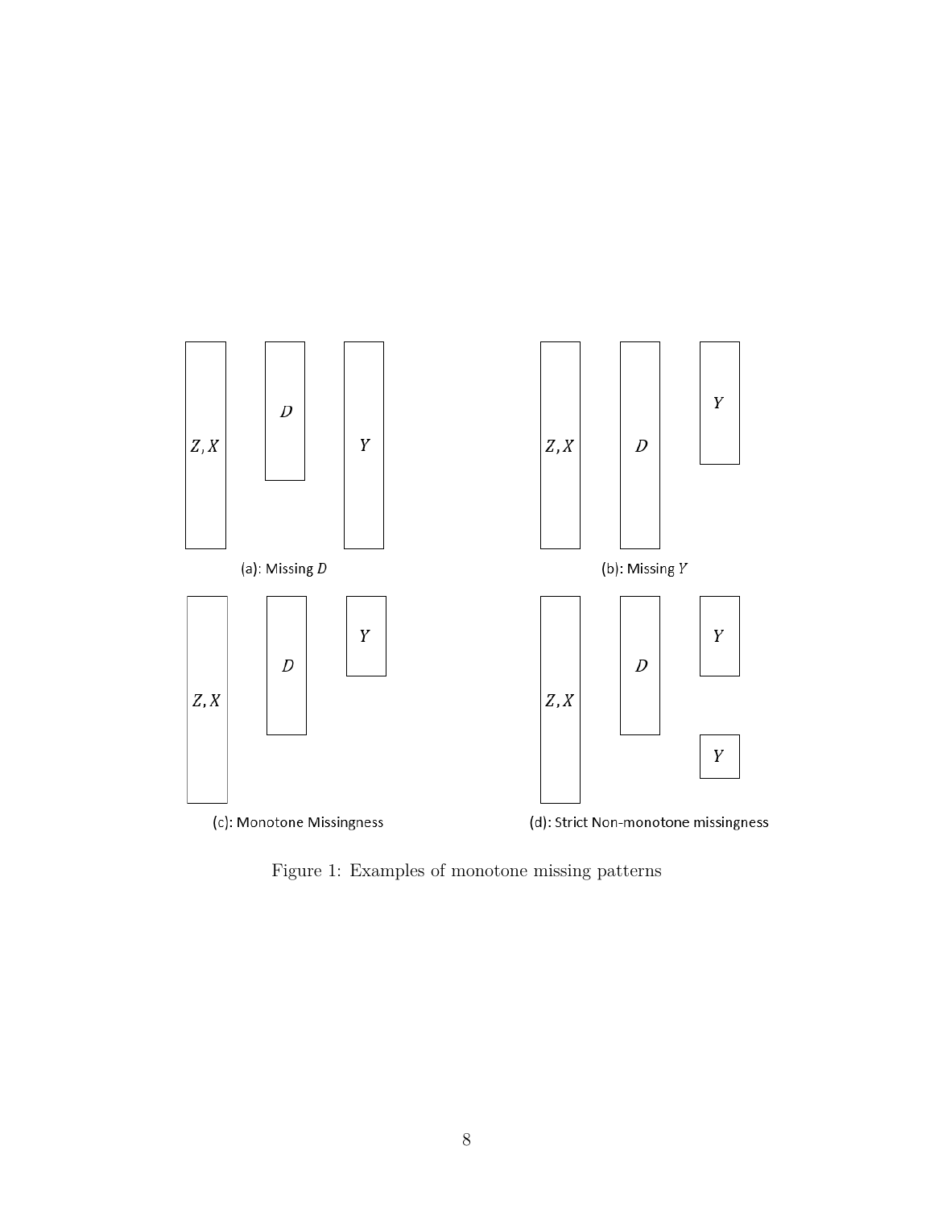Figure 1: Examples of monotone missing patterns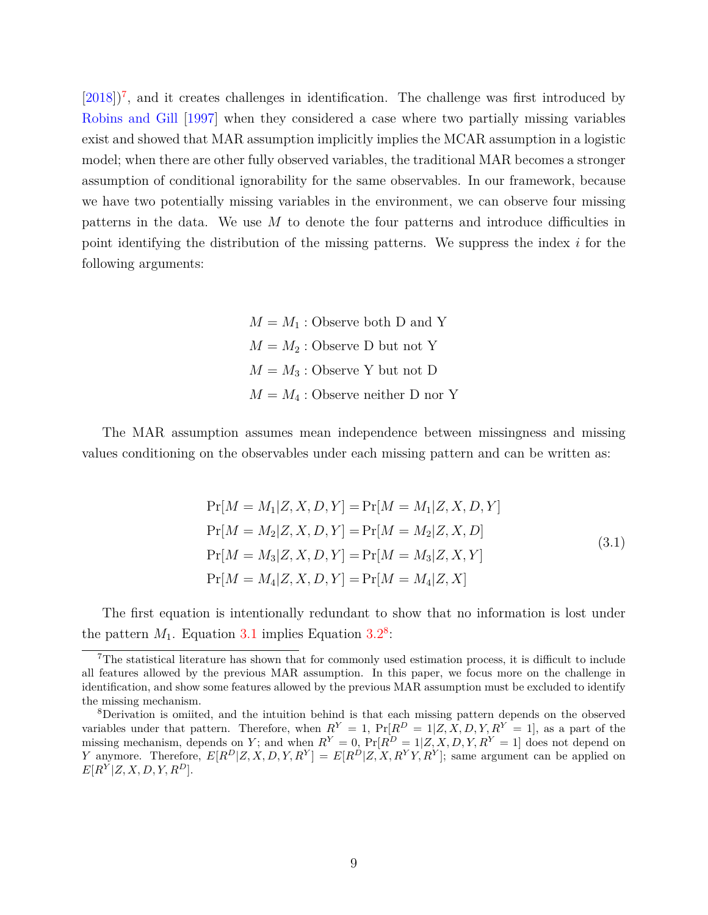[2018])[7], and it creates challenges in identification. The challenge was first introduced by Robins and Gill [1997] when they considered a case where two partially missing variables exist and showed that MAR assumption implicitly implies the MCAR assumption in a logistic model; when there are other fully observed variables, the traditional MAR becomes a stronger assumption of conditional ignorability for the same observables. In our framework, because we have two potentially missing variables in the environment, we can observe four missing patterns in the data. We use $M$ to denote the four patterns and introduce difficulties in point identifying the distribution of the missing patterns. We suppress the index $i$ for the following arguments:

$$
\begin{aligned}
M = M_1 &: \text{Observe both D and Y} \\
M = M_2 &: \text{Observe D but not Y} \\
M = M_3 &: \text{Observe Y but not D} \\
M = M_4 &: \text{Observe neither D nor Y}
\end{aligned}
$$

The MAR assumption assumes mean independence between missingness and missing values conditioning on the observables under each missing pattern and can be written as:

$$
\begin{aligned}
\Pr[M = M_1|Z, X, D, Y] &= \Pr[M = M_1|Z, X, D, Y] \\
\Pr[M = M_2|Z, X, D, Y] &= \Pr[M = M_2|Z, X, D] \\
\Pr[M = M_3|Z, X, D, Y] &= \Pr[M = M_3|Z, X, Y] \\
\Pr[M = M_4|Z, X, D, Y] &= \Pr[M = M_4|Z, X]
\end{aligned}
\tag{3.1}
$$

The first equation is intentionally redundant to show that no information is lost under the pattern $M_1$. Equation 3.1 implies Equation 3.2[8]:

[7] The statistical literature has shown that for commonly used estimation process, it is difficult to include all features allowed by the previous MAR assumption. In this paper, we focus more on the challenge in identification, and show some features allowed by the previous MAR assumption must be excluded to identify the missing mechanism.

[8] Derivation is omiited, and the intuition behind is that each missing pattern depends on the observed variables under that pattern. Therefore, when $R^Y = 1$, $\Pr[R^D = 1|Z, X, D, Y, R^Y = 1]$, as a part of the missing mechanism, depends on $Y$; and when $R^Y = 0$, $\Pr[R^D = 1|Z, X, D, Y, R^Y = 1]$ does not depend on $Y$ anymore. Therefore, $E[R^D|Z, X, D, Y, R^Y] = E[R^D|Z, X, R^Y Y, R^Y]$; same argument can be applied on $E[R^Y|Z, X, D, Y, R^D]$.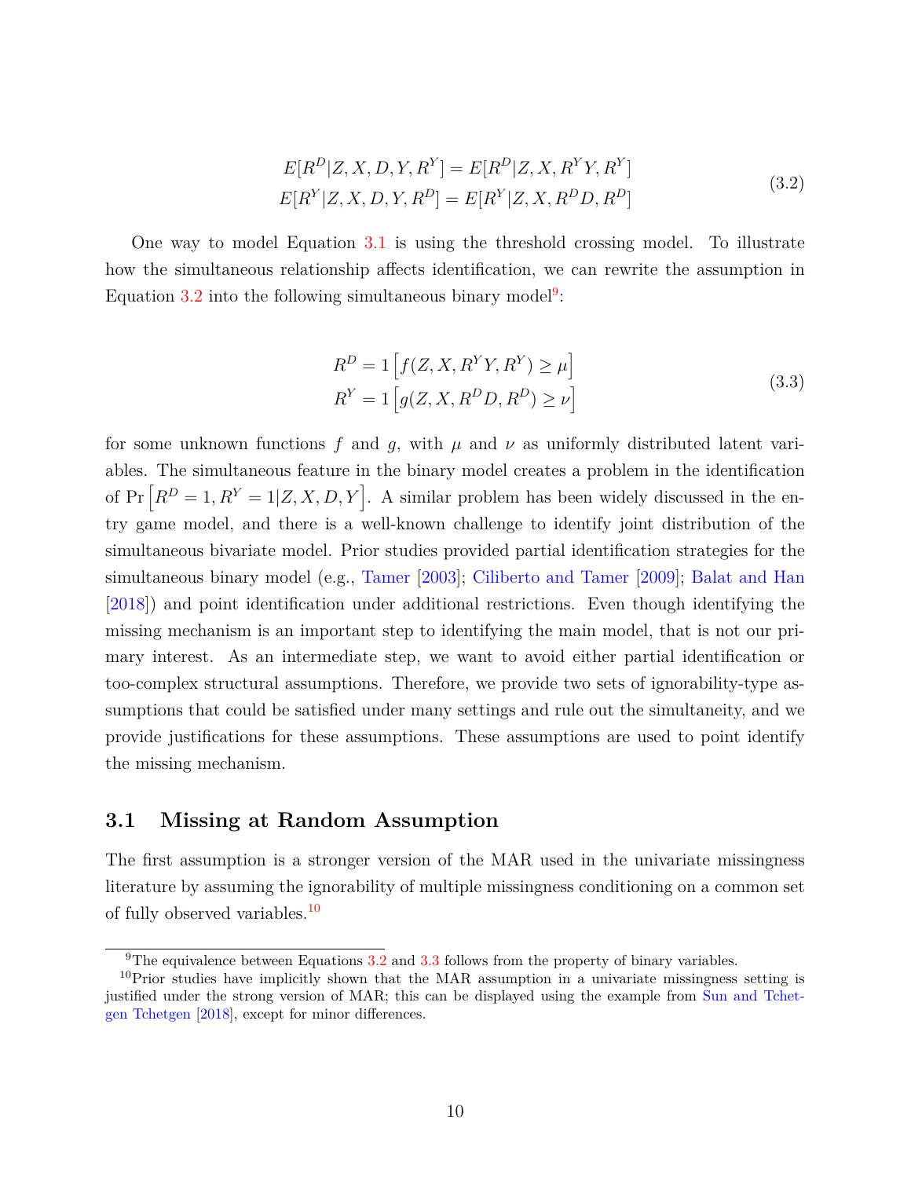$$
\begin{aligned}
E[R^D|Z,X,D,Y,R^Y] &= E[R^D|Z,X,R^Y Y,R^Y] \\
E[R^Y|Z,X,D,Y,R^D] &= E[R^Y|Z,X,R^D D,R^D]
\end{aligned} \tag{3.2}
$$

One way to model Equation 3.1 is using the threshold crossing model. To illustrate how the simultaneous relationship affects identification, we can rewrite the assumption in Equation 3.2 into the following simultaneous binary model[9]:

$$
\begin{aligned}
R^D &= 1\left[f(Z,X,R^Y Y,R^Y) \geq \mu\right] \\
R^Y &= 1\left[g(Z,X,R^D D,R^D) \geq \nu\right]
\end{aligned} \tag{3.3}
$$

for some unknown functions $f$ and $g$, with $\mu$ and $\nu$ as uniformly distributed latent variables. The simultaneous feature in the binary model creates a problem in the identification of $\Pr\left[R^D = 1, R^Y = 1|Z,X,D,Y\right]$. A similar problem has been widely discussed in the entry game model, and there is a well-known challenge to identify joint distribution of the simultaneous bivariate model. Prior studies provided partial identification strategies for the simultaneous binary model (e.g., Tamer [2003]; Ciliberto and Tamer [2009]; Balat and Han [2018]) and point identification under additional restrictions. Even though identifying the missing mechanism is an important step to identifying the main model, that is not our primary interest. As an intermediate step, we want to avoid either partial identification or too-complex structural assumptions. Therefore, we provide two sets of ignorability-type assumptions that could be satisfied under many settings and rule out the simultaneity, and we provide justifications for these assumptions. These assumptions are used to point identify the missing mechanism.

## 3.1 Missing at Random Assumption

The first assumption is a stronger version of the MAR used in the univariate missingness literature by assuming the ignorability of multiple missingness conditioning on a common set of fully observed variables.[10]

[9] The equivalence between Equations 3.2 and 3.3 follows from the property of binary variables.

[10] Prior studies have implicitly shown that the MAR assumption in a univariate missingness setting is justified under the strong version of MAR; this can be displayed using the example from Sun and Tchetgen Tchetgen [2018], except for minor differences.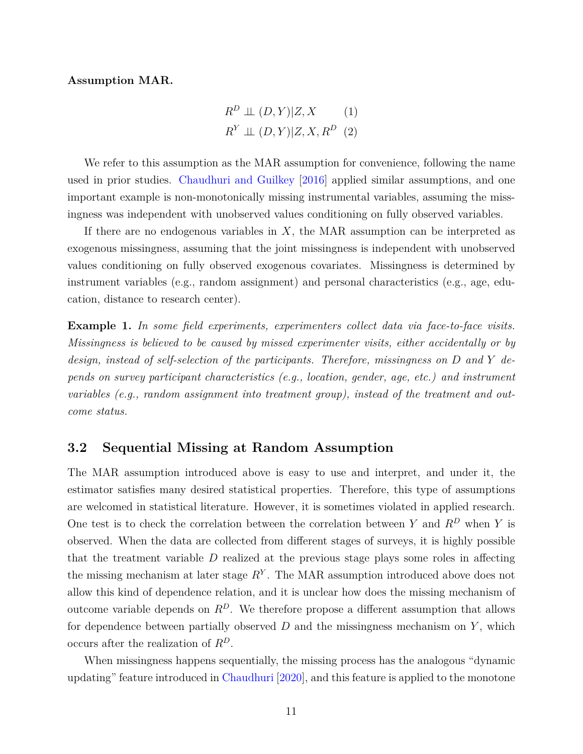**Assumption MAR.**

$$R^D \perp\!\!\!\perp (D,Y)|Z,X \quad (1)$$
$$R^Y \perp\!\!\!\perp (D,Y)|Z,X,R^D \quad (2)$$

We refer to this assumption as the MAR assumption for convenience, following the name used in prior studies. Chaudhuri and Guilkey [2016] applied similar assumptions, and one important example is non-monotonically missing instrumental variables, assuming the missingness was independent with unobserved values conditioning on fully observed variables.

If there are no endogenous variables in $X$, the MAR assumption can be interpreted as exogenous missingness, assuming that the joint missingness is independent with unobserved values conditioning on fully observed exogenous covariates. Missingness is determined by instrument variables (e.g., random assignment) and personal characteristics (e.g., age, education, distance to research center).

**Example 1.** *In some field experiments, experimenters collect data via face-to-face visits. Missingness is believed to be caused by missed experimenter visits, either accidentally or by design, instead of self-selection of the participants. Therefore, missingness on $D$ and $Y$ depends on survey participant characteristics (e.g., location, gender, age, etc.) and instrument variables (e.g., random assignment into treatment group), instead of the treatment and outcome status.*

## 3.2 Sequential Missing at Random Assumption

The MAR assumption introduced above is easy to use and interpret, and under it, the estimator satisfies many desired statistical properties. Therefore, this type of assumptions are welcomed in statistical literature. However, it is sometimes violated in applied research. One test is to check the correlation between the correlation between $Y$ and $R^D$ when $Y$ is observed. When the data are collected from different stages of surveys, it is highly possible that the treatment variable $D$ realized at the previous stage plays some roles in affecting the missing mechanism at later stage $R^Y$. The MAR assumption introduced above does not allow this kind of dependence relation, and it is unclear how does the missing mechanism of outcome variable depends on $R^D$. We therefore propose a different assumption that allows for dependence between partially observed $D$ and the missingness mechanism on $Y$, which occurs after the realization of $R^D$.

When missingness happens sequentially, the missing process has the analogous "dynamic updating" feature introduced in Chaudhuri [2020], and this feature is applied to the monotone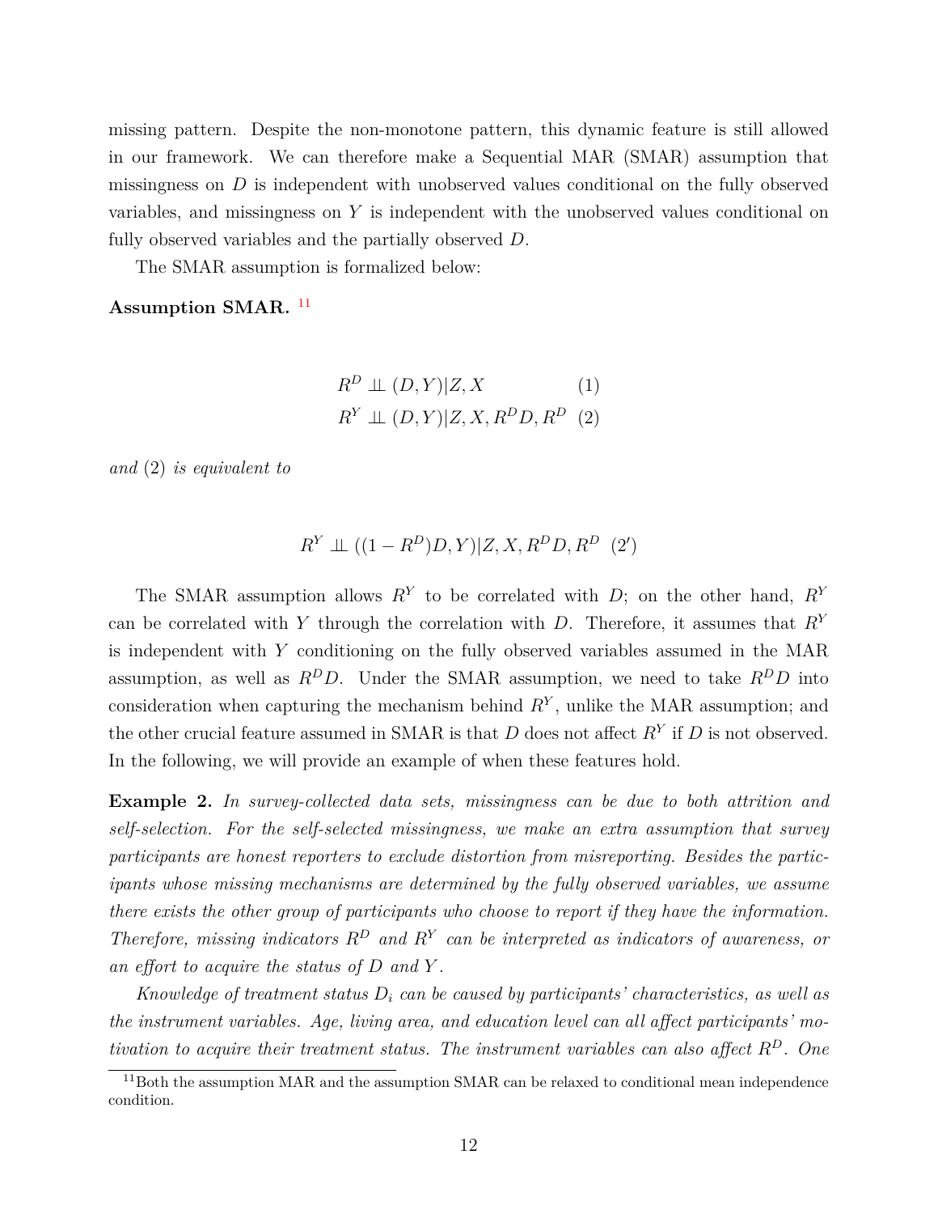missing pattern. Despite the non-monotone pattern, this dynamic feature is still allowed in our framework. We can therefore make a Sequential MAR (SMAR) assumption that missingness on $D$ is independent with unobserved values conditional on the fully observed variables, and missingness on $Y$ is independent with the unobserved values conditional on fully observed variables and the partially observed $D$.

The SMAR assumption is formalized below:

**Assumption SMAR.** [11]

$$
\begin{aligned}
R^D &\perp\!\!\!\perp (D, Y) | Z, X & (1)\\
R^Y &\perp\!\!\!\perp (D, Y) | Z, X, R^D D, R^D & (2)
\end{aligned}
$$

*and* (2) *is equivalent to*

$$
R^Y \perp\!\!\!\perp ((1 - R^D)D, Y) | Z, X, R^D D, R^D \quad (2')
$$

The SMAR assumption allows $R^Y$ to be correlated with $D$; on the other hand, $R^Y$ can be correlated with $Y$ through the correlation with $D$. Therefore, it assumes that $R^Y$ is independent with $Y$ conditioning on the fully observed variables assumed in the MAR assumption, as well as $R^D D$. Under the SMAR assumption, we need to take $R^D D$ into consideration when capturing the mechanism behind $R^Y$, unlike the MAR assumption; and the other crucial feature assumed in SMAR is that $D$ does not affect $R^Y$ if $D$ is not observed. In the following, we will provide an example of when these features hold.

**Example 2.** *In survey-collected data sets, missingness can be due to both attrition and self-selection. For the self-selected missingness, we make an extra assumption that survey participants are honest reporters to exclude distortion from misreporting. Besides the participants whose missing mechanisms are determined by the fully observed variables, we assume there exists the other group of participants who choose to report if they have the information. Therefore, missing indicators $R^D$ and $R^Y$ can be interpreted as indicators of awareness, or an effort to acquire the status of $D$ and $Y$.*

*Knowledge of treatment status $D_i$ can be caused by participants' characteristics, as well as the instrument variables. Age, living area, and education level can all affect participants' motivation to acquire their treatment status. The instrument variables can also affect $R^D$. One*

[11] Both the assumption MAR and the assumption SMAR can be relaxed to conditional mean independence condition.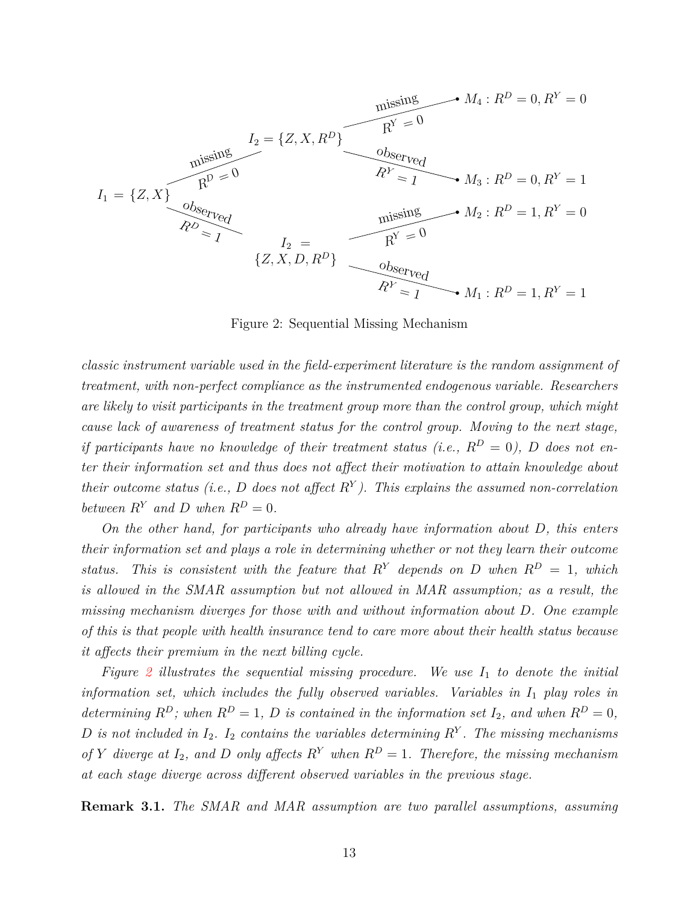$I_1 = \{Z, X\}$

- missing, $R^D = 0$ → $I_2 = \{Z, X, R^D\}$
  - missing, $R^Y = 0$ → $M_4 : R^D = 0, R^Y = 0$
  - observed, $R^Y = 1$ → $M_3 : R^D = 0, R^Y = 1$
- observed, $R^D = 1$ → $I_2 = \{Z, X, D, R^D\}$
  - missing, $R^Y = 0$ → $M_2 : R^D = 1, R^Y = 0$
  - observed, $R^Y = 1$ → $M_1 : R^D = 1, R^Y = 1$

Figure 2: Sequential Missing Mechanism

*classic instrument variable used in the field-experiment literature is the random assignment of treatment, with non-perfect compliance as the instrumented endogenous variable. Researchers are likely to visit participants in the treatment group more than the control group, which might cause lack of awareness of treatment status for the control group. Moving to the next stage, if participants have no knowledge of their treatment status (i.e., $R^D = 0$), $D$ does not enter their information set and thus does not affect their motivation to attain knowledge about their outcome status (i.e., $D$ does not affect $R^Y$). This explains the assumed non-correlation between $R^Y$ and $D$ when $R^D = 0$.*

*On the other hand, for participants who already have information about $D$, this enters their information set and plays a role in determining whether or not they learn their outcome status. This is consistent with the feature that $R^Y$ depends on $D$ when $R^D = 1$, which is allowed in the SMAR assumption but not allowed in MAR assumption; as a result, the missing mechanism diverges for those with and without information about $D$. One example of this is that people with health insurance tend to care more about their health status because it affects their premium in the next billing cycle.*

*Figure 2 illustrates the sequential missing procedure. We use $I_1$ to denote the initial information set, which includes the fully observed variables. Variables in $I_1$ play roles in determining $R^D$; when $R^D = 1$, $D$ is contained in the information set $I_2$, and when $R^D = 0$, $D$ is not included in $I_2$. $I_2$ contains the variables determining $R^Y$. The missing mechanisms of $Y$ diverge at $I_2$, and $D$ only affects $R^Y$ when $R^D = 1$. Therefore, the missing mechanism at each stage diverge across different observed variables in the previous stage.*

**Remark 3.1.** *The SMAR and MAR assumption are two parallel assumptions, assuming*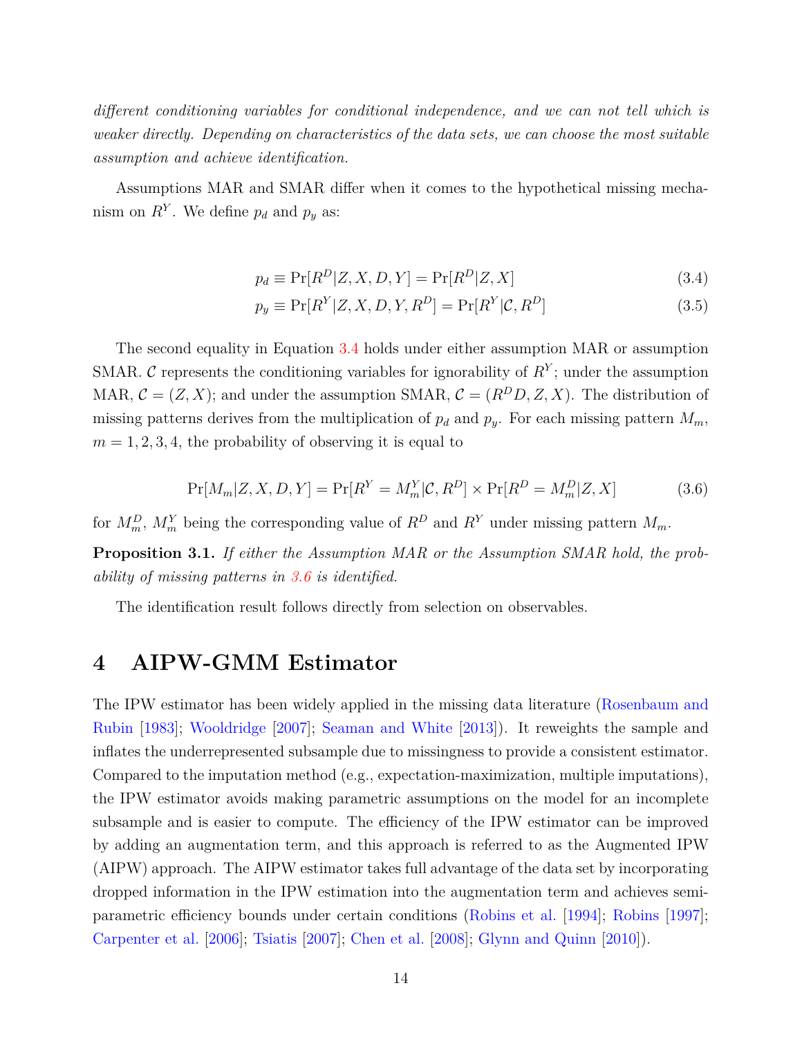*different conditioning variables for conditional independence, and we can not tell which is weaker directly. Depending on characteristics of the data sets, we can choose the most suitable assumption and achieve identification.*

Assumptions MAR and SMAR differ when it comes to the hypothetical missing mechanism on $R^Y$. We define $p_d$ and $p_y$ as:

$$p_d \equiv \Pr[R^D|Z, X, D, Y] = \Pr[R^D|Z, X] \tag{3.4}$$

$$p_y \equiv \Pr[R^Y|Z, X, D, Y, R^D] = \Pr[R^Y|\mathcal{C}, R^D] \tag{3.5}$$

The second equality in Equation 3.4 holds under either assumption MAR or assumption SMAR. $\mathcal{C}$ represents the conditioning variables for ignorability of $R^Y$; under the assumption MAR, $\mathcal{C} = (Z, X)$; and under the assumption SMAR, $\mathcal{C} = (R^D D, Z, X)$. The distribution of missing patterns derives from the multiplication of $p_d$ and $p_y$. For each missing pattern $M_m$, $m = 1, 2, 3, 4$, the probability of observing it is equal to

$$\Pr[M_m|Z, X, D, Y] = \Pr[R^Y = M_m^Y|\mathcal{C}, R^D] \times \Pr[R^D = M_m^D|Z, X] \tag{3.6}$$

for $M_m^D$, $M_m^Y$ being the corresponding value of $R^D$ and $R^Y$ under missing pattern $M_m$.

**Proposition 3.1.** *If either the Assumption MAR or the Assumption SMAR hold, the probability of missing patterns in 3.6 is identified.*

The identification result follows directly from selection on observables.

# 4 AIPW-GMM Estimator

The IPW estimator has been widely applied in the missing data literature (Rosenbaum and Rubin [1983]; Wooldridge [2007]; Seaman and White [2013]). It reweights the sample and inflates the underrepresented subsample due to missingness to provide a consistent estimator. Compared to the imputation method (e.g., expectation-maximization, multiple imputations), the IPW estimator avoids making parametric assumptions on the model for an incomplete subsample and is easier to compute. The efficiency of the IPW estimator can be improved by adding an augmentation term, and this approach is referred to as the Augmented IPW (AIPW) approach. The AIPW estimator takes full advantage of the data set by incorporating dropped information in the IPW estimation into the augmentation term and achieves semiparametric efficiency bounds under certain conditions (Robins et al. [1994]; Robins [1997]; Carpenter et al. [2006]; Tsiatis [2007]; Chen et al. [2008]; Glynn and Quinn [2010]).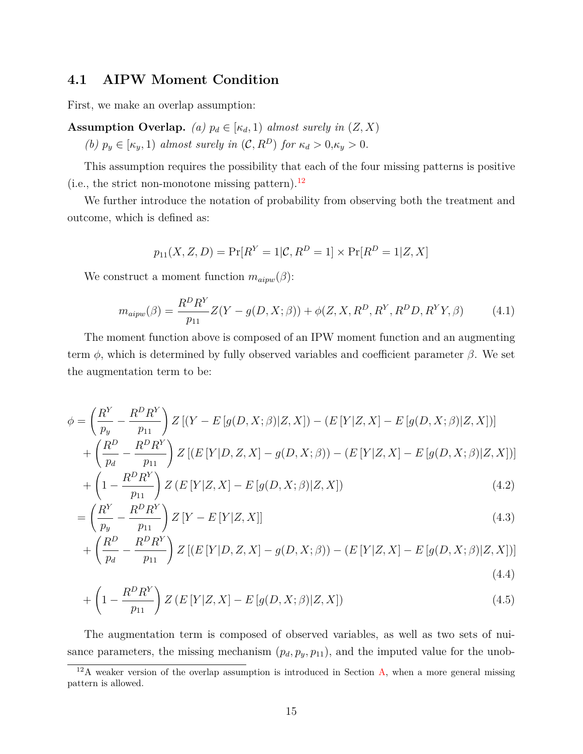### 4.1 AIPW Moment Condition

First, we make an overlap assumption:

**Assumption Overlap.** *(a) $p_d \in [\kappa_d, 1)$ almost surely in $(Z, X)$*

*(b) $p_y \in [\kappa_y, 1)$ almost surely in $(\mathcal{C}, R^D)$ for $\kappa_d > 0$,$\kappa_y > 0$.*

This assumption requires the possibility that each of the four missing patterns is positive (i.e., the strict non-monotone missing pattern).[12]

We further introduce the notation of probability from observing both the treatment and outcome, which is defined as:

$$p_{11}(X, Z, D) = \Pr[R^Y = 1|\mathcal{C}, R^D = 1] \times \Pr[R^D = 1|Z, X]$$

We construct a moment function $m_{aipw}(\beta)$:

$$m_{aipw}(\beta) = \frac{R^D R^Y}{p_{11}} Z(Y - g(D, X; \beta)) + \phi(Z, X, R^D, R^Y, R^D D, R^Y Y, \beta) \tag{4.1}$$

The moment function above is composed of an IPW moment function and an augmenting term $\phi$, which is determined by fully observed variables and coefficient parameter $\beta$. We set the augmentation term to be:

$$\begin{aligned}
\phi =& \left(\frac{R^Y}{p_y} - \frac{R^D R^Y}{p_{11}}\right) Z\left[(Y - E\left[g(D, X; \beta)|Z, X\right]) - (E\left[Y|Z, X\right] - E\left[g(D, X; \beta)|Z, X\right])\right] \\
&+ \left(\frac{R^D}{p_d} - \frac{R^D R^Y}{p_{11}}\right) Z\left[(E\left[Y|D, Z, X\right] - g(D, X; \beta)) - (E\left[Y|Z, X\right] - E\left[g(D, X; \beta)|Z, X\right])\right] \\
&+ \left(1 - \frac{R^D R^Y}{p_{11}}\right) Z\left(E\left[Y|Z, X\right] - E\left[g(D, X; \beta)|Z, X\right]\right) \qquad (4.2) \\
=& \left(\frac{R^Y}{p_y} - \frac{R^D R^Y}{p_{11}}\right) Z\left[Y - E\left[Y|Z, X\right]\right] \qquad (4.3) \\
&+ \left(\frac{R^D}{p_d} - \frac{R^D R^Y}{p_{11}}\right) Z\left[(E\left[Y|D, Z, X\right] - g(D, X; \beta)) - (E\left[Y|Z, X\right] - E\left[g(D, X; \beta)|Z, X\right])\right] \qquad (4.4) \\
&+ \left(1 - \frac{R^D R^Y}{p_{11}}\right) Z\left(E\left[Y|Z, X\right] - E\left[g(D, X; \beta)|Z, X\right]\right) \qquad (4.5)
\end{aligned}$$

The augmentation term is composed of observed variables, as well as two sets of nuisance parameters, the missing mechanism $(p_d, p_y, p_{11})$, and the imputed value for the unob-

[12] A weaker version of the overlap assumption is introduced in Section A, when a more general missing pattern is allowed.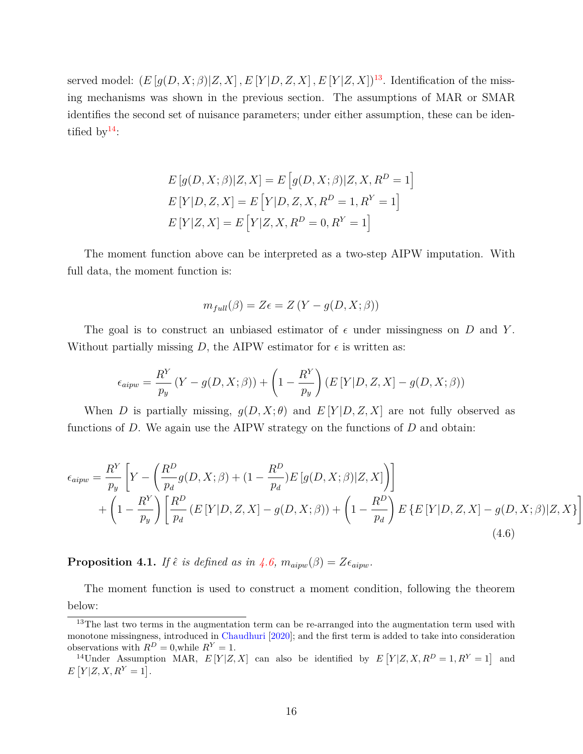served model: $(E[g(D,X;\beta)|Z,X], E[Y|D,Z,X], E[Y|Z,X])$[13]. Identification of the missing mechanisms was shown in the previous section. The assumptions of MAR or SMAR identifies the second set of nuisance parameters; under either assumption, these can be identified by[14]:

$$
\begin{aligned}
E[g(D,X;\beta)|Z,X] &= E\left[g(D,X;\beta)|Z,X,R^D=1\right] \\
E[Y|D,Z,X] &= E\left[Y|D,Z,X,R^D=1,R^Y=1\right] \\
E[Y|Z,X] &= E\left[Y|Z,X,R^D=0,R^Y=1\right]
\end{aligned}
$$

The moment function above can be interpreted as a two-step AIPW imputation. With full data, the moment function is:

$$
m_{full}(\beta) = Z\epsilon = Z\left(Y - g(D,X;\beta)\right)
$$

The goal is to construct an unbiased estimator of $\epsilon$ under missingness on $D$ and $Y$. Without partially missing $D$, the AIPW estimator for $\epsilon$ is written as:

$$
\epsilon_{aipw} = \frac{R^Y}{p_y}\left(Y - g(D,X;\beta)\right) + \left(1 - \frac{R^Y}{p_y}\right)\left(E[Y|D,Z,X] - g(D,X;\beta)\right)
$$

When $D$ is partially missing, $g(D,X;\theta)$ and $E[Y|D,Z,X]$ are not fully observed as functions of $D$. We again use the AIPW strategy on the functions of $D$ and obtain:

$$
\begin{aligned}
\epsilon_{aipw} = &\frac{R^Y}{p_y}\left[Y - \left(\frac{R^D}{p_d}g(D,X;\beta) + (1-\frac{R^D}{p_d})E[g(D,X;\beta)|Z,X]\right)\right] \\
&+ \left(1 - \frac{R^Y}{p_y}\right)\left[\frac{R^D}{p_d}\left(E[Y|D,Z,X] - g(D,X;\beta)\right) + \left(1 - \frac{R^D}{p_d}\right)E\left\{E[Y|D,Z,X] - g(D,X;\beta)|Z,X\right\}\right]
\end{aligned}
\tag{4.6}
$$

**Proposition 4.1.** *If $\hat{\epsilon}$ is defined as in 4.6, $m_{aipw}(\beta) = Z\epsilon_{aipw}$.*

The moment function is used to construct a moment condition, following the theorem below:

[13] The last two terms in the augmentation term can be re-arranged into the augmentation term used with monotone missingness, introduced in Chaudhuri [2020]; and the first term is added to take into consideration observations with $R^D = 0$, while $R^Y = 1$.

[14] Under Assumption MAR, $E[Y|Z,X]$ can also be identified by $E\left[Y|Z,X,R^D=1,R^Y=1\right]$ and $E\left[Y|Z,X,R^Y=1\right]$.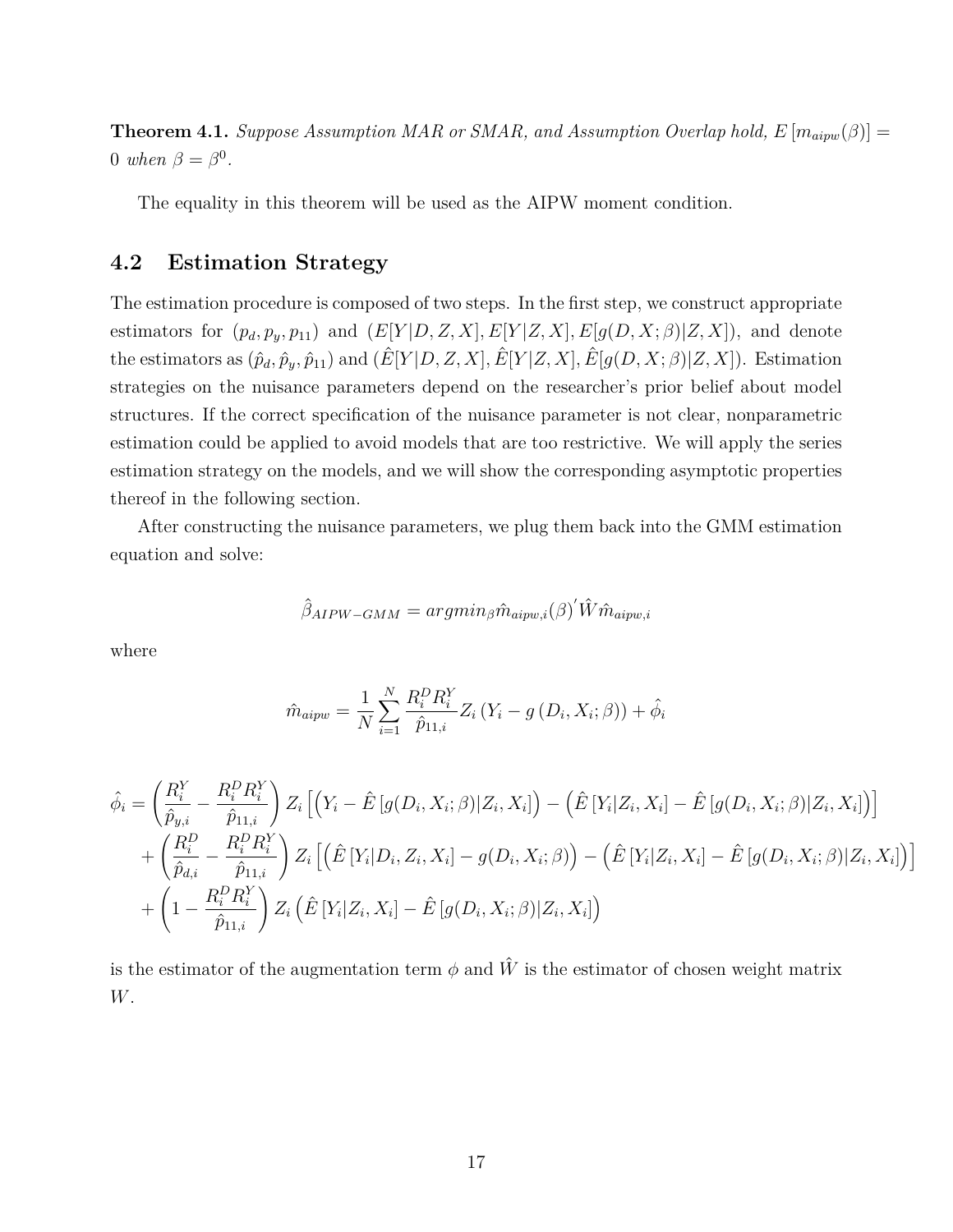**Theorem 4.1.** *Suppose Assumption MAR or SMAR, and Assumption Overlap hold, $E\left[m_{aipw}(\beta)\right] = 0$ when $\beta = \beta^0$.*

The equality in this theorem will be used as the AIPW moment condition.

## 4.2 Estimation Strategy

The estimation procedure is composed of two steps. In the first step, we construct appropriate estimators for $(p_d, p_y, p_{11})$ and $(E[Y|D,Z,X], E[Y|Z,X], E[g(D,X;\beta)|Z,X])$, and denote the estimators as $(\hat{p}_d, \hat{p}_y, \hat{p}_{11})$ and $(\hat{E}[Y|D,Z,X], \hat{E}[Y|Z,X], \hat{E}[g(D,X;\beta)|Z,X])$. Estimation strategies on the nuisance parameters depend on the researcher's prior belief about model structures. If the correct specification of the nuisance parameter is not clear, nonparametric estimation could be applied to avoid models that are too restrictive. We will apply the series estimation strategy on the models, and we will show the corresponding asymptotic properties thereof in the following section.

After constructing the nuisance parameters, we plug them back into the GMM estimation equation and solve:

$$\hat{\beta}_{AIPW-GMM} = argmin_{\beta} \hat{m}_{aipw,i}(\beta)' \hat{W} \hat{m}_{aipw,i}$$

where

$$\hat{m}_{aipw} = \frac{1}{N} \sum_{i=1}^{N} \frac{R_i^D R_i^Y}{\hat{p}_{11,i}} Z_i \left(Y_i - g\left(D_i, X_i; \beta\right)\right) + \hat{\phi}_i$$

$$\begin{aligned}
\hat{\phi}_i = & \left(\frac{R_i^Y}{\hat{p}_{y,i}} - \frac{R_i^D R_i^Y}{\hat{p}_{11,i}}\right) Z_i \left[\left(Y_i - \hat{E}\left[g(D_i, X_i; \beta)|Z_i, X_i\right]\right) - \left(\hat{E}\left[Y_i|Z_i, X_i\right] - \hat{E}\left[g(D_i, X_i; \beta)|Z_i, X_i\right]\right)\right] \\
& + \left(\frac{R_i^D}{\hat{p}_{d,i}} - \frac{R_i^D R_i^Y}{\hat{p}_{11,i}}\right) Z_i \left[\left(\hat{E}\left[Y_i|D_i, Z_i, X_i\right] - g(D_i, X_i; \beta)\right) - \left(\hat{E}\left[Y_i|Z_i, X_i\right] - \hat{E}\left[g(D_i, X_i; \beta)|Z_i, X_i\right]\right)\right] \\
& + \left(1 - \frac{R_i^D R_i^Y}{\hat{p}_{11,i}}\right) Z_i \left(\hat{E}\left[Y_i|Z_i, X_i\right] - \hat{E}\left[g(D_i, X_i; \beta)|Z_i, X_i\right]\right)
\end{aligned}$$

is the estimator of the augmentation term $\phi$ and $\hat{W}$ is the estimator of chosen weight matrix $W$.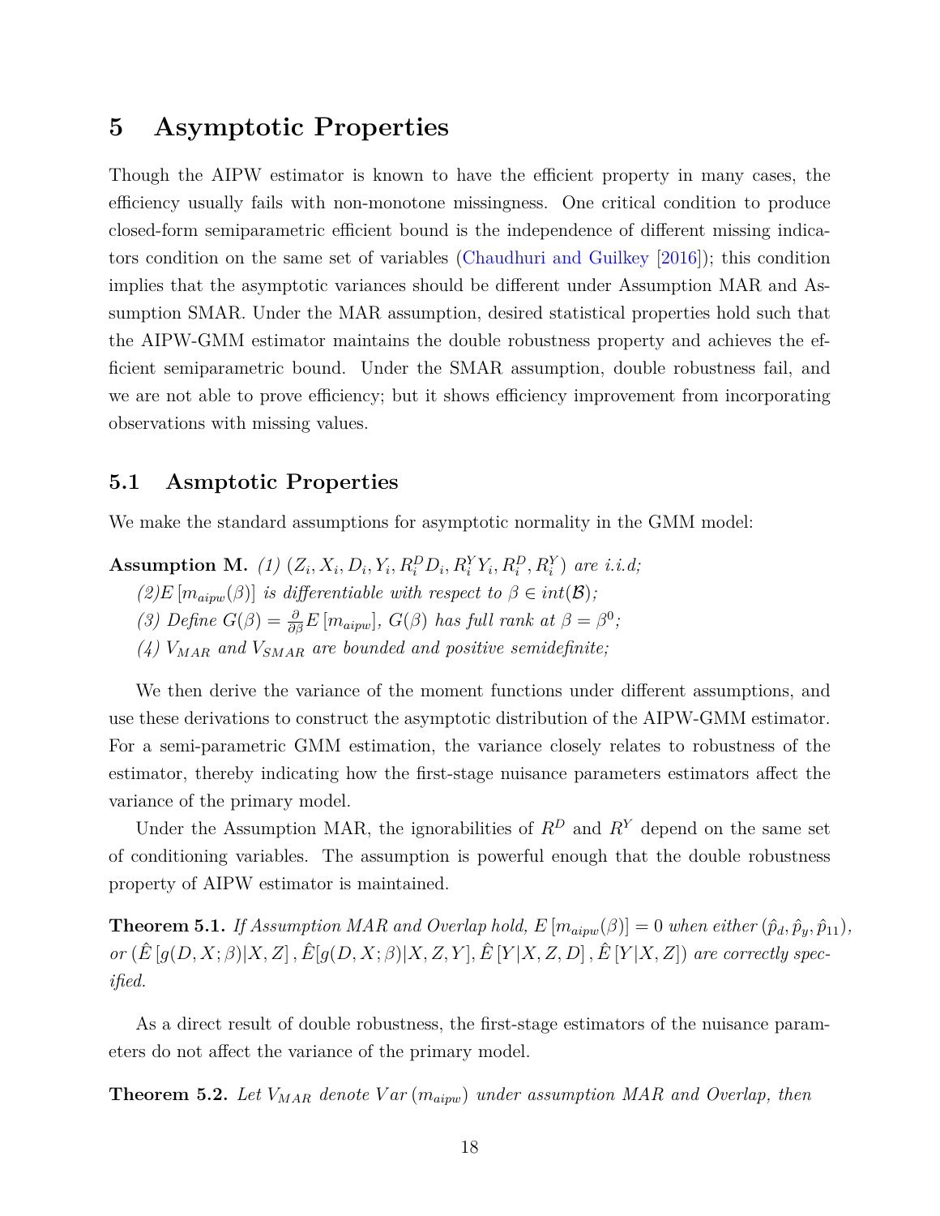# 5 Asymptotic Properties

Though the AIPW estimator is known to have the efficient property in many cases, the efficiency usually fails with non-monotone missingness. One critical condition to produce closed-form semiparametric efficient bound is the independence of different missing indicators condition on the same set of variables (Chaudhuri and Guilkey [2016]); this condition implies that the asymptotic variances should be different under Assumption MAR and Assumption SMAR. Under the MAR assumption, desired statistical properties hold such that the AIPW-GMM estimator maintains the double robustness property and achieves the efficient semiparametric bound. Under the SMAR assumption, double robustness fail, and we are not able to prove efficiency; but it shows efficiency improvement from incorporating observations with missing values.

## 5.1 Asmptotic Properties

We make the standard assumptions for asymptotic normality in the GMM model:

**Assumption M.** *(1) $(Z_i, X_i, D_i, Y_i, R_i^D D_i, R_i^Y Y_i, R_i^D, R_i^Y)$ are i.i.d;*

*(2)$E\left[m_{aipw}(\beta)\right]$ is differentiable with respect to $\beta \in int(\mathcal{B})$;*

*(3) Define $G(\beta) = \frac{\partial}{\partial \beta} E\left[m_{aipw}\right]$, $G(\beta)$ has full rank at $\beta = \beta^0$;*

*(4) $V_{MAR}$ and $V_{SMAR}$ are bounded and positive semidefinite;*

We then derive the variance of the moment functions under different assumptions, and use these derivations to construct the asymptotic distribution of the AIPW-GMM estimator. For a semi-parametric GMM estimation, the variance closely relates to robustness of the estimator, thereby indicating how the first-stage nuisance parameters estimators affect the variance of the primary model.

Under the Assumption MAR, the ignorabilities of $R^D$ and $R^Y$ depend on the same set of conditioning variables. The assumption is powerful enough that the double robustness property of AIPW estimator is maintained.

**Theorem 5.1.** *If Assumption MAR and Overlap hold, $E\left[m_{aipw}(\beta)\right] = 0$ when either $(\hat{p}_d, \hat{p}_y, \hat{p}_{11})$, or $(\hat{E}\left[g(D, X; \beta)|X, Z\right], \hat{E}[g(D, X; \beta)|X, Z, Y], \hat{E}\left[Y|X, Z, D\right], \hat{E}\left[Y|X, Z\right])$ are correctly specified.*

As a direct result of double robustness, the first-stage estimators of the nuisance parameters do not affect the variance of the primary model.

**Theorem 5.2.** *Let $V_{MAR}$ denote $Var\left(m_{aipw}\right)$ under assumption MAR and Overlap, then*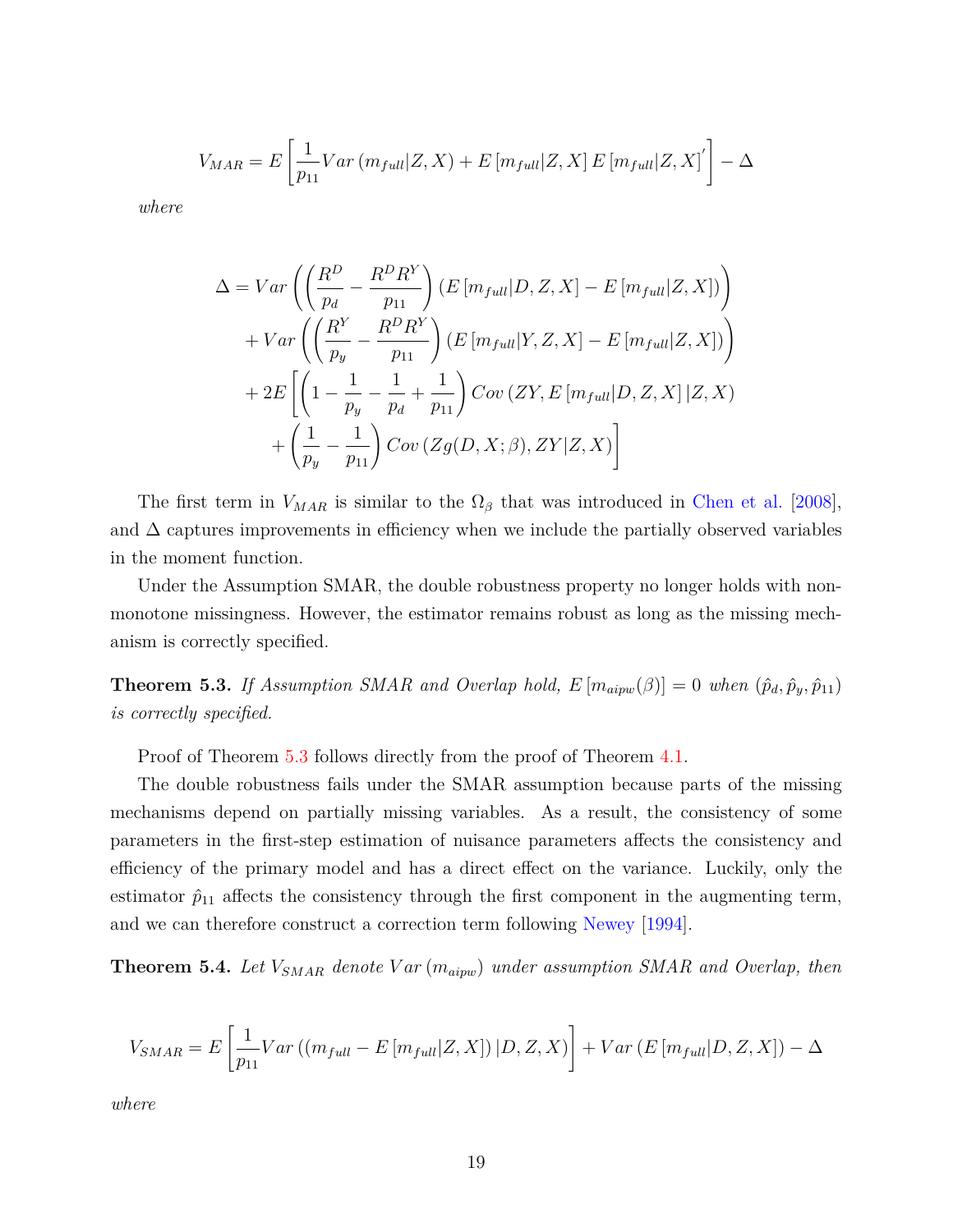$$V_{MAR} = E\left[\frac{1}{p_{11}} Var\left(m_{full}|Z,X\right) + E\left[m_{full}|Z,X\right] E\left[m_{full}|Z,X\right]'\right] - \Delta$$

*where*

$$\begin{aligned}
\Delta = & \, Var\left(\left(\frac{R^D}{p_d} - \frac{R^D R^Y}{p_{11}}\right)\left(E\left[m_{full}|D,Z,X\right] - E\left[m_{full}|Z,X\right]\right)\right) \\
& + Var\left(\left(\frac{R^Y}{p_y} - \frac{R^D R^Y}{p_{11}}\right)\left(E\left[m_{full}|Y,Z,X\right] - E\left[m_{full}|Z,X\right]\right)\right) \\
& + 2E\left[\left(1 - \frac{1}{p_y} - \frac{1}{p_d} + \frac{1}{p_{11}}\right) Cov\left(ZY, E\left[m_{full}|D,Z,X\right]|Z,X\right)\right. \\
& \quad \left. + \left(\frac{1}{p_y} - \frac{1}{p_{11}}\right) Cov\left(Zg(D,X;\beta), ZY|Z,X\right)\right]
\end{aligned}$$

The first term in $V_{MAR}$ is similar to the $\Omega_\beta$ that was introduced in Chen et al. [2008], and $\Delta$ captures improvements in efficiency when we include the partially observed variables in the moment function.

Under the Assumption SMAR, the double robustness property no longer holds with non-monotone missingness. However, the estimator remains robust as long as the missing mechanism is correctly specified.

**Theorem 5.3.** *If Assumption SMAR and Overlap hold, $E\left[m_{aipw}(\beta)\right] = 0$ when $(\hat{p}_d, \hat{p}_y, \hat{p}_{11})$ is correctly specified.*

Proof of Theorem 5.3 follows directly from the proof of Theorem 4.1.

The double robustness fails under the SMAR assumption because parts of the missing mechanisms depend on partially missing variables. As a result, the consistency of some parameters in the first-step estimation of nuisance parameters affects the consistency and efficiency of the primary model and has a direct effect on the variance. Luckily, only the estimator $\hat{p}_{11}$ affects the consistency through the first component in the augmenting term, and we can therefore construct a correction term following Newey [1994].

**Theorem 5.4.** *Let $V_{SMAR}$ denote $Var\left(m_{aipw}\right)$ under assumption SMAR and Overlap, then*

$$V_{SMAR} = E\left[\frac{1}{p_{11}} Var\left(\left(m_{full} - E\left[m_{full}|Z,X\right]\right)|D,Z,X\right)\right] + Var\left(E\left[m_{full}|D,Z,X\right]\right) - \Delta$$

*where*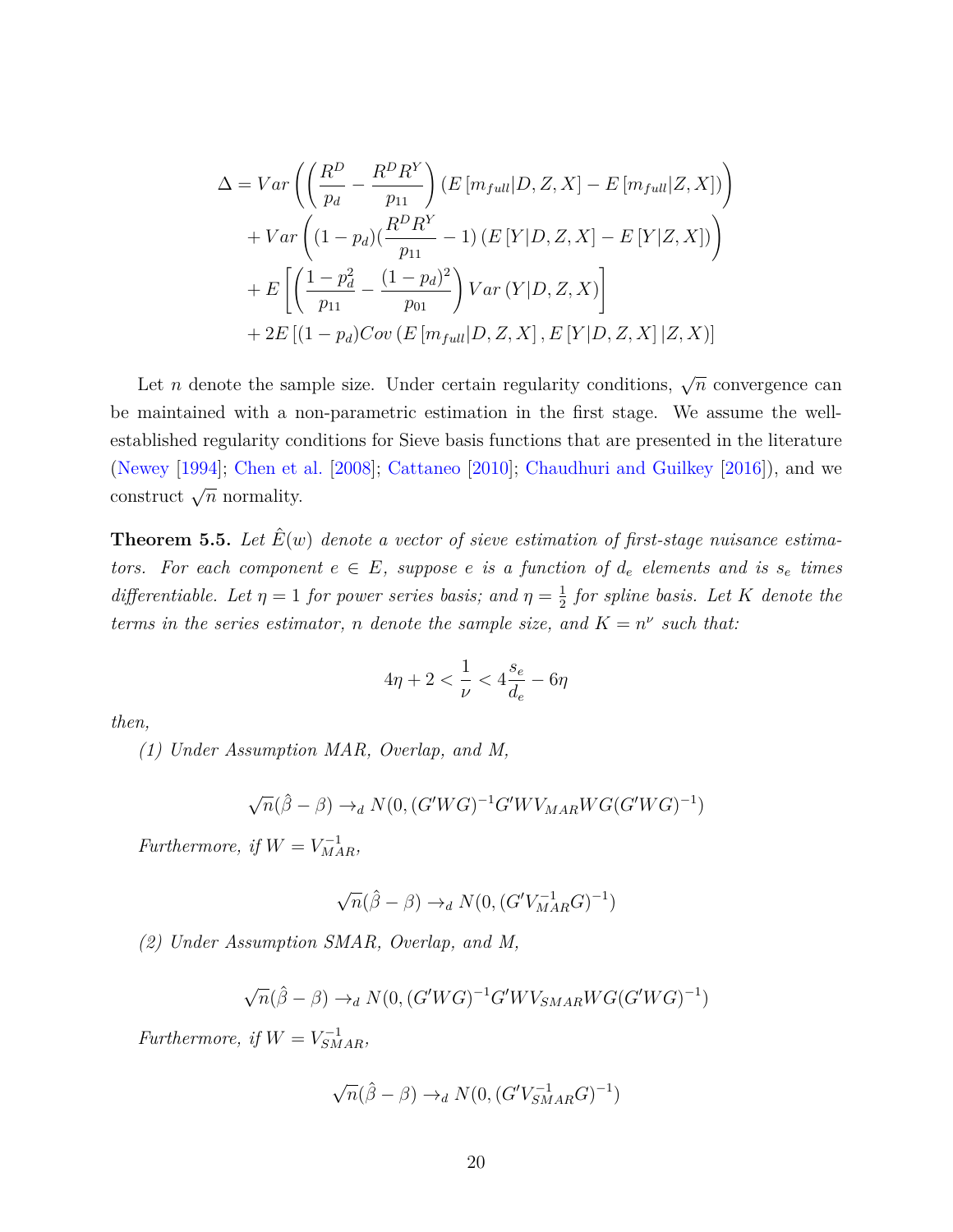$$
\begin{aligned}
\Delta = & \, Var\left(\left(\frac{R^D}{p_d} - \frac{R^D R^Y}{p_{11}}\right)\left(E\left[m_{full}|D,Z,X\right] - E\left[m_{full}|Z,X\right]\right)\right) \\
& + Var\left((1-p_d)(\frac{R^D R^Y}{p_{11}} - 1)\left(E\left[Y|D,Z,X\right] - E\left[Y|Z,X\right]\right)\right) \\
& + E\left[\left(\frac{1-p_d^2}{p_{11}} - \frac{(1-p_d)^2}{p_{01}}\right) Var\left(Y|D,Z,X\right)\right] \\
& + 2E\left[(1-p_d) Cov\left(E\left[m_{full}|D,Z,X\right], E\left[Y|D,Z,X\right]|Z,X\right)\right]
\end{aligned}
$$

Let $n$ denote the sample size. Under certain regularity conditions, $\sqrt{n}$ convergence can be maintained with a non-parametric estimation in the first stage. We assume the well-established regularity conditions for Sieve basis functions that are presented in the literature (Newey [1994]; Chen et al. [2008]; Cattaneo [2010]; Chaudhuri and Guilkey [2016]), and we construct $\sqrt{n}$ normality.

**Theorem 5.5.** *Let $\hat{E}(w)$ denote a vector of sieve estimation of first-stage nuisance estimators. For each component $e \in E$, suppose $e$ is a function of $d_e$ elements and is $s_e$ times differentiable. Let $\eta = 1$ for power series basis; and $\eta = \frac{1}{2}$ for spline basis. Let $K$ denote the terms in the series estimator, $n$ denote the sample size, and $K = n^\nu$ such that:*

$$
4\eta + 2 < \frac{1}{\nu} < 4\frac{s_e}{d_e} - 6\eta
$$

*then,*

*(1) Under Assumption MAR, Overlap, and M,*

$$
\sqrt{n}(\hat{\beta} - \beta) \to_d N(0, (G'WG)^{-1}G'WV_{MAR}WG(G'WG)^{-1})
$$

*Furthermore, if $W = V_{MAR}^{-1}$,*

$$
\sqrt{n}(\hat{\beta} - \beta) \to_d N(0, (G'V_{MAR}^{-1}G)^{-1})
$$

*(2) Under Assumption SMAR, Overlap, and M,*

$$
\sqrt{n}(\hat{\beta} - \beta) \to_d N(0, (G'WG)^{-1}G'WV_{SMAR}WG(G'WG)^{-1})
$$

*Furthermore, if $W = V_{SMAR}^{-1}$,*

$$
\sqrt{n}(\hat{\beta} - \beta) \to_d N(0, (G'V_{SMAR}^{-1}G)^{-1})
$$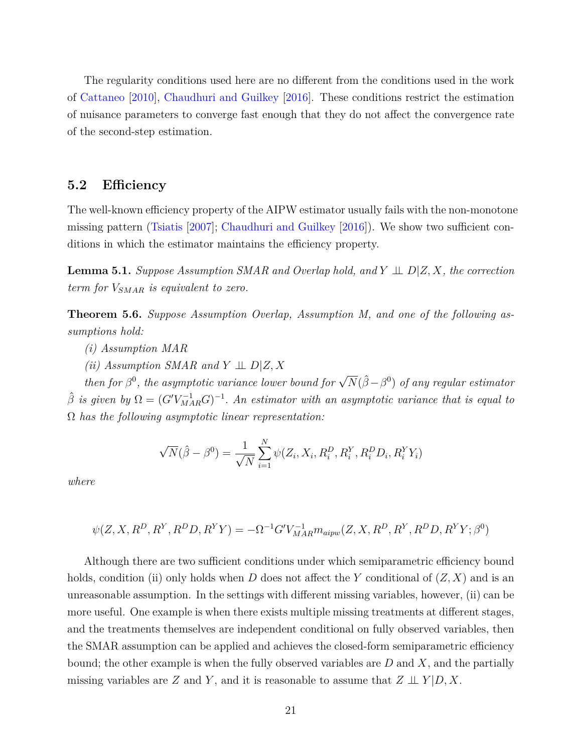The regularity conditions used here are no different from the conditions used in the work of Cattaneo [2010], Chaudhuri and Guilkey [2016]. These conditions restrict the estimation of nuisance parameters to converge fast enough that they do not affect the convergence rate of the second-step estimation.

## 5.2 Efficiency

The well-known efficiency property of the AIPW estimator usually fails with the non-monotone missing pattern (Tsiatis [2007]; Chaudhuri and Guilkey [2016]). We show two sufficient conditions in which the estimator maintains the efficiency property.

**Lemma 5.1.** *Suppose Assumption SMAR and Overlap hold, and $Y \perp\!\!\!\perp D|Z,X$, the correction term for $V_{SMAR}$ is equivalent to zero.*

**Theorem 5.6.** *Suppose Assumption Overlap, Assumption M, and one of the following assumptions hold:*

*(i) Assumption MAR*

*(ii) Assumption SMAR and $Y \perp\!\!\!\perp D|Z,X$*

*then for $\beta^0$, the asymptotic variance lower bound for $\sqrt{N}(\hat{\beta}-\beta^0)$ of any regular estimator $\hat{\beta}$ is given by $\Omega = (G'V_{MAR}^{-1}G)^{-1}$. An estimator with an asymptotic variance that is equal to $\Omega$ has the following asymptotic linear representation:*

$$\sqrt{N}(\hat{\beta}-\beta^0) = \frac{1}{\sqrt{N}}\sum_{i=1}^{N}\psi(Z_i, X_i, R_i^D, R_i^Y, R_i^D D_i, R_i^Y Y_i)$$

*where*

$$\psi(Z, X, R^D, R^Y, R^D D, R^Y Y) = -\Omega^{-1}G'V_{MAR}^{-1}m_{aipw}(Z, X, R^D, R^Y, R^D D, R^Y Y; \beta^0)$$

Although there are two sufficient conditions under which semiparametric efficiency bound holds, condition (ii) only holds when $D$ does not affect the $Y$ conditional of $(Z, X)$ and is an unreasonable assumption. In the settings with different missing variables, however, (ii) can be more useful. One example is when there exists multiple missing treatments at different stages, and the treatments themselves are independent conditional on fully observed variables, then the SMAR assumption can be applied and achieves the closed-form semiparametric efficiency bound; the other example is when the fully observed variables are $D$ and $X$, and the partially missing variables are $Z$ and $Y$, and it is reasonable to assume that $Z \perp\!\!\!\perp Y|D,X$.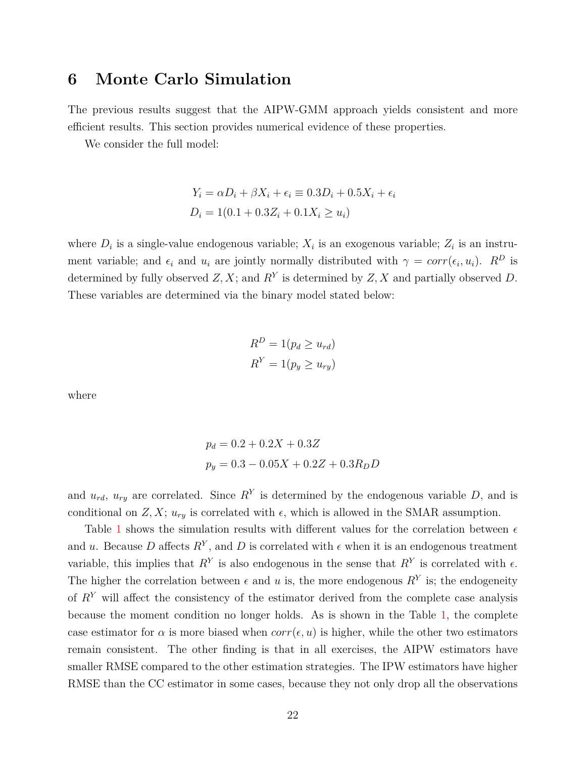# 6 Monte Carlo Simulation

The previous results suggest that the AIPW-GMM approach yields consistent and more efficient results. This section provides numerical evidence of these properties.

We consider the full model:

$$
\begin{aligned}
Y_i &= \alpha D_i + \beta X_i + \epsilon_i \equiv 0.3D_i + 0.5X_i + \epsilon_i \\
D_i &= 1(0.1 + 0.3Z_i + 0.1X_i \geq u_i)
\end{aligned}
$$

where $D_i$ is a single-value endogenous variable; $X_i$ is an exogenous variable; $Z_i$ is an instrument variable; and $\epsilon_i$ and $u_i$ are jointly normally distributed with $\gamma = corr(\epsilon_i, u_i)$. $R^D$ is determined by fully observed $Z, X$; and $R^Y$ is determined by $Z, X$ and partially observed $D$. These variables are determined via the binary model stated below:

$$
\begin{aligned}
R^D &= 1(p_d \geq u_{rd}) \\
R^Y &= 1(p_y \geq u_{ry})
\end{aligned}
$$

where

$$
\begin{aligned}
p_d &= 0.2 + 0.2X + 0.3Z \\
p_y &= 0.3 - 0.05X + 0.2Z + 0.3R_D D
\end{aligned}
$$

and $u_{rd}$, $u_{ry}$ are correlated. Since $R^Y$ is determined by the endogenous variable $D$, and is conditional on $Z, X$; $u_{ry}$ is correlated with $\epsilon$, which is allowed in the SMAR assumption.

Table 1 shows the simulation results with different values for the correlation between $\epsilon$ and $u$. Because $D$ affects $R^Y$, and $D$ is correlated with $\epsilon$ when it is an endogenous treatment variable, this implies that $R^Y$ is also endogenous in the sense that $R^Y$ is correlated with $\epsilon$. The higher the correlation between $\epsilon$ and $u$ is, the more endogenous $R^Y$ is; the endogeneity of $R^Y$ will affect the consistency of the estimator derived from the complete case analysis because the moment condition no longer holds. As is shown in the Table 1, the complete case estimator for $\alpha$ is more biased when $corr(\epsilon, u)$ is higher, while the other two estimators remain consistent. The other finding is that in all exercises, the AIPW estimators have smaller RMSE compared to the other estimation strategies. The IPW estimators have higher RMSE than the CC estimator in some cases, because they not only drop all the observations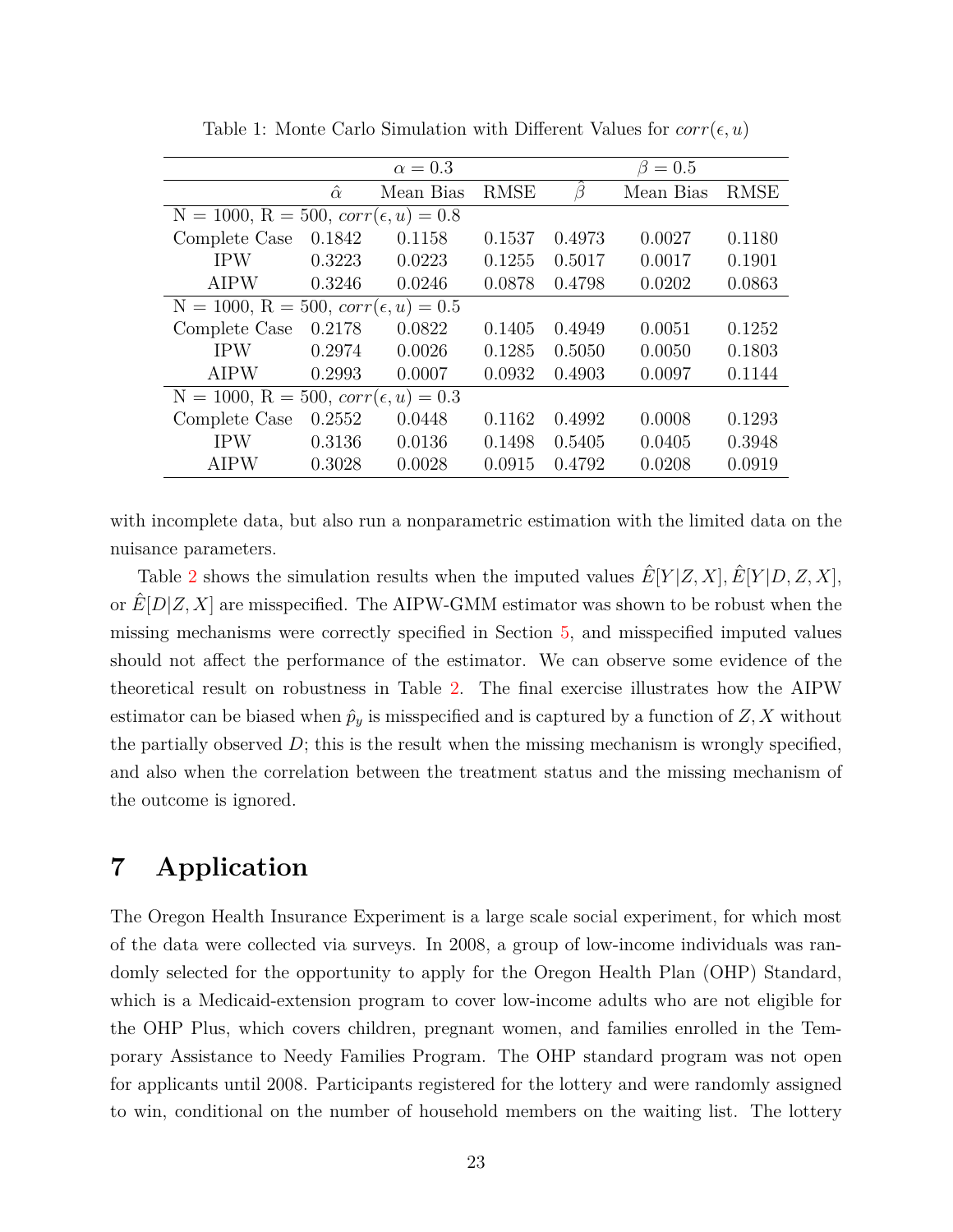Table 1: Monte Carlo Simulation with Different Values for $corr(\epsilon, u)$

| | $\alpha = 0.3$ | | | $\beta = 0.5$ | | |
|---|---|---|---|---|---|---|
| | $\hat{\alpha}$ | Mean Bias | RMSE | $\hat{\beta}$ | Mean Bias | RMSE |
| N = 1000, R = 500, $corr(\epsilon, u) = 0.8$ | | | | | | |
| Complete Case | 0.1842 | 0.1158 | 0.1537 | 0.4973 | 0.0027 | 0.1180 |
| IPW | 0.3223 | 0.0223 | 0.1255 | 0.5017 | 0.0017 | 0.1901 |
| AIPW | 0.3246 | 0.0246 | 0.0878 | 0.4798 | 0.0202 | 0.0863 |
| N = 1000, R = 500, $corr(\epsilon, u) = 0.5$ | | | | | | |
| Complete Case | 0.2178 | 0.0822 | 0.1405 | 0.4949 | 0.0051 | 0.1252 |
| IPW | 0.2974 | 0.0026 | 0.1285 | 0.5050 | 0.0050 | 0.1803 |
| AIPW | 0.2993 | 0.0007 | 0.0932 | 0.4903 | 0.0097 | 0.1144 |
| N = 1000, R = 500, $corr(\epsilon, u) = 0.3$ | | | | | | |
| Complete Case | 0.2552 | 0.0448 | 0.1162 | 0.4992 | 0.0008 | 0.1293 |
| IPW | 0.3136 | 0.0136 | 0.1498 | 0.5405 | 0.0405 | 0.3948 |
| AIPW | 0.3028 | 0.0028 | 0.0915 | 0.4792 | 0.0208 | 0.0919 |

with incomplete data, but also run a nonparametric estimation with the limited data on the nuisance parameters.

Table 2 shows the simulation results when the imputed values $\hat{E}[Y|Z,X]$, $\hat{E}[Y|D,Z,X]$, or $\hat{E}[D|Z,X]$ are misspecified. The AIPW-GMM estimator was shown to be robust when the missing mechanisms were correctly specified in Section 5, and misspecified imputed values should not affect the performance of the estimator. We can observe some evidence of the theoretical result on robustness in Table 2. The final exercise illustrates how the AIPW estimator can be biased when $\hat{p}_y$ is misspecified and is captured by a function of $Z, X$ without the partially observed $D$; this is the result when the missing mechanism is wrongly specified, and also when the correlation between the treatment status and the missing mechanism of the outcome is ignored.

# 7 Application

The Oregon Health Insurance Experiment is a large scale social experiment, for which most of the data were collected via surveys. In 2008, a group of low-income individuals was randomly selected for the opportunity to apply for the Oregon Health Plan (OHP) Standard, which is a Medicaid-extension program to cover low-income adults who are not eligible for the OHP Plus, which covers children, pregnant women, and families enrolled in the Temporary Assistance to Needy Families Program. The OHP standard program was not open for applicants until 2008. Participants registered for the lottery and were randomly assigned to win, conditional on the number of household members on the waiting list. The lottery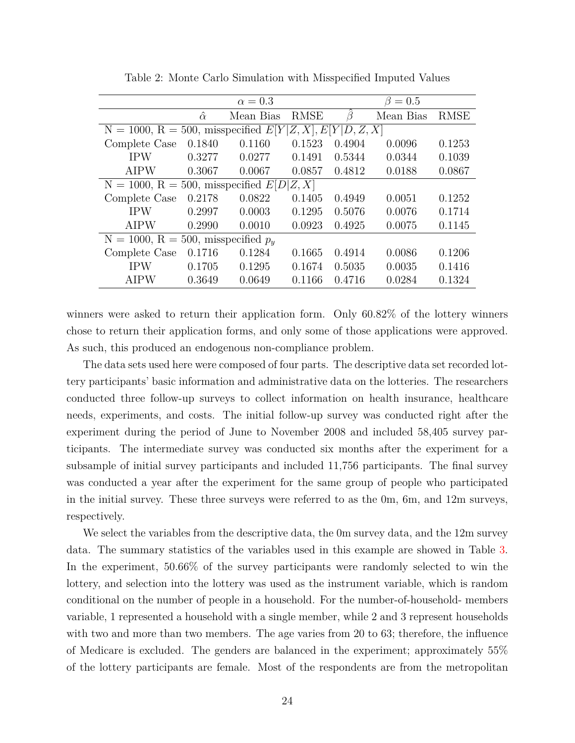Table 2: Monte Carlo Simulation with Misspecified Imputed Values

| | $\alpha = 0.3$ | | | $\beta = 0.5$ | | |
|---|---|---|---|---|---|---|
| | $\hat{\alpha}$ | Mean Bias | RMSE | $\hat{\beta}$ | Mean Bias | RMSE |
| N = 1000, R = 500, misspecified $E[Y\|Z, X], E[Y\|D, Z, X]$ | | | | | | |
| Complete Case | 0.1840 | 0.1160 | 0.1523 | 0.4904 | 0.0096 | 0.1253 |
| IPW | 0.3277 | 0.0277 | 0.1491 | 0.5344 | 0.0344 | 0.1039 |
| AIPW | 0.3067 | 0.0067 | 0.0857 | 0.4812 | 0.0188 | 0.0867 |
| N = 1000, R = 500, misspecified $E[D\|Z, X]$ | | | | | | |
| Complete Case | 0.2178 | 0.0822 | 0.1405 | 0.4949 | 0.0051 | 0.1252 |
| IPW | 0.2997 | 0.0003 | 0.1295 | 0.5076 | 0.0076 | 0.1714 |
| AIPW | 0.2990 | 0.0010 | 0.0923 | 0.4925 | 0.0075 | 0.1145 |
| N = 1000, R = 500, misspecified $p_y$ | | | | | | |
| Complete Case | 0.1716 | 0.1284 | 0.1665 | 0.4914 | 0.0086 | 0.1206 |
| IPW | 0.1705 | 0.1295 | 0.1674 | 0.5035 | 0.0035 | 0.1416 |
| AIPW | 0.3649 | 0.0649 | 0.1166 | 0.4716 | 0.0284 | 0.1324 |

winners were asked to return their application form. Only 60.82% of the lottery winners chose to return their application forms, and only some of those applications were approved. As such, this produced an endogenous non-compliance problem.

The data sets used here were composed of four parts. The descriptive data set recorded lottery participants' basic information and administrative data on the lotteries. The researchers conducted three follow-up surveys to collect information on health insurance, healthcare needs, experiments, and costs. The initial follow-up survey was conducted right after the experiment during the period of June to November 2008 and included 58,405 survey participants. The intermediate survey was conducted six months after the experiment for a subsample of initial survey participants and included 11,756 participants. The final survey was conducted a year after the experiment for the same group of people who participated in the initial survey. These three surveys were referred to as the 0m, 6m, and 12m surveys, respectively.

We select the variables from the descriptive data, the 0m survey data, and the 12m survey data. The summary statistics of the variables used in this example are showed in Table 3. In the experiment, 50.66% of the survey participants were randomly selected to win the lottery, and selection into the lottery was used as the instrument variable, which is random conditional on the number of people in a household. For the number-of-household- members variable, 1 represented a household with a single member, while 2 and 3 represent households with two and more than two members. The age varies from 20 to 63; therefore, the influence of Medicare is excluded. The genders are balanced in the experiment; approximately 55% of the lottery participants are female. Most of the respondents are from the metropolitan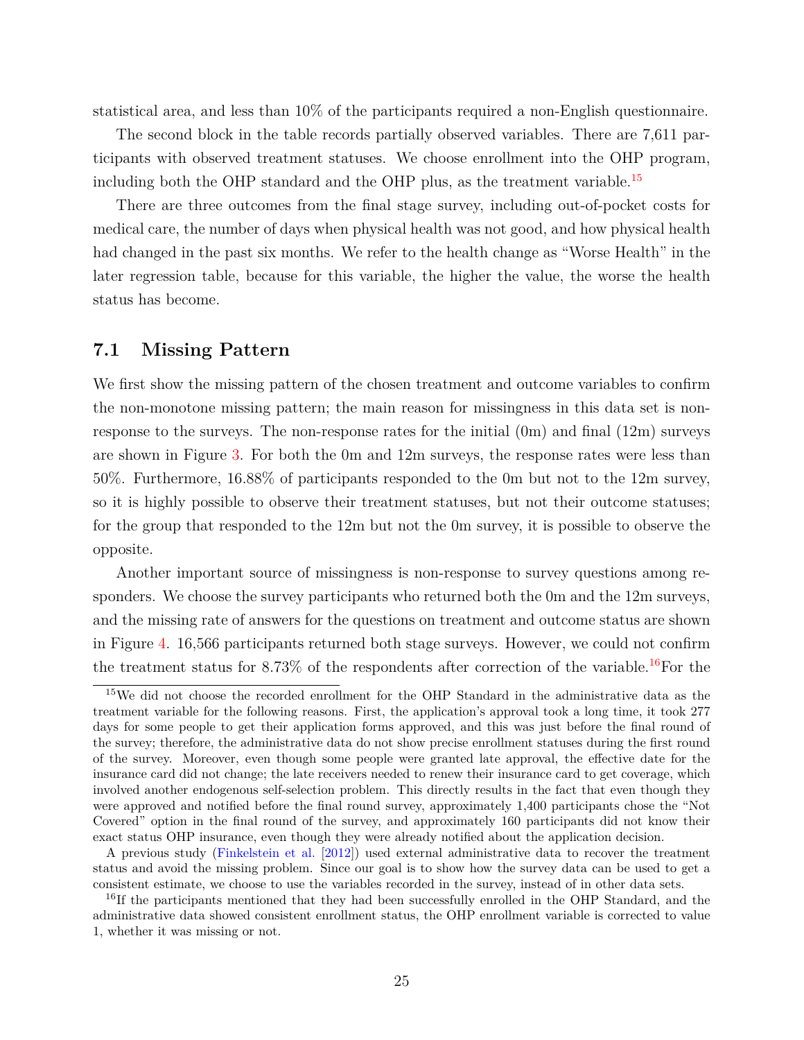statistical area, and less than 10% of the participants required a non-English questionnaire.

The second block in the table records partially observed variables. There are 7,611 participants with observed treatment statuses. We choose enrollment into the OHP program, including both the OHP standard and the OHP plus, as the treatment variable.[15]

There are three outcomes from the final stage survey, including out-of-pocket costs for medical care, the number of days when physical health was not good, and how physical health had changed in the past six months. We refer to the health change as "Worse Health" in the later regression table, because for this variable, the higher the value, the worse the health status has become.

## 7.1 Missing Pattern

We first show the missing pattern of the chosen treatment and outcome variables to confirm the non-monotone missing pattern; the main reason for missingness in this data set is non-response to the surveys. The non-response rates for the initial (0m) and final (12m) surveys are shown in Figure 3. For both the 0m and 12m surveys, the response rates were less than 50%. Furthermore, 16.88% of participants responded to the 0m but not to the 12m survey, so it is highly possible to observe their treatment statuses, but not their outcome statuses; for the group that responded to the 12m but not the 0m survey, it is possible to observe the opposite.

Another important source of missingness is non-response to survey questions among responders. We choose the survey participants who returned both the 0m and the 12m surveys, and the missing rate of answers for the questions on treatment and outcome status are shown in Figure 4. 16,566 participants returned both stage surveys. However, we could not confirm the treatment status for 8.73% of the respondents after correction of the variable.[16]For the

---

[15]We did not choose the recorded enrollment for the OHP Standard in the administrative data as the treatment variable for the following reasons. First, the application's approval took a long time, it took 277 days for some people to get their application forms approved, and this was just before the final round of the survey; therefore, the administrative data do not show precise enrollment statuses during the first round of the survey. Moreover, even though some people were granted late approval, the effective date for the insurance card did not change; the late receivers needed to renew their insurance card to get coverage, which involved another endogenous self-selection problem. This directly results in the fact that even though they were approved and notified before the final round survey, approximately 1,400 participants chose the "Not Covered" option in the final round of the survey, and approximately 160 participants did not know their exact status OHP insurance, even though they were already notified about the application decision.

A previous study (Finkelstein et al. [2012]) used external administrative data to recover the treatment status and avoid the missing problem. Since our goal is to show how the survey data can be used to get a consistent estimate, we choose to use the variables recorded in the survey, instead of in other data sets.

[16]If the participants mentioned that they had been successfully enrolled in the OHP Standard, and the administrative data showed consistent enrollment status, the OHP enrollment variable is corrected to value 1, whether it was missing or not.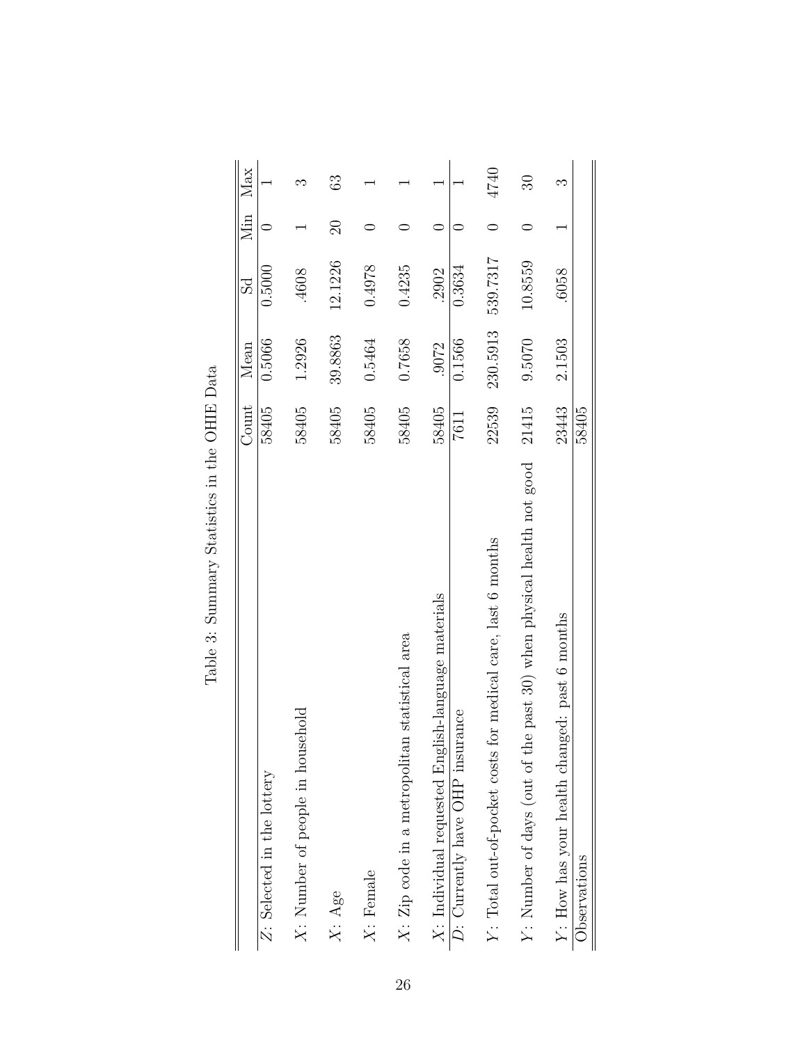Table 3: Summary Statistics in the OHIE Data

| | Count | Mean | Sd | Min | Max |
|---|---|---|---|---|---|
| $Z$: Selected in the lottery | 58405 | 0.5066 | 0.5000 | 0 | 1 |
| $X$: Number of people in household | 58405 | 1.2926 | .4608 | 1 | 3 |
| $X$: Age | 58405 | 39.8863 | 12.1226 | 20 | 63 |
| $X$: Female | 58405 | 0.5464 | 0.4978 | 0 | 1 |
| $X$: Zip code in a metropolitan statistical area | 58405 | 0.7658 | 0.4235 | 0 | 1 |
| $X$: Individual requested English-language materials | 58405 | .9072 | .2902 | 0 | 1 |
| $D$: Currently have OHP insurance | 7611 | 0.1566 | 0.3634 | 0 | 1 |
| $Y$: Total out-of-pocket costs for medical care, last 6 months | 22539 | 230.5913 | 539.7317 | 0 | 4740 |
| $Y$: Number of days (out of the past 30) when physical health not good | 21415 | 9.5070 | 10.8559 | 0 | 30 |
| $Y$: How has your health changed: past 6 months | 23443 | 2.1503 | .6058 | 1 | 3 |
| Observations | 58405 | | | | |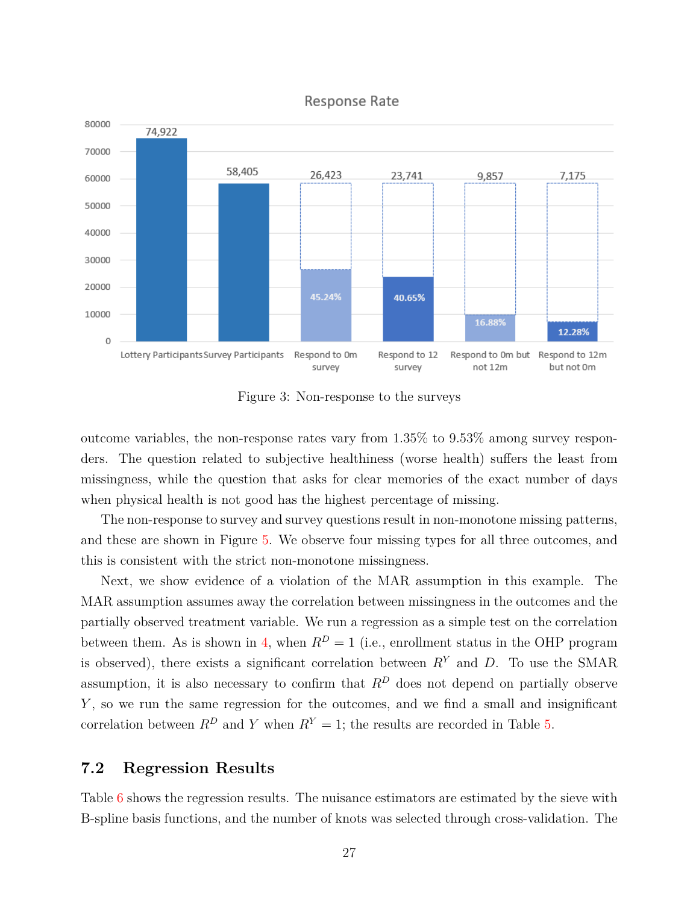Figure 3: Non-response to the surveys

outcome variables, the non-response rates vary from 1.35% to 9.53% among survey responders. The question related to subjective healthiness (worse health) suffers the least from missingness, while the question that asks for clear memories of the exact number of days when physical health is not good has the highest percentage of missing.

The non-response to survey and survey questions result in non-monotone missing patterns, and these are shown in Figure 5. We observe four missing types for all three outcomes, and this is consistent with the strict non-monotone missingness.

Next, we show evidence of a violation of the MAR assumption in this example. The MAR assumption assumes away the correlation between missingness in the outcomes and the partially observed treatment variable. We run a regression as a simple test on the correlation between them. As is shown in 4, when $R^D = 1$ (i.e., enrollment status in the OHP program is observed), there exists a significant correlation between $R^Y$ and $D$. To use the SMAR assumption, it is also necessary to confirm that $R^D$ does not depend on partially observe $Y$, so we run the same regression for the outcomes, and we find a small and insignificant correlation between $R^D$ and $Y$ when $R^Y = 1$; the results are recorded in Table 5.

## 7.2 Regression Results

Table 6 shows the regression results. The nuisance estimators are estimated by the sieve with B-spline basis functions, and the number of knots was selected through cross-validation. The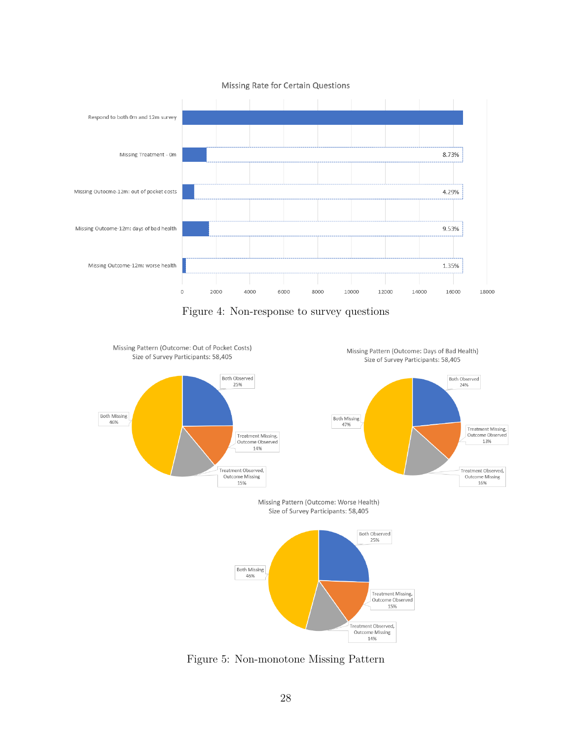Missing Rate for Certain Questions

| Question | Missing rate |
|---|---|
| Respond to both 0m and 12m survey | |
| Missing Treatment - 0m | 8.73% |
| Missing Outocme-12m: out of pocket costs | 4.29% |
| Missing Outcome-12m: days of bad health | 9.53% |
| Missing Outcome-12m: worse health | 1.35% |

Figure 4: Non-response to survey questions

Missing Pattern (Outcome: Out of Pocket Costs)
Size of Survey Participants: 58,405

- Both Observed 25%
- Treatment Missing, Outcome Observed 14%
- Treatment Observed, Outcome Missing 15%
- Both Missing 46%

Missing Pattern (Outcome: Days of Bad Health)
Size of Survey Participants: 58,405

- Both Observed 24%
- Treatment Missing, Outcome Observed 13%
- Treatment Observed, Outcome Missing 16%
- Both Missing 47%

Missing Pattern (Outcome: Worse Health)
Size of Survey Participants: 58,405

- Both Observed 25%
- Treatment Missing, Outcome Observed 15%
- Treatment Observed, Outcome Missing 14%
- Both Missing 46%

Figure 5: Non-monotone Missing Pattern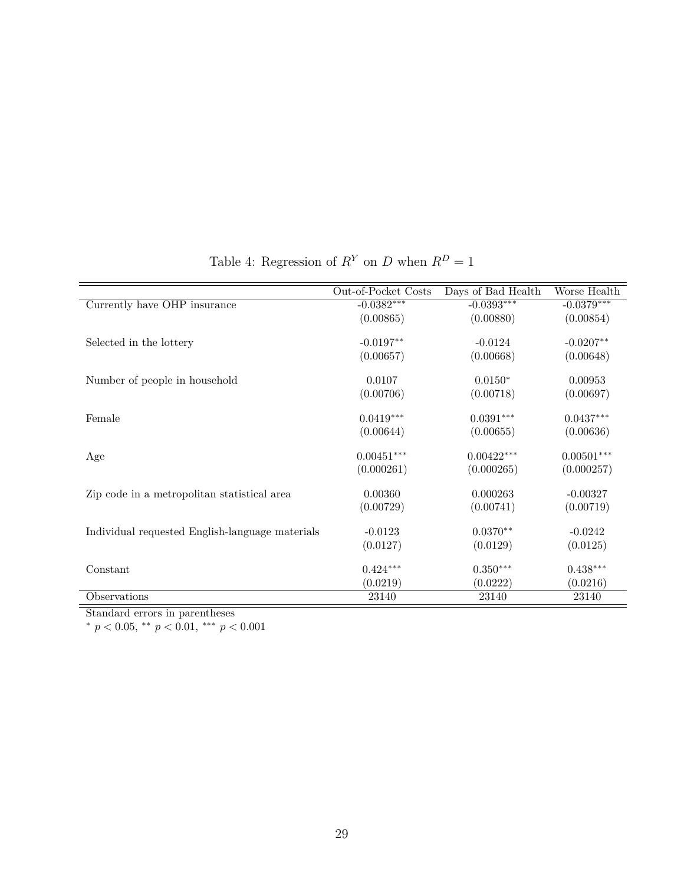Table 4: Regression of $R^Y$ on $D$ when $R^D = 1$

| | Out-of-Pocket Costs | Days of Bad Health | Worse Health |
|---|---|---|---|
| Currently have OHP insurance | -0.0382*** | -0.0393*** | -0.0379*** |
| | (0.00865) | (0.00880) | (0.00854) |
| Selected in the lottery | -0.0197** | -0.0124 | -0.0207** |
| | (0.00657) | (0.00668) | (0.00648) |
| Number of people in household | 0.0107 | 0.0150* | 0.00953 |
| | (0.00706) | (0.00718) | (0.00697) |
| Female | 0.0419*** | 0.0391*** | 0.0437*** |
| | (0.00644) | (0.00655) | (0.00636) |
| Age | 0.00451*** | 0.00422*** | 0.00501*** |
| | (0.000261) | (0.000265) | (0.000257) |
| Zip code in a metropolitan statistical area | 0.00360 | 0.000263 | -0.00327 |
| | (0.00729) | (0.00741) | (0.00719) |
| Individual requested English-language materials | -0.0123 | 0.0370** | -0.0242 |
| | (0.0127) | (0.0129) | (0.0125) |
| Constant | 0.424*** | 0.350*** | 0.438*** |
| | (0.0219) | (0.0222) | (0.0216) |
| Observations | 23140 | 23140 | 23140 |

Standard errors in parentheses

* $p < 0.05$, ** $p < 0.01$, *** $p < 0.001$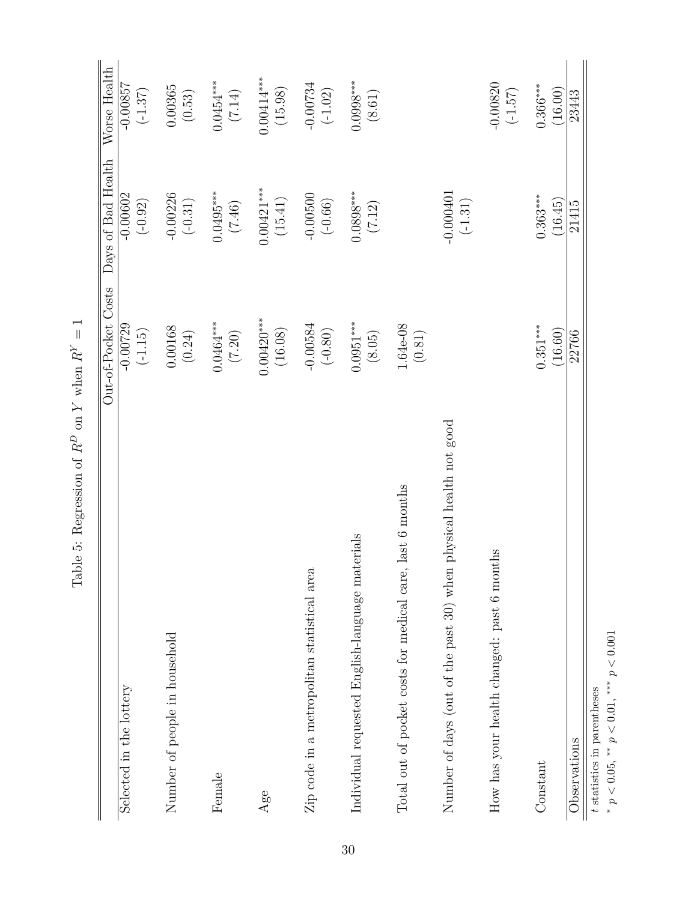Table 5: Regression of $R^D$ on $Y$ when $R^Y = 1$

| | Out-of-Pocket Costs | Days of Bad Health | Worse Health |
|---|---|---|---|
| Selected in the lottery | -0.00729 | -0.00602 | -0.00857 |
| | (-1.15) | (-0.92) | (-1.37) |
| Number of people in household | 0.00168 | -0.00226 | 0.00365 |
| | (0.24) | (-0.31) | (0.53) |
| Female | 0.0464*** | 0.0495*** | 0.0454*** |
| | (7.20) | (7.46) | (7.14) |
| Age | 0.00420*** | 0.00421*** | 0.00414*** |
| | (16.08) | (15.41) | (15.98) |
| Zip code in a metropolitan statistical area | -0.00584 | -0.00500 | -0.00734 |
| | (-0.80) | (-0.66) | (-1.02) |
| Individual requested English-language materials | 0.0951*** | 0.0898*** | 0.0998*** |
| | (8.05) | (7.12) | (8.61) |
| Total out of pocket costs for medical care, last 6 months | 1.64e-08 | | |
| | (0.81) | | |
| Number of days (out of the past 30) when physical health not good | | -0.000401 | |
| | | (-1.31) | |
| How has your health changed: past 6 months | | | -0.00820 |
| | | | (-1.57) |
| Constant | 0.351*** | 0.363*** | 0.366*** |
| | (16.60) | (16.45) | (16.00) |
| Observations | 22766 | 21415 | 23443 |

$t$ statistics in parentheses

* $p < 0.05$, ** $p < 0.01$, *** $p < 0.001$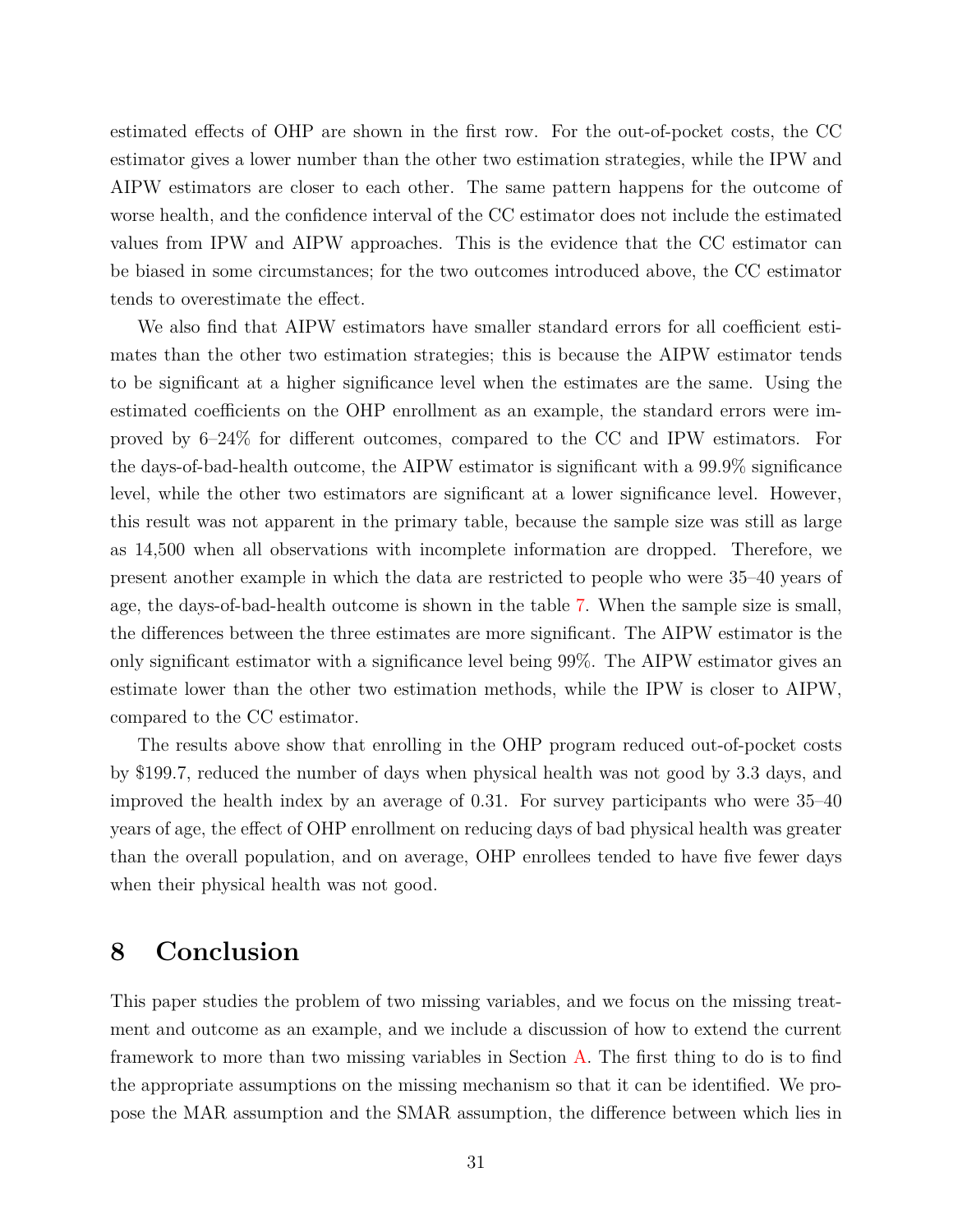estimated effects of OHP are shown in the first row. For the out-of-pocket costs, the CC estimator gives a lower number than the other two estimation strategies, while the IPW and AIPW estimators are closer to each other. The same pattern happens for the outcome of worse health, and the confidence interval of the CC estimator does not include the estimated values from IPW and AIPW approaches. This is the evidence that the CC estimator can be biased in some circumstances; for the two outcomes introduced above, the CC estimator tends to overestimate the effect.

We also find that AIPW estimators have smaller standard errors for all coefficient estimates than the other two estimation strategies; this is because the AIPW estimator tends to be significant at a higher significance level when the estimates are the same. Using the estimated coefficients on the OHP enrollment as an example, the standard errors were improved by 6–24% for different outcomes, compared to the CC and IPW estimators. For the days-of-bad-health outcome, the AIPW estimator is significant with a 99.9% significance level, while the other two estimators are significant at a lower significance level. However, this result was not apparent in the primary table, because the sample size was still as large as 14,500 when all observations with incomplete information are dropped. Therefore, we present another example in which the data are restricted to people who were 35–40 years of age, the days-of-bad-health outcome is shown in the table 7. When the sample size is small, the differences between the three estimates are more significant. The AIPW estimator is the only significant estimator with a significance level being 99%. The AIPW estimator gives an estimate lower than the other two estimation methods, while the IPW is closer to AIPW, compared to the CC estimator.

The results above show that enrolling in the OHP program reduced out-of-pocket costs by $199.7, reduced the number of days when physical health was not good by 3.3 days, and improved the health index by an average of 0.31. For survey participants who were 35–40 years of age, the effect of OHP enrollment on reducing days of bad physical health was greater than the overall population, and on average, OHP enrollees tended to have five fewer days when their physical health was not good.

# 8 Conclusion

This paper studies the problem of two missing variables, and we focus on the missing treatment and outcome as an example, and we include a discussion of how to extend the current framework to more than two missing variables in Section A. The first thing to do is to find the appropriate assumptions on the missing mechanism so that it can be identified. We propose the MAR assumption and the SMAR assumption, the difference between which lies in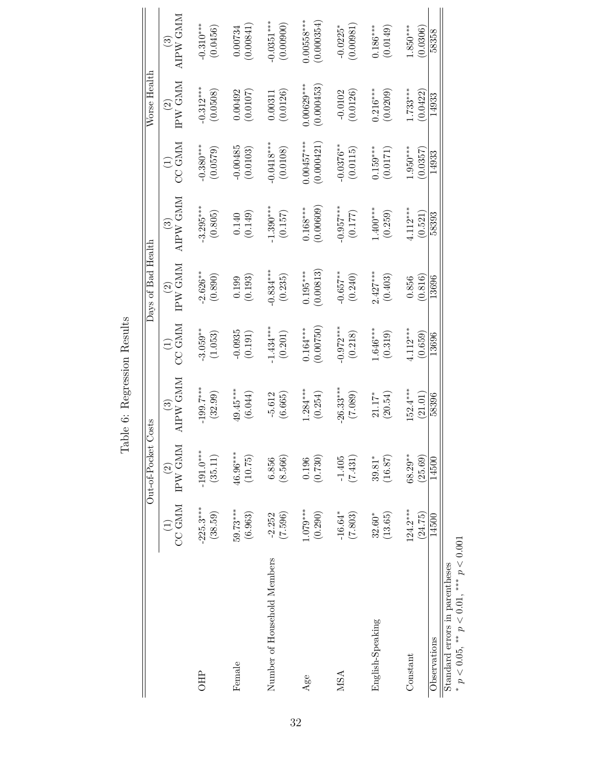Table 6: Regression Results

| | Out-of-Pocket Costs | | | Days of Bad Health | | | Worse Health | | |
|---|---|---|---|---|---|---|---|---|---|
| | (1) CC GMM | (2) IPW GMM | (3) AIPW GMM | (1) CC GMM | (2) IPW GMM | (3) AIPW GMM | (1) CC GMM | (2) IPW GMM | (3) AIPW GMM |
| OHP | -225.3*** | -191.0*** | -199.7*** | -3.059** | -2.626** | -3.295*** | -0.380*** | -0.312*** | -0.310*** |
| | (38.59) | (35.11) | (32.99) | (1.053) | (0.890) | (0.805) | (0.0579) | (0.0508) | (0.0456) |
| Female | 59.73*** | 46.96*** | 49.45*** | -0.0935 | 0.199 | 0.140 | -0.00485 | 0.00492 | 0.00734 |
| | (6.963) | (10.75) | (6.044) | (0.191) | (0.193) | (0.149) | (0.0103) | (0.0107) | (0.00841) |
| Number of Household Members | -2.252 | 6.856 | -5.612 | -1.434*** | -0.834*** | -1.390*** | -0.0418*** | 0.00311 | -0.0351*** |
| | (7.596) | (8.566) | (6.665) | (0.201) | (0.235) | (0.157) | (0.0108) | (0.0126) | (0.00900) |
| Age | 1.079*** | 0.196 | 1.284*** | 0.164*** | 0.195*** | 0.168*** | 0.00457*** | 0.00629*** | 0.00558*** |
| | (0.290) | (0.730) | (0.254) | (0.00750) | (0.00813) | (0.00609) | (0.000421) | (0.000453) | (0.000354) |
| MSA | -16.64* | -1.405 | -26.33*** | -0.972*** | -0.657** | -0.957*** | -0.0376** | -0.0102 | -0.0225* |
| | (7.803) | (7.431) | (7.089) | (0.218) | (0.240) | (0.177) | (0.0115) | (0.0126) | (0.00981) |
| English-Speaking | 32.60* | 39.81* | 21.17* | 1.646*** | 2.427*** | 1.400*** | 0.159*** | 0.216*** | 0.186*** |
| | (13.65) | (16.87) | (20.54) | (0.319) | (0.403) | (0.259) | (0.0171) | (0.0209) | (0.0149) |
| Constant | 124.2*** | 68.29** | 152.4*** | 4.112*** | 0.856 | 4.112*** | 1.950*** | 1.733*** | 1.850*** |
| | (24.75) | (25.69) | (21.01) | (0.659) | (0.816) | (0.521) | (0.0357) | (0.0422) | (0.0306) |
| Observations | 14500 | 14500 | 58396 | 13696 | 13696 | 58393 | 14933 | 14933 | 58358 |

Standard errors in parentheses

* $p < 0.05$, ** $p < 0.01$, *** $p < 0.001$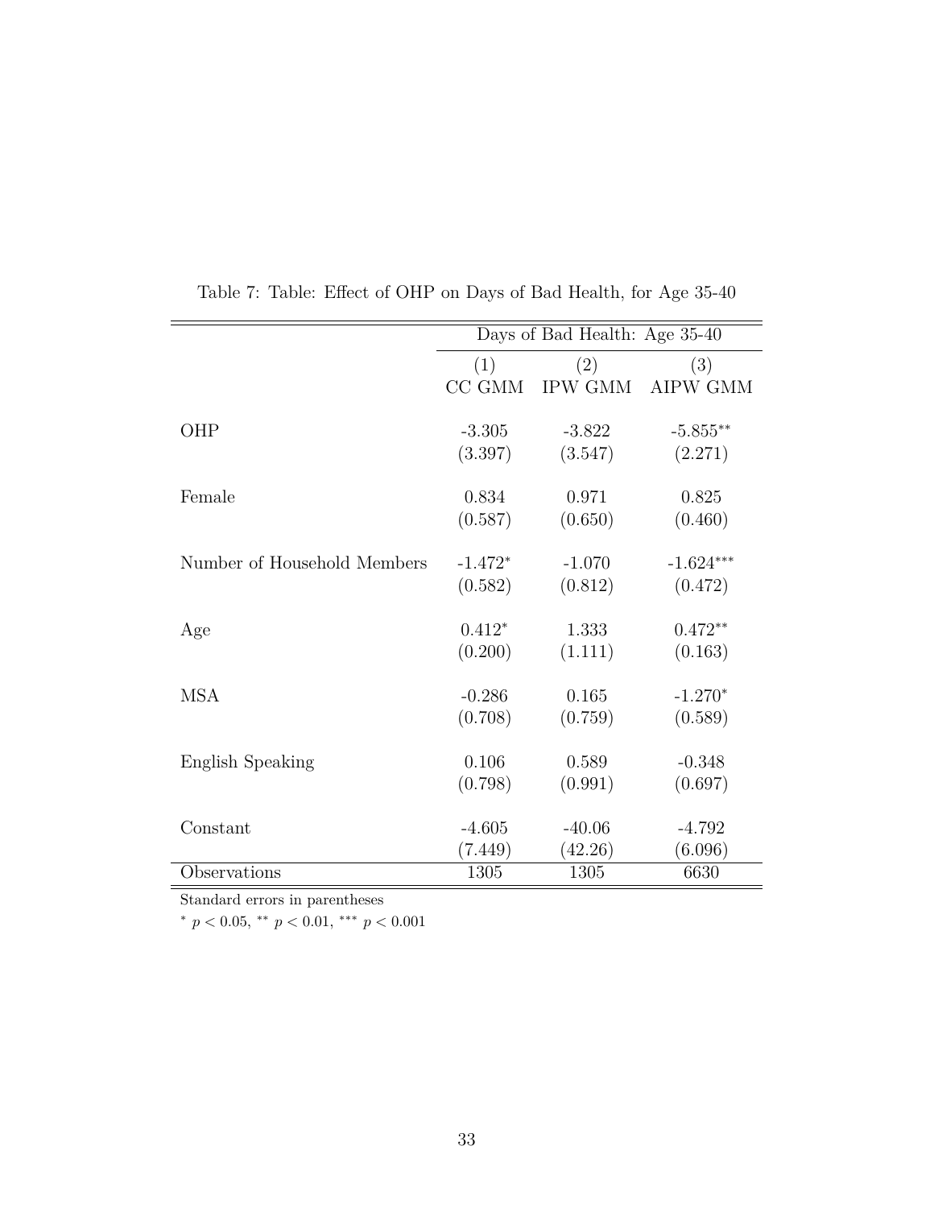Table 7: Table: Effect of OHP on Days of Bad Health, for Age 35-40

| | Days of Bad Health: Age 35-40 | | |
|---|---|---|---|
| | (1) | (2) | (3) |
| | CC GMM | IPW GMM | AIPW GMM |
| OHP | -3.305 | -3.822 | $-5.855^{**}$ |
| | (3.397) | (3.547) | (2.271) |
| Female | 0.834 | 0.971 | 0.825 |
| | (0.587) | (0.650) | (0.460) |
| Number of Household Members | $-1.472^{*}$ | -1.070 | $-1.624^{***}$ |
| | (0.582) | (0.812) | (0.472) |
| Age | $0.412^{*}$ | 1.333 | $0.472^{**}$ |
| | (0.200) | (1.111) | (0.163) |
| MSA | -0.286 | 0.165 | $-1.270^{*}$ |
| | (0.708) | (0.759) | (0.589) |
| English Speaking | 0.106 | 0.589 | -0.348 |
| | (0.798) | (0.991) | (0.697) |
| Constant | -4.605 | -40.06 | -4.792 |
| | (7.449) | (42.26) | (6.096) |
| Observations | 1305 | 1305 | 6630 |

Standard errors in parentheses

$^{*}$ $p < 0.05$, $^{**}$ $p < 0.01$, $^{***}$ $p < 0.001$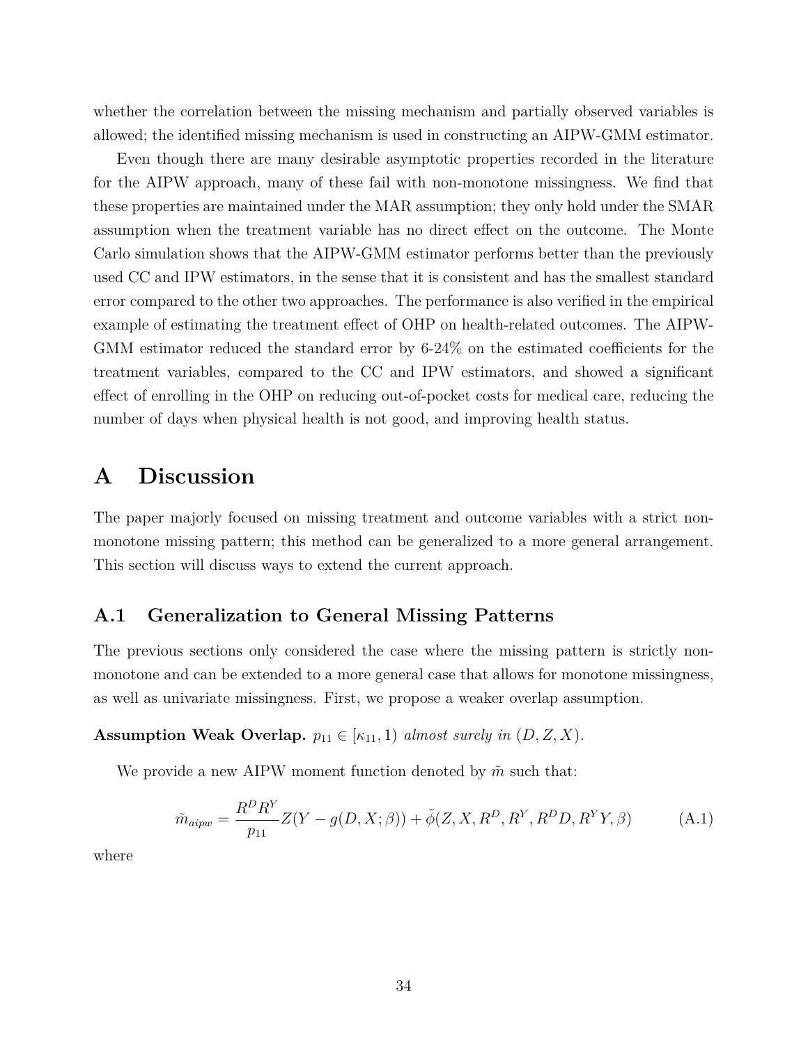whether the correlation between the missing mechanism and partially observed variables is allowed; the identified missing mechanism is used in constructing an AIPW-GMM estimator.

Even though there are many desirable asymptotic properties recorded in the literature for the AIPW approach, many of these fail with non-monotone missingness. We find that these properties are maintained under the MAR assumption; they only hold under the SMAR assumption when the treatment variable has no direct effect on the outcome. The Monte Carlo simulation shows that the AIPW-GMM estimator performs better than the previously used CC and IPW estimators, in the sense that it is consistent and has the smallest standard error compared to the other two approaches. The performance is also verified in the empirical example of estimating the treatment effect of OHP on health-related outcomes. The AIPW-GMM estimator reduced the standard error by 6-24% on the estimated coefficients for the treatment variables, compared to the CC and IPW estimators, and showed a significant effect of enrolling in the OHP on reducing out-of-pocket costs for medical care, reducing the number of days when physical health is not good, and improving health status.

# A Discussion

The paper majorly focused on missing treatment and outcome variables with a strict non-monotone missing pattern; this method can be generalized to a more general arrangement. This section will discuss ways to extend the current approach.

## A.1 Generalization to General Missing Patterns

The previous sections only considered the case where the missing pattern is strictly non-monotone and can be extended to a more general case that allows for monotone missingness, as well as univariate missingness. First, we propose a weaker overlap assumption.

**Assumption Weak Overlap.** $p_{11} \in [\kappa_{11}, 1)$ *almost surely in* $(D, Z, X)$.

We provide a new AIPW moment function denoted by $\tilde{m}$ such that:

$$\tilde{m}_{aipw} = \frac{R^D R^Y}{p_{11}} Z(Y - g(D, X; \beta)) + \tilde{\phi}(Z, X, R^D, R^Y, R^D D, R^Y Y, \beta) \tag{A.1}$$

where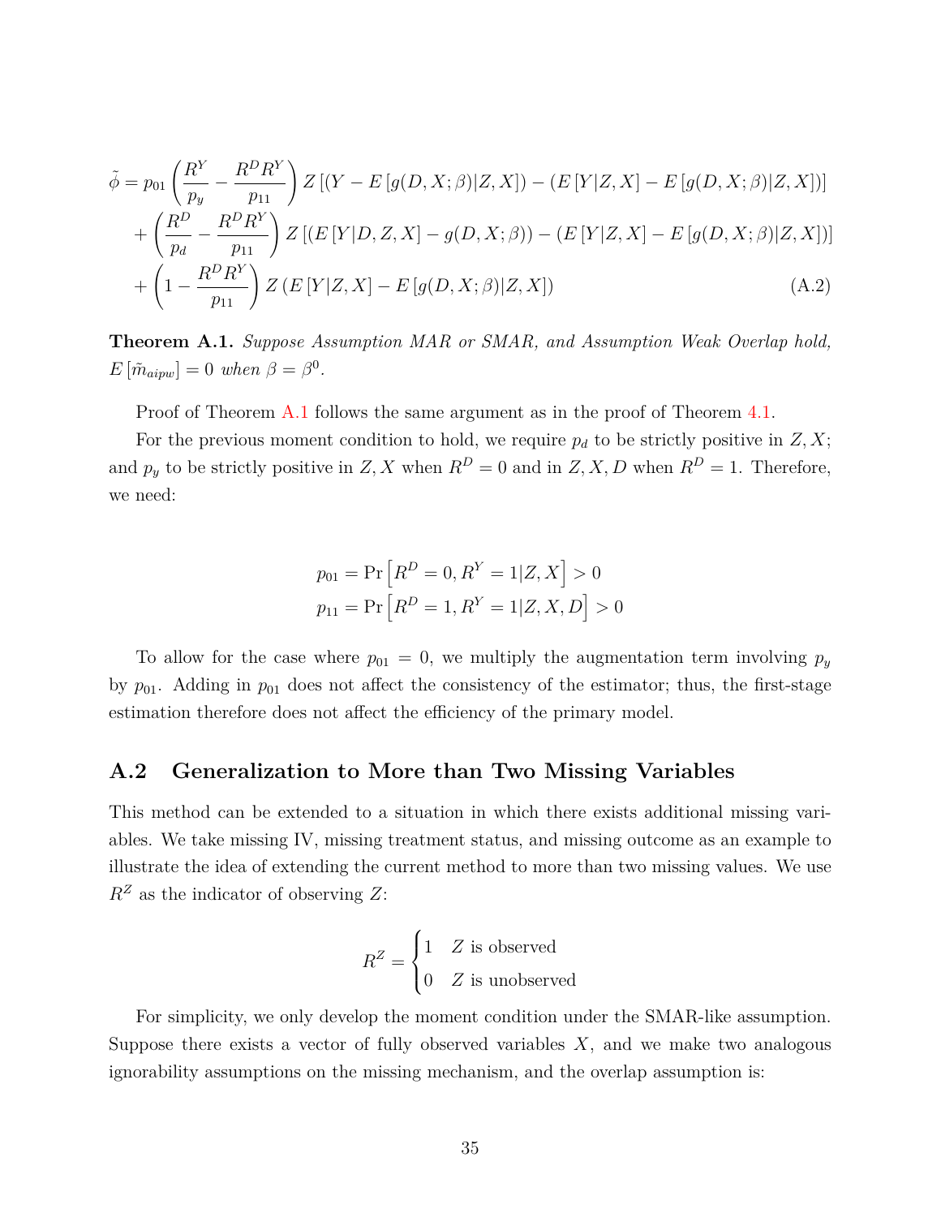$$
\begin{aligned}
\tilde{\phi} = & \, p_{01}\left(\frac{R^Y}{p_y} - \frac{R^D R^Y}{p_{11}}\right) Z\left[\left(Y - E\left[g(D,X;\beta)|Z,X\right]\right) - \left(E\left[Y|Z,X\right] - E\left[g(D,X;\beta)|Z,X\right]\right)\right] \\
& + \left(\frac{R^D}{p_d} - \frac{R^D R^Y}{p_{11}}\right) Z\left[\left(E\left[Y|D,Z,X\right] - g(D,X;\beta)\right) - \left(E\left[Y|Z,X\right] - E\left[g(D,X;\beta)|Z,X\right]\right)\right] \\
& + \left(1 - \frac{R^D R^Y}{p_{11}}\right) Z\left(E\left[Y|Z,X\right] - E\left[g(D,X;\beta)|Z,X\right]\right)
\end{aligned} \tag{A.2}
$$

**Theorem A.1.** *Suppose Assumption MAR or SMAR, and Assumption Weak Overlap hold,* $E\left[\tilde{m}_{aipw}\right] = 0$ *when* $\beta = \beta^0$.

Proof of Theorem A.1 follows the same argument as in the proof of Theorem 4.1.

For the previous moment condition to hold, we require $p_d$ to be strictly positive in $Z, X$; and $p_y$ to be strictly positive in $Z, X$ when $R^D = 0$ and in $Z, X, D$ when $R^D = 1$. Therefore, we need:

$$
\begin{aligned}
p_{01} &= \Pr\left[R^D = 0, R^Y = 1|Z, X\right] > 0 \\
p_{11} &= \Pr\left[R^D = 1, R^Y = 1|Z, X, D\right] > 0
\end{aligned}
$$

To allow for the case where $p_{01} = 0$, we multiply the augmentation term involving $p_y$ by $p_{01}$. Adding in $p_{01}$ does not affect the consistency of the estimator; thus, the first-stage estimation therefore does not affect the efficiency of the primary model.

## A.2 Generalization to More than Two Missing Variables

This method can be extended to a situation in which there exists additional missing variables. We take missing IV, missing treatment status, and missing outcome as an example to illustrate the idea of extending the current method to more than two missing values. We use $R^Z$ as the indicator of observing $Z$:

$$
R^Z = \begin{cases} 1 & Z \text{ is observed} \\ 0 & Z \text{ is unobserved} \end{cases}
$$

For simplicity, we only develop the moment condition under the SMAR-like assumption. Suppose there exists a vector of fully observed variables $X$, and we make two analogous ignorability assumptions on the missing mechanism, and the overlap assumption is: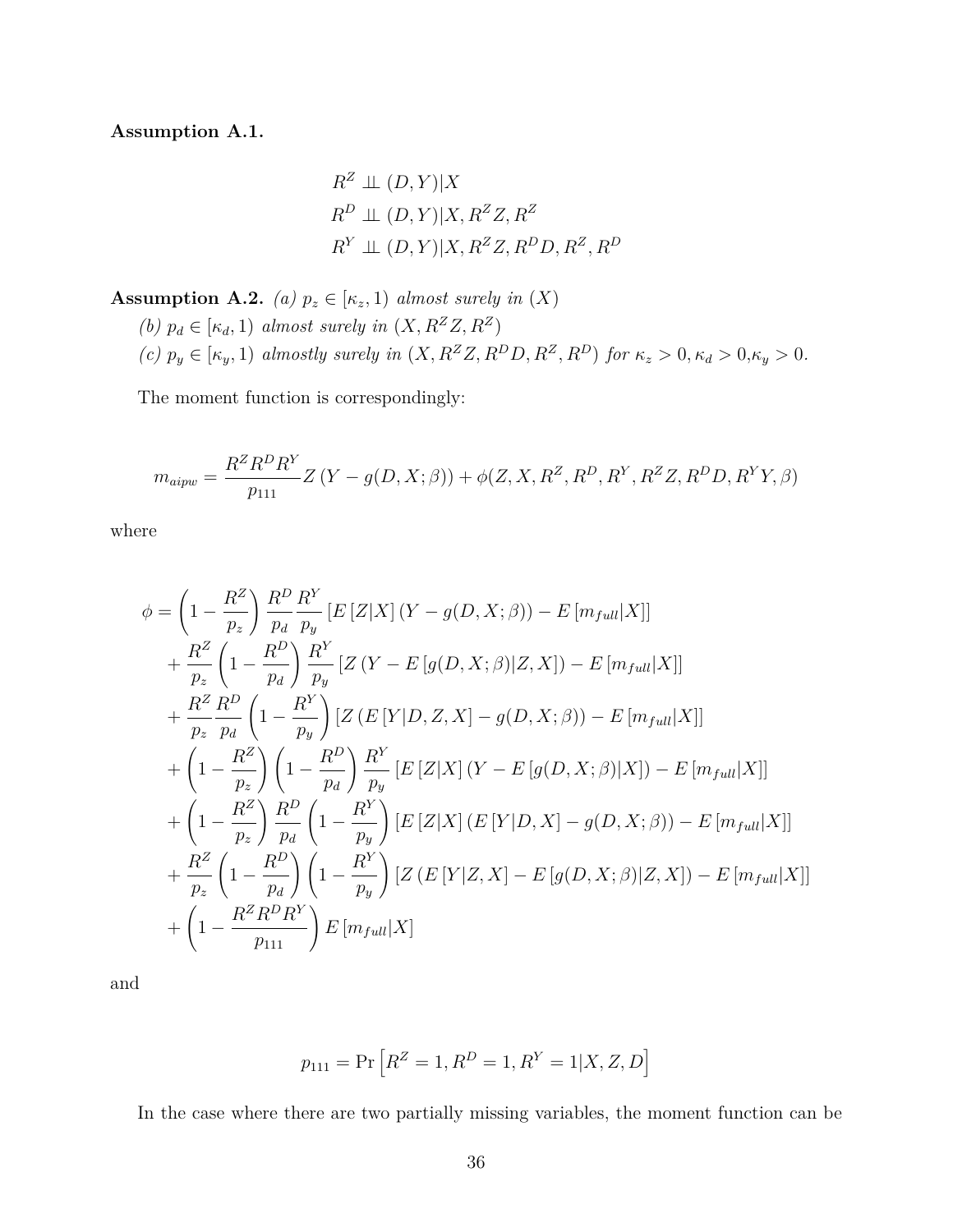**Assumption A.1.**

$$
\begin{aligned}
&R^Z \perp\!\!\!\perp (D,Y)|X \\
&R^D \perp\!\!\!\perp (D,Y)|X, R^Z Z, R^Z \\
&R^Y \perp\!\!\!\perp (D,Y)|X, R^Z Z, R^D D, R^Z, R^D
\end{aligned}
$$

**Assumption A.2.** *(a) $p_z \in [\kappa_z, 1)$ almost surely in $(X)$*

*(b) $p_d \in [\kappa_d, 1)$ almost surely in $(X, R^Z Z, R^Z)$*

*(c) $p_y \in [\kappa_y, 1)$ almostly surely in $(X, R^Z Z, R^D D, R^Z, R^D)$ for $\kappa_z > 0, \kappa_d > 0, \kappa_y > 0$.*

The moment function is correspondingly:

$$
m_{aipw} = \frac{R^Z R^D R^Y}{p_{111}} Z\left(Y - g(D,X;\beta)\right) + \phi(Z, X, R^Z, R^D, R^Y, R^Z Z, R^D D, R^Y Y, \beta)
$$

where

$$
\begin{aligned}
\phi = &\left(1 - \frac{R^Z}{p_z}\right)\frac{R^D}{p_d}\frac{R^Y}{p_y}\left[E\left[Z|X\right]\left(Y - g(D,X;\beta)\right) - E\left[m_{full}|X\right]\right] \\
&+ \frac{R^Z}{p_z}\left(1 - \frac{R^D}{p_d}\right)\frac{R^Y}{p_y}\left[Z\left(Y - E\left[g(D,X;\beta)|Z,X\right]\right) - E\left[m_{full}|X\right]\right] \\
&+ \frac{R^Z}{p_z}\frac{R^D}{p_d}\left(1 - \frac{R^Y}{p_y}\right)\left[Z\left(E\left[Y|D,Z,X\right] - g(D,X;\beta)\right) - E\left[m_{full}|X\right]\right] \\
&+ \left(1 - \frac{R^Z}{p_z}\right)\left(1 - \frac{R^D}{p_d}\right)\frac{R^Y}{p_y}\left[E\left[Z|X\right]\left(Y - E\left[g(D,X;\beta)|X\right]\right) - E\left[m_{full}|X\right]\right] \\
&+ \left(1 - \frac{R^Z}{p_z}\right)\frac{R^D}{p_d}\left(1 - \frac{R^Y}{p_y}\right)\left[E\left[Z|X\right]\left(E\left[Y|D,X\right] - g(D,X;\beta)\right) - E\left[m_{full}|X\right]\right] \\
&+ \frac{R^Z}{p_z}\left(1 - \frac{R^D}{p_d}\right)\left(1 - \frac{R^Y}{p_y}\right)\left[Z\left(E\left[Y|Z,X\right] - E\left[g(D,X;\beta)|Z,X\right]\right) - E\left[m_{full}|X\right]\right] \\
&+ \left(1 - \frac{R^Z R^D R^Y}{p_{111}}\right)E\left[m_{full}|X\right]
\end{aligned}
$$

and

$$
p_{111} = \Pr\left[R^Z = 1, R^D = 1, R^Y = 1 | X, Z, D\right]
$$

In the case where there are two partially missing variables, the moment function can be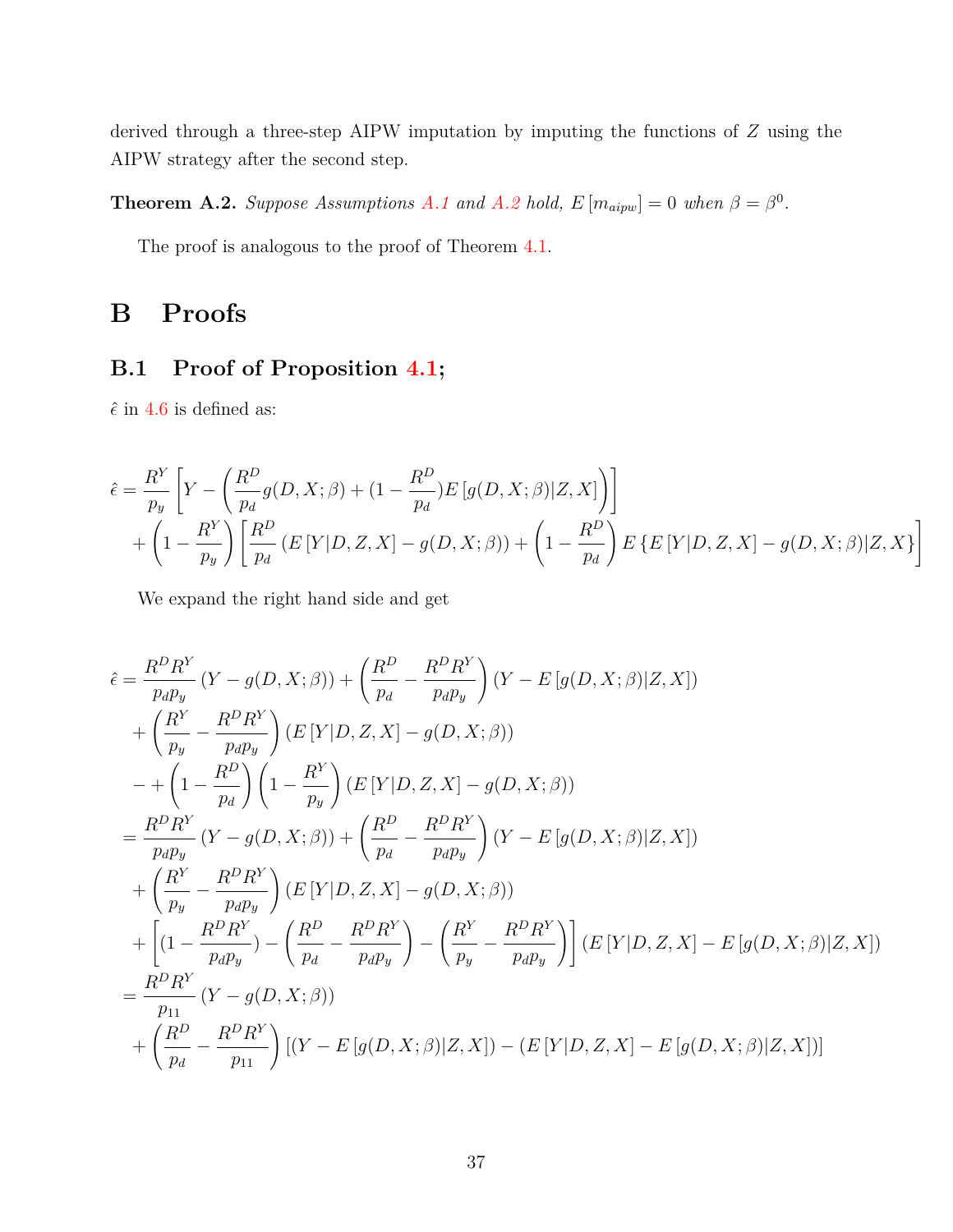derived through a three-step AIPW imputation by imputing the functions of $Z$ using the AIPW strategy after the second step.

**Theorem A.2.** *Suppose Assumptions A.1 and A.2 hold,* $E[m_{aipw}] = 0$ *when* $\beta = \beta^0$.

The proof is analogous to the proof of Theorem 4.1.

# B Proofs

## B.1 Proof of Proposition 4.1;

$\hat{\epsilon}$ in 4.6 is defined as:

$$
\begin{aligned}
\hat{\epsilon} = & \frac{R^Y}{p_y}\left[Y - \left(\frac{R^D}{p_d} g(D,X;\beta) + (1 - \frac{R^D}{p_d}) E\left[g(D,X;\beta)|Z,X\right]\right)\right] \\
& + \left(1 - \frac{R^Y}{p_y}\right)\left[\frac{R^D}{p_d}\left(E\left[Y|D,Z,X\right] - g(D,X;\beta)\right) + \left(1 - \frac{R^D}{p_d}\right) E\left\{E\left[Y|D,Z,X\right] - g(D,X;\beta)|Z,X\right\}\right]
\end{aligned}
$$

We expand the right hand side and get

$$
\begin{aligned}
\hat{\epsilon} = & \frac{R^D R^Y}{p_d p_y}\left(Y - g(D,X;\beta)\right) + \left(\frac{R^D}{p_d} - \frac{R^D R^Y}{p_d p_y}\right)\left(Y - E\left[g(D,X;\beta)|Z,X\right]\right) \\
& + \left(\frac{R^Y}{p_y} - \frac{R^D R^Y}{p_d p_y}\right)\left(E\left[Y|D,Z,X\right] - g(D,X;\beta)\right) \\
& - + \left(1 - \frac{R^D}{p_d}\right)\left(1 - \frac{R^Y}{p_y}\right)\left(E\left[Y|D,Z,X\right] - g(D,X;\beta)\right) \\
= & \frac{R^D R^Y}{p_d p_y}\left(Y - g(D,X;\beta)\right) + \left(\frac{R^D}{p_d} - \frac{R^D R^Y}{p_d p_y}\right)\left(Y - E\left[g(D,X;\beta)|Z,X\right]\right) \\
& + \left(\frac{R^Y}{p_y} - \frac{R^D R^Y}{p_d p_y}\right)\left(E\left[Y|D,Z,X\right] - g(D,X;\beta)\right) \\
& + \left[(1 - \frac{R^D R^Y}{p_d p_y}) - \left(\frac{R^D}{p_d} - \frac{R^D R^Y}{p_d p_y}\right) - \left(\frac{R^Y}{p_y} - \frac{R^D R^Y}{p_d p_y}\right)\right]\left(E\left[Y|D,Z,X\right] - E\left[g(D,X;\beta)|Z,X\right]\right) \\
= & \frac{R^D R^Y}{p_{11}}\left(Y - g(D,X;\beta)\right) \\
& + \left(\frac{R^D}{p_d} - \frac{R^D R^Y}{p_{11}}\right)\left[\left(Y - E\left[g(D,X;\beta)|Z,X\right]\right) - \left(E\left[Y|D,Z,X\right] - E\left[g(D,X;\beta)|Z,X\right]\right)\right]
\end{aligned}
$$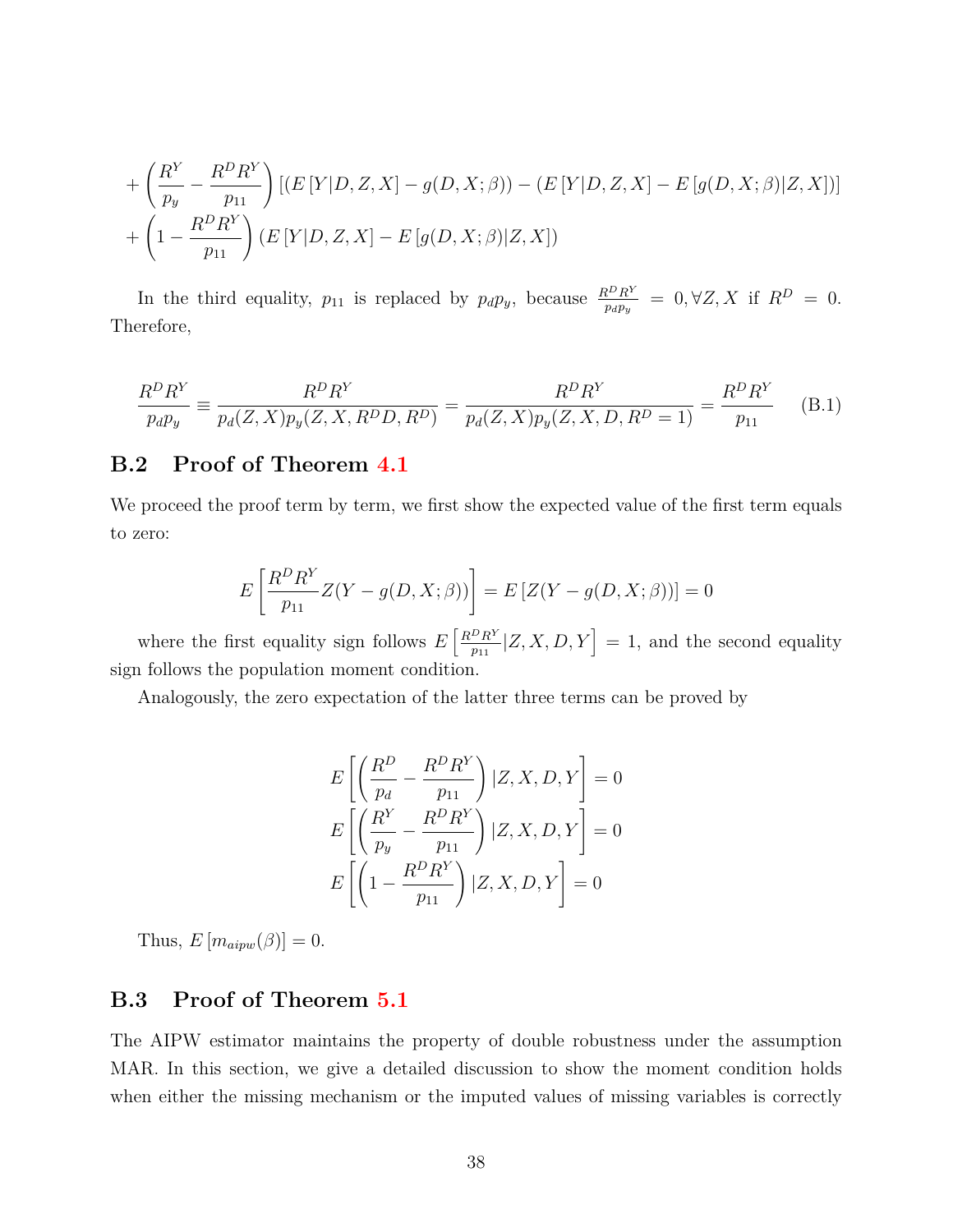$$
+\left(\frac{R^Y}{p_y}-\frac{R^D R^Y}{p_{11}}\right)\left[\left(E\left[Y|D,Z,X\right]-g(D,X;\beta)\right)-\left(E\left[Y|D,Z,X\right]-E\left[g(D,X;\beta)|Z,X\right]\right)\right]
$$

$$
+\left(1-\frac{R^D R^Y}{p_{11}}\right)\left(E\left[Y|D,Z,X\right]-E\left[g(D,X;\beta)|Z,X\right]\right)
$$

In the third equality, $p_{11}$ is replaced by $p_d p_y$, because $\frac{R^D R^Y}{p_d p_y} = 0, \forall Z, X$ if $R^D = 0$. Therefore,

$$
\frac{R^D R^Y}{p_d p_y} \equiv \frac{R^D R^Y}{p_d(Z,X)p_y(Z,X,R^D D,R^D)} = \frac{R^D R^Y}{p_d(Z,X)p_y(Z,X,D,R^D=1)} = \frac{R^D R^Y}{p_{11}} \tag{B.1}
$$

## B.2 Proof of Theorem 4.1

We proceed the proof term by term, we first show the expected value of the first term equals to zero:

$$
E\left[\frac{R^D R^Y}{p_{11}}Z(Y-g(D,X;\beta))\right] = E\left[Z(Y-g(D,X;\beta))\right] = 0
$$

where the first equality sign follows $E\left[\frac{R^D R^Y}{p_{11}}|Z,X,D,Y\right] = 1$, and the second equality sign follows the population moment condition.

Analogously, the zero expectation of the latter three terms can be proved by

$$
E\left[\left(\frac{R^D}{p_d}-\frac{R^D R^Y}{p_{11}}\right)|Z,X,D,Y\right] = 0
$$

$$
E\left[\left(\frac{R^Y}{p_y}-\frac{R^D R^Y}{p_{11}}\right)|Z,X,D,Y\right] = 0
$$

$$
E\left[\left(1-\frac{R^D R^Y}{p_{11}}\right)|Z,X,D,Y\right] = 0
$$

Thus, $E\left[m_{aipw}(\beta)\right] = 0$.

## B.3 Proof of Theorem 5.1

The AIPW estimator maintains the property of double robustness under the assumption MAR. In this section, we give a detailed discussion to show the moment condition holds when either the missing mechanism or the imputed values of missing variables is correctly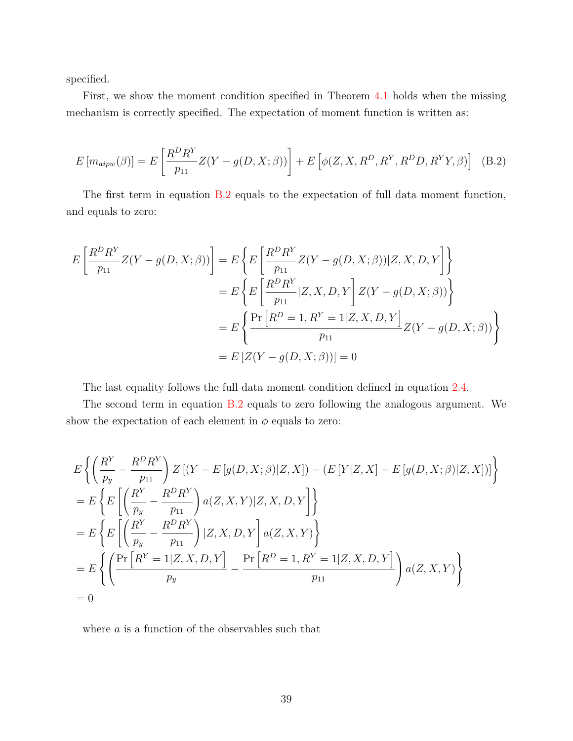specified.

First, we show the moment condition specified in Theorem 4.1 holds when the missing mechanism is correctly specified. The expectation of moment function is written as:

$$E\left[m_{aipw}(\beta)\right] = E\left[\frac{R^D R^Y}{p_{11}} Z(Y - g(D, X; \beta))\right] + E\left[\phi(Z, X, R^D, R^Y, R^D D, R^Y Y, \beta)\right] \quad \text{(B.2)}$$

The first term in equation B.2 equals to the expectation of full data moment function, and equals to zero:

$$\begin{aligned}
E\left[\frac{R^D R^Y}{p_{11}} Z(Y - g(D, X; \beta))\right] &= E\left\{E\left[\frac{R^D R^Y}{p_{11}} Z(Y - g(D, X; \beta)) | Z, X, D, Y\right]\right\} \\
&= E\left\{E\left[\frac{R^D R^Y}{p_{11}} | Z, X, D, Y\right] Z(Y - g(D, X; \beta))\right\} \\
&= E\left\{\frac{\Pr\left[R^D = 1, R^Y = 1 | Z, X, D, Y\right]}{p_{11}} Z(Y - g(D, X; \beta))\right\} \\
&= E\left[Z(Y - g(D, X; \beta))\right] = 0
\end{aligned}$$

The last equality follows the full data moment condition defined in equation 2.4.

The second term in equation B.2 equals to zero following the analogous argument. We show the expectation of each element in $\phi$ equals to zero:

$$\begin{aligned}
&E\left\{\left(\frac{R^Y}{p_y} - \frac{R^D R^Y}{p_{11}}\right) Z\left[(Y - E\left[g(D, X; \beta)|Z, X\right]) - (E\left[Y|Z, X\right] - E\left[g(D, X; \beta)|Z, X\right])\right]\right\} \\
&= E\left\{E\left[\left(\frac{R^Y}{p_y} - \frac{R^D R^Y}{p_{11}}\right) a(Z, X, Y) | Z, X, D, Y\right]\right\} \\
&= E\left\{E\left[\left(\frac{R^Y}{p_y} - \frac{R^D R^Y}{p_{11}}\right) | Z, X, D, Y\right] a(Z, X, Y)\right\} \\
&= E\left\{\left(\frac{\Pr\left[R^Y = 1 | Z, X, D, Y\right]}{p_y} - \frac{\Pr\left[R^D = 1, R^Y = 1 | Z, X, D, Y\right]}{p_{11}}\right) a(Z, X, Y)\right\} \\
&= 0
\end{aligned}$$

where $a$ is a function of the observables such that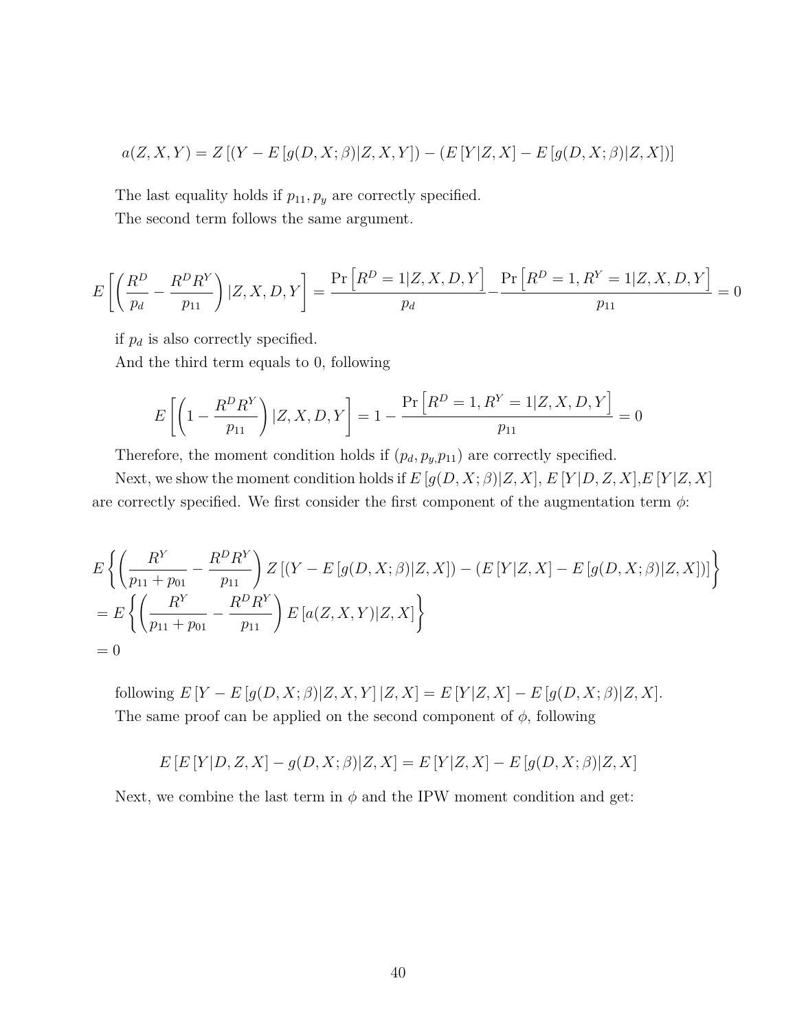$$a(Z,X,Y) = Z\left[(Y - E\left[g(D,X;\beta)|Z,X,Y\right]) - (E\left[Y|Z,X\right] - E\left[g(D,X;\beta)|Z,X\right])\right]$$

The last equality holds if $p_{11}, p_y$ are correctly specified.

The second term follows the same argument.

$$E\left[\left(\frac{R^D}{p_d} - \frac{R^D R^Y}{p_{11}}\right)|Z,X,D,Y\right] = \frac{\Pr\left[R^D = 1|Z,X,D,Y\right]}{p_d} - \frac{\Pr\left[R^D = 1, R^Y = 1|Z,X,D,Y\right]}{p_{11}} = 0$$

if $p_d$ is also correctly specified.

And the third term equals to 0, following

$$E\left[\left(1 - \frac{R^D R^Y}{p_{11}}\right)|Z,X,D,Y\right] = 1 - \frac{\Pr\left[R^D = 1, R^Y = 1|Z,X,D,Y\right]}{p_{11}} = 0$$

Therefore, the moment condition holds if $(p_d, p_y, p_{11})$ are correctly specified.

Next, we show the moment condition holds if $E\left[g(D,X;\beta)|Z,X\right]$, $E\left[Y|D,Z,X\right]$, $E\left[Y|Z,X\right]$ are correctly specified. We first consider the first component of the augmentation term $\phi$:

$$\begin{aligned}
&E\left\{\left(\frac{R^Y}{p_{11}+p_{01}} - \frac{R^D R^Y}{p_{11}}\right) Z\left[(Y - E\left[g(D,X;\beta)|Z,X\right]) - (E\left[Y|Z,X\right] - E\left[g(D,X;\beta)|Z,X\right])\right]\right\} \\
&= E\left\{\left(\frac{R^Y}{p_{11}+p_{01}} - \frac{R^D R^Y}{p_{11}}\right) E\left[a(Z,X,Y)|Z,X\right]\right\} \\
&= 0
\end{aligned}$$

following $E\left[Y - E\left[g(D,X;\beta)|Z,X,Y\right]|Z,X\right] = E\left[Y|Z,X\right] - E\left[g(D,X;\beta)|Z,X\right]$.

The same proof can be applied on the second component of $\phi$, following

$$E\left[E\left[Y|D,Z,X\right] - g(D,X;\beta)|Z,X\right] = E\left[Y|Z,X\right] - E\left[g(D,X;\beta)|Z,X\right]$$

Next, we combine the last term in $\phi$ and the IPW moment condition and get: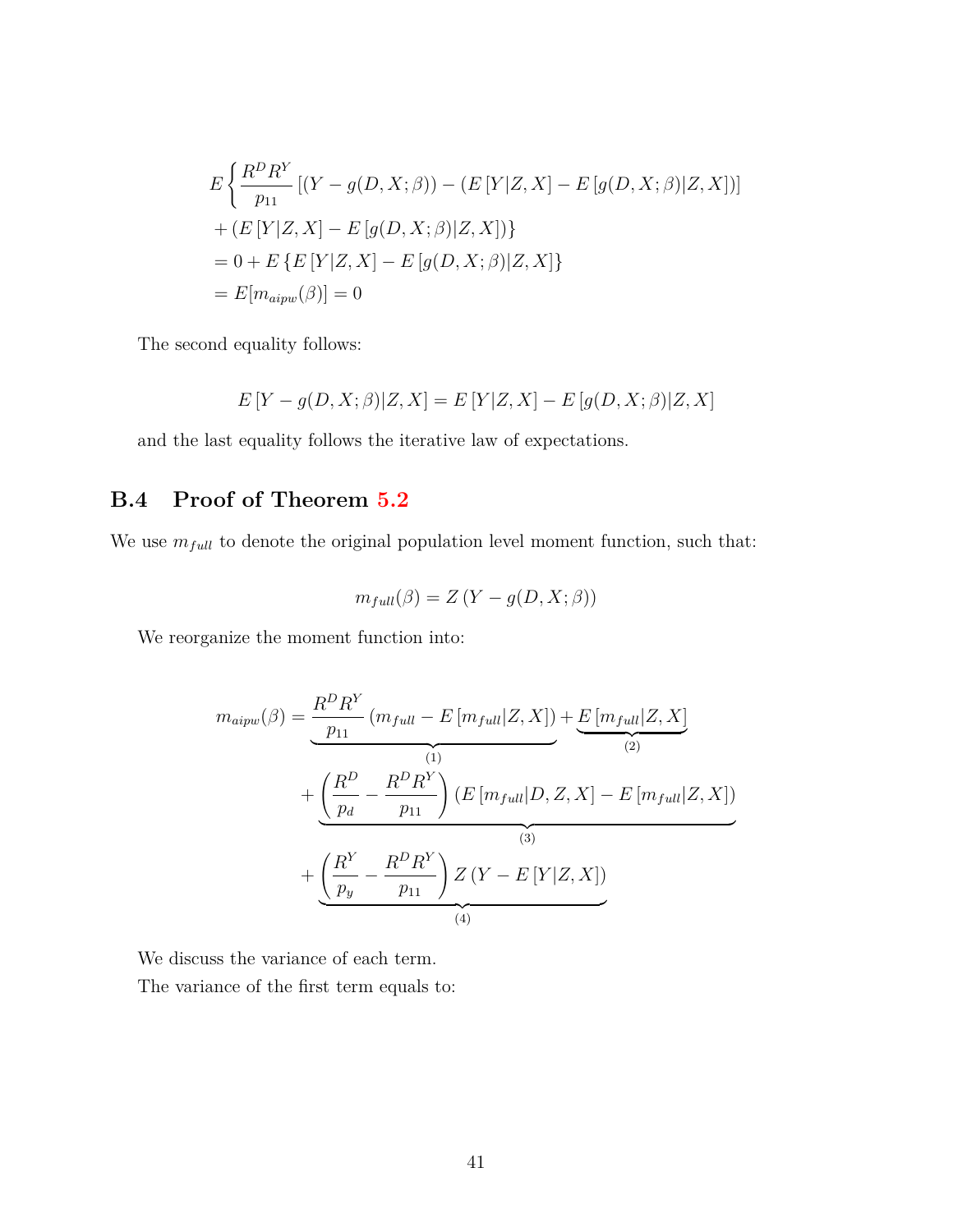$$
\begin{aligned}
& E\left\{ \frac{R^D R^Y}{p_{11}} \left[ (Y - g(D, X; \beta)) - \left( E\left[Y|Z, X\right] - E\left[g(D, X; \beta)|Z, X\right] \right) \right] \right. \\
& \left. + \left( E\left[Y|Z, X\right] - E\left[g(D, X; \beta)|Z, X\right] \right) \right\} \\
& = 0 + E\left\{ E\left[Y|Z, X\right] - E\left[g(D, X; \beta)|Z, X\right] \right\} \\
& = E[m_{aipw}(\beta)] = 0
\end{aligned}
$$

The second equality follows:

$$
E\left[Y - g(D, X; \beta)|Z, X\right] = E\left[Y|Z, X\right] - E\left[g(D, X; \beta)|Z, X\right]
$$

and the last equality follows the iterative law of expectations.

## B.4 Proof of Theorem 5.2

We use $m_{full}$ to denote the original population level moment function, such that:

$$
m_{full}(\beta) = Z\left(Y - g(D, X; \beta)\right)
$$

We reorganize the moment function into:

$$
\begin{aligned}
m_{aipw}(\beta) = & \underbrace{\frac{R^D R^Y}{p_{11}} \left( m_{full} - E\left[m_{full}|Z, X\right] \right)}_{(1)} + \underbrace{E\left[m_{full}|Z, X\right]}_{(2)} \\
& + \underbrace{\left( \frac{R^D}{p_d} - \frac{R^D R^Y}{p_{11}} \right) \left( E\left[m_{full}|D, Z, X\right] - E\left[m_{full}|Z, X\right] \right)}_{(3)} \\
& + \underbrace{\left( \frac{R^Y}{p_y} - \frac{R^D R^Y}{p_{11}} \right) Z\left(Y - E\left[Y|Z, X\right]\right)}_{(4)}
\end{aligned}
$$

We discuss the variance of each term.

The variance of the first term equals to: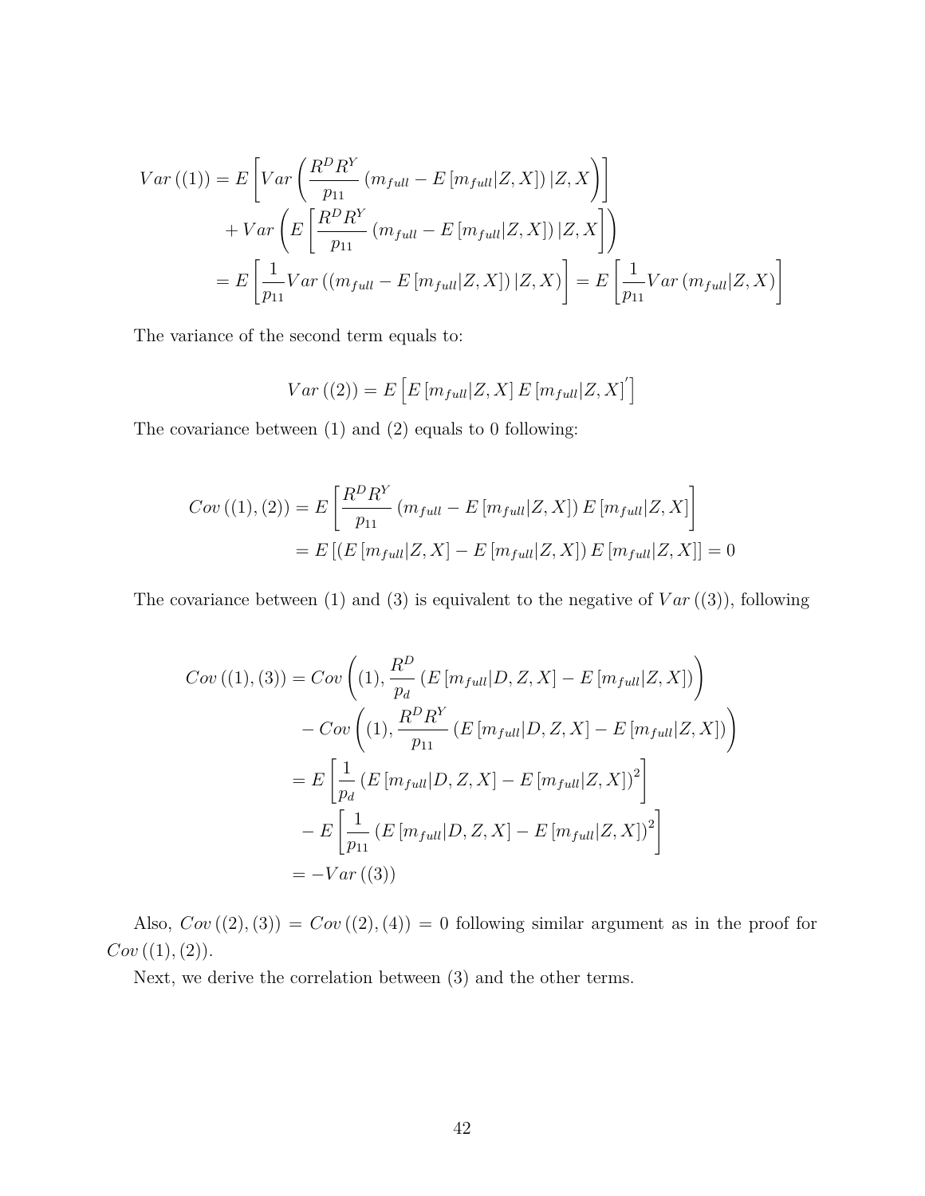$$
\begin{aligned}
Var\left((1)\right) &= E\left[Var\left(\frac{R^D R^Y}{p_{11}}\left(m_{full} - E\left[m_{full}|Z,X\right]\right)|Z,X\right)\right] \\
&\quad + Var\left(E\left[\frac{R^D R^Y}{p_{11}}\left(m_{full} - E\left[m_{full}|Z,X\right]\right)|Z,X\right]\right) \\
&= E\left[\frac{1}{p_{11}}Var\left(\left(m_{full} - E\left[m_{full}|Z,X\right]\right)|Z,X\right)\right] = E\left[\frac{1}{p_{11}}Var\left(m_{full}|Z,X\right)\right]
\end{aligned}
$$

The variance of the second term equals to:

$$
Var\left((2)\right) = E\left[E\left[m_{full}|Z,X\right]E\left[m_{full}|Z,X\right]'\right]
$$

The covariance between (1) and (2) equals to 0 following:

$$
\begin{aligned}
Cov\left((1),(2)\right) &= E\left[\frac{R^D R^Y}{p_{11}}\left(m_{full} - E\left[m_{full}|Z,X\right]\right)E\left[m_{full}|Z,X\right]\right] \\
&= E\left[\left(E\left[m_{full}|Z,X\right] - E\left[m_{full}|Z,X\right]\right)E\left[m_{full}|Z,X\right]\right] = 0
\end{aligned}
$$

The covariance between (1) and (3) is equivalent to the negative of $Var\left((3)\right)$, following

$$
\begin{aligned}
Cov\left((1),(3)\right) &= Cov\left((1), \frac{R^D}{p_d}\left(E\left[m_{full}|D,Z,X\right] - E\left[m_{full}|Z,X\right]\right)\right) \\
&\quad - Cov\left((1), \frac{R^D R^Y}{p_{11}}\left(E\left[m_{full}|D,Z,X\right] - E\left[m_{full}|Z,X\right]\right)\right) \\
&= E\left[\frac{1}{p_d}\left(E\left[m_{full}|D,Z,X\right] - E\left[m_{full}|Z,X\right]\right)^2\right] \\
&\quad - E\left[\frac{1}{p_{11}}\left(E\left[m_{full}|D,Z,X\right] - E\left[m_{full}|Z,X\right]\right)^2\right] \\
&= -Var\left((3)\right)
\end{aligned}
$$

Also, $Cov\left((2),(3)\right) = Cov\left((2),(4)\right) = 0$ following similar argument as in the proof for $Cov\left((1),(2)\right)$.

Next, we derive the correlation between (3) and the other terms.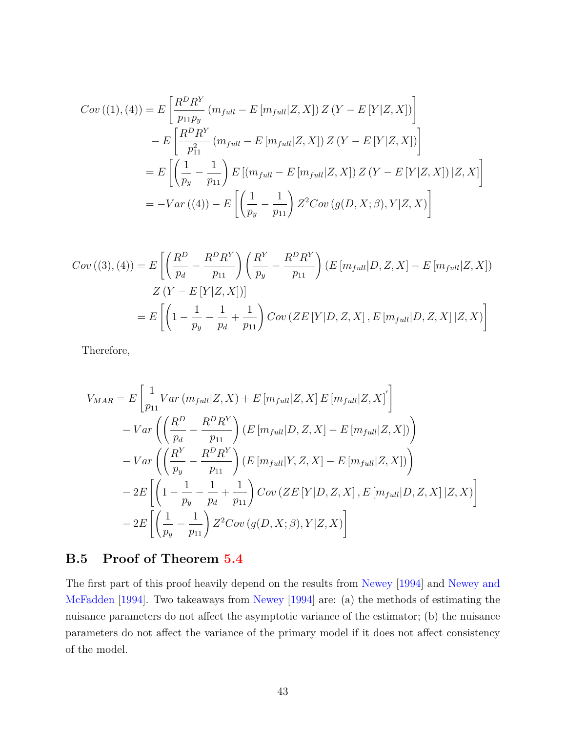$$
\begin{aligned}
Cov\left((1),(4)\right) &= E\left[\frac{R^D R^Y}{p_{11} p_y}\left(m_{full} - E\left[m_{full}|Z,X\right]\right) Z\left(Y - E\left[Y|Z,X\right]\right)\right] \\
&\quad - E\left[\frac{R^D R^Y}{p_{11}^2}\left(m_{full} - E\left[m_{full}|Z,X\right]\right) Z\left(Y - E\left[Y|Z,X\right]\right)\right] \\
&= E\left[\left(\frac{1}{p_y} - \frac{1}{p_{11}}\right) E\left[\left(m_{full} - E\left[m_{full}|Z,X\right]\right) Z\left(Y - E\left[Y|Z,X\right]\right)|Z,X\right]\right] \\
&= -Var\left((4)\right) - E\left[\left(\frac{1}{p_y} - \frac{1}{p_{11}}\right) Z^2 Cov\left(g(D,X;\beta), Y|Z,X\right)\right]
\end{aligned}
$$

$$
\begin{aligned}
Cov\left((3),(4)\right) = E&\left[\left(\frac{R^D}{p_d} - \frac{R^D R^Y}{p_{11}}\right)\left(\frac{R^Y}{p_y} - \frac{R^D R^Y}{p_{11}}\right)\left(E\left[m_{full}|D,Z,X\right] - E\left[m_{full}|Z,X\right]\right)\right. \\
&\left. Z\left(Y - E\left[Y|Z,X\right]\right)\right] \\
= E&\left[\left(1 - \frac{1}{p_y} - \frac{1}{p_d} + \frac{1}{p_{11}}\right) Cov\left(ZE\left[Y|D,Z,X\right], E\left[m_{full}|D,Z,X\right]|Z,X\right)\right]
\end{aligned}
$$

Therefore,

$$
\begin{aligned}
V_{MAR} &= E\left[\frac{1}{p_{11}} Var\left(m_{full}|Z,X\right) + E\left[m_{full}|Z,X\right] E\left[m_{full}|Z,X\right]'\right] \\
&\quad - Var\left(\left(\frac{R^D}{p_d} - \frac{R^D R^Y}{p_{11}}\right)\left(E\left[m_{full}|D,Z,X\right] - E\left[m_{full}|Z,X\right]\right)\right) \\
&\quad - Var\left(\left(\frac{R^Y}{p_y} - \frac{R^D R^Y}{p_{11}}\right)\left(E\left[m_{full}|Y,Z,X\right] - E\left[m_{full}|Z,X\right]\right)\right) \\
&\quad - 2E\left[\left(1 - \frac{1}{p_y} - \frac{1}{p_d} + \frac{1}{p_{11}}\right) Cov\left(ZE\left[Y|D,Z,X\right], E\left[m_{full}|D,Z,X\right]|Z,X\right)\right] \\
&\quad - 2E\left[\left(\frac{1}{p_y} - \frac{1}{p_{11}}\right) Z^2 Cov\left(g(D,X;\beta), Y|Z,X\right)\right]
\end{aligned}
$$

## B.5 Proof of Theorem 5.4

The first part of this proof heavily depend on the results from Newey [1994] and Newey and McFadden [1994]. Two takeaways from Newey [1994] are: (a) the methods of estimating the nuisance parameters do not affect the asymptotic variance of the estimator; (b) the nuisance parameters do not affect the variance of the primary model if it does not affect consistency of the model.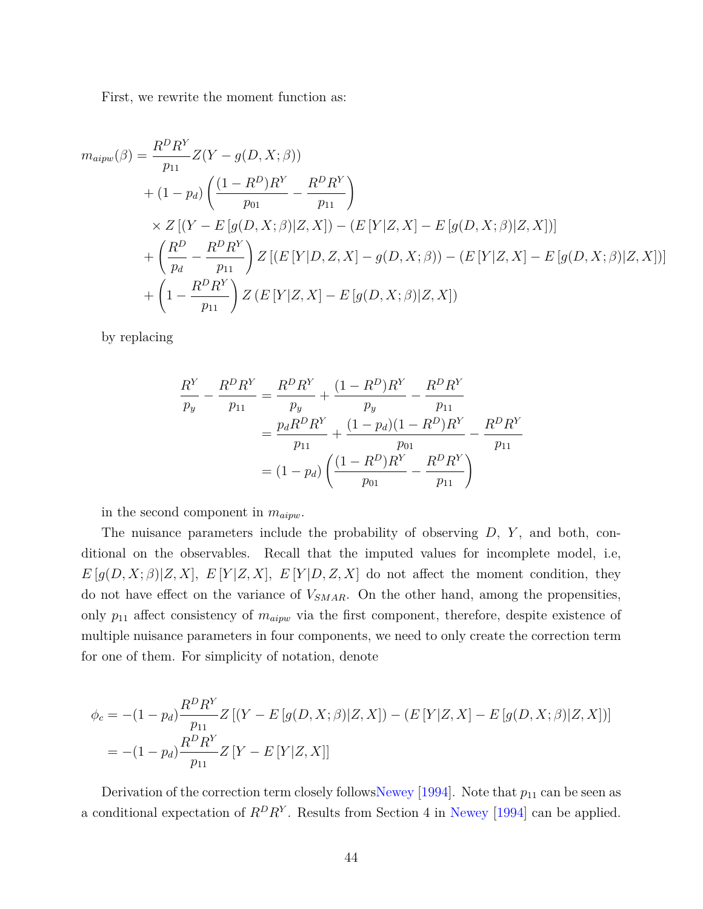First, we rewrite the moment function as:

$$
\begin{aligned}
m_{aipw}(\beta) = & \frac{R^D R^Y}{p_{11}} Z(Y - g(D, X; \beta)) \\
& + (1 - p_d) \left( \frac{(1 - R^D) R^Y}{p_{01}} - \frac{R^D R^Y}{p_{11}} \right) \\
& \times Z \left[ (Y - E\left[ g(D, X; \beta) | Z, X \right]) - (E\left[ Y | Z, X \right] - E\left[ g(D, X; \beta) | Z, X \right]) \right] \\
& + \left( \frac{R^D}{p_d} - \frac{R^D R^Y}{p_{11}} \right) Z \left[ (E\left[ Y | D, Z, X \right] - g(D, X; \beta)) - (E\left[ Y | Z, X \right] - E\left[ g(D, X; \beta) | Z, X \right]) \right] \\
& + \left( 1 - \frac{R^D R^Y}{p_{11}} \right) Z \left( E\left[ Y | Z, X \right] - E\left[ g(D, X; \beta) | Z, X \right] \right)
\end{aligned}
$$

by replacing

$$
\begin{aligned}
\frac{R^Y}{p_y} - \frac{R^D R^Y}{p_{11}} &= \frac{R^D R^Y}{p_y} + \frac{(1 - R^D) R^Y}{p_y} - \frac{R^D R^Y}{p_{11}} \\
&= \frac{p_d R^D R^Y}{p_{11}} + \frac{(1 - p_d)(1 - R^D) R^Y}{p_{01}} - \frac{R^D R^Y}{p_{11}} \\
&= (1 - p_d) \left( \frac{(1 - R^D) R^Y}{p_{01}} - \frac{R^D R^Y}{p_{11}} \right)
\end{aligned}
$$

in the second component in $m_{aipw}$.

The nuisance parameters include the probability of observing $D$, $Y$, and both, conditional on the observables. Recall that the imputed values for incomplete model, i.e, $E\left[g(D, X; \beta)|Z, X\right]$, $E\left[Y|Z, X\right]$, $E\left[Y|D, Z, X\right]$ do not affect the moment condition, they do not have effect on the variance of $V_{SMAR}$. On the other hand, among the propensities, only $p_{11}$ affect consistency of $m_{aipw}$ via the first component, therefore, despite existence of multiple nuisance parameters in four components, we need to only create the correction term for one of them. For simplicity of notation, denote

$$
\begin{aligned}
\phi_c &= -(1 - p_d) \frac{R^D R^Y}{p_{11}} Z \left[ (Y - E\left[ g(D, X; \beta) | Z, X \right]) - (E\left[ Y | Z, X \right] - E\left[ g(D, X; \beta) | Z, X \right]) \right] \\
&= -(1 - p_d) \frac{R^D R^Y}{p_{11}} Z \left[ Y - E\left[ Y | Z, X \right] \right]
\end{aligned}
$$

Derivation of the correction term closely followsNewey [1994]. Note that $p_{11}$ can be seen as a conditional expectation of $R^D R^Y$. Results from Section 4 in Newey [1994] can be applied.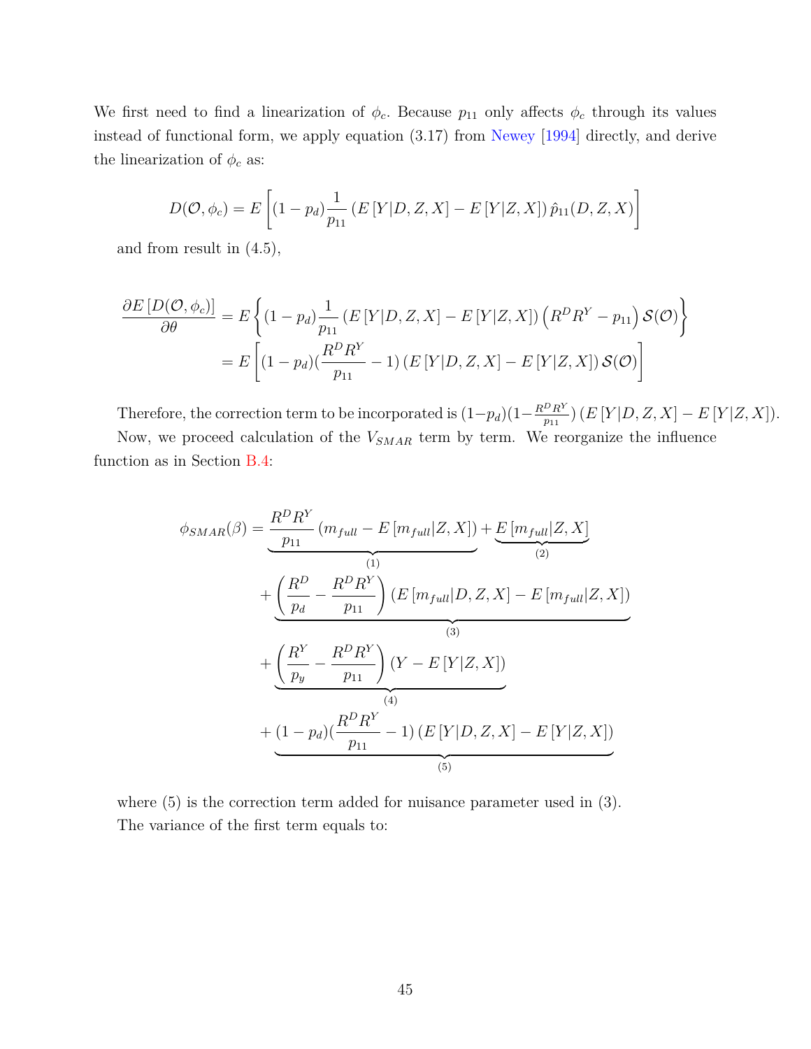We first need to find a linearization of $\phi_c$. Because $p_{11}$ only affects $\phi_c$ through its values instead of functional form, we apply equation (3.17) from Newey [1994] directly, and derive the linearization of $\phi_c$ as:

$$D(\mathcal{O}, \phi_c) = E\left[(1-p_d)\frac{1}{p_{11}}\left(E\left[Y|D,Z,X\right] - E\left[Y|Z,X\right]\right)\hat{p}_{11}(D,Z,X)\right]$$

and from result in (4.5),

$$\begin{aligned}
\frac{\partial E\left[D(\mathcal{O},\phi_c)\right]}{\partial \theta} &= E\left\{(1-p_d)\frac{1}{p_{11}}\left(E\left[Y|D,Z,X\right] - E\left[Y|Z,X\right]\right)\left(R^D R^Y - p_{11}\right)\mathcal{S}(\mathcal{O})\right\} \\
&= E\left[(1-p_d)(\frac{R^D R^Y}{p_{11}} - 1)\left(E\left[Y|D,Z,X\right] - E\left[Y|Z,X\right]\right)\mathcal{S}(\mathcal{O})\right]
\end{aligned}$$

Therefore, the correction term to be incorporated is $(1-p_d)(1-\frac{R^D R^Y}{p_{11}})\left(E\left[Y|D,Z,X\right] - E\left[Y|Z,X\right]\right)$.

Now, we proceed calculation of the $V_{SMAR}$ term by term. We reorganize the influence function as in Section B.4:

$$\begin{aligned}
\phi_{SMAR}(\beta) = &\underbrace{\frac{R^D R^Y}{p_{11}}\left(m_{full} - E\left[m_{full}|Z,X\right]\right)}_{(1)} + \underbrace{E\left[m_{full}|Z,X\right]}_{(2)} \\
&+ \underbrace{\left(\frac{R^D}{p_d} - \frac{R^D R^Y}{p_{11}}\right)\left(E\left[m_{full}|D,Z,X\right] - E\left[m_{full}|Z,X\right]\right)}_{(3)} \\
&+ \underbrace{\left(\frac{R^Y}{p_y} - \frac{R^D R^Y}{p_{11}}\right)\left(Y - E\left[Y|Z,X\right]\right)}_{(4)} \\
&+ \underbrace{(1-p_d)(\frac{R^D R^Y}{p_{11}} - 1)\left(E\left[Y|D,Z,X\right] - E\left[Y|Z,X\right]\right)}_{(5)}
\end{aligned}$$

where (5) is the correction term added for nuisance parameter used in (3).

The variance of the first term equals to: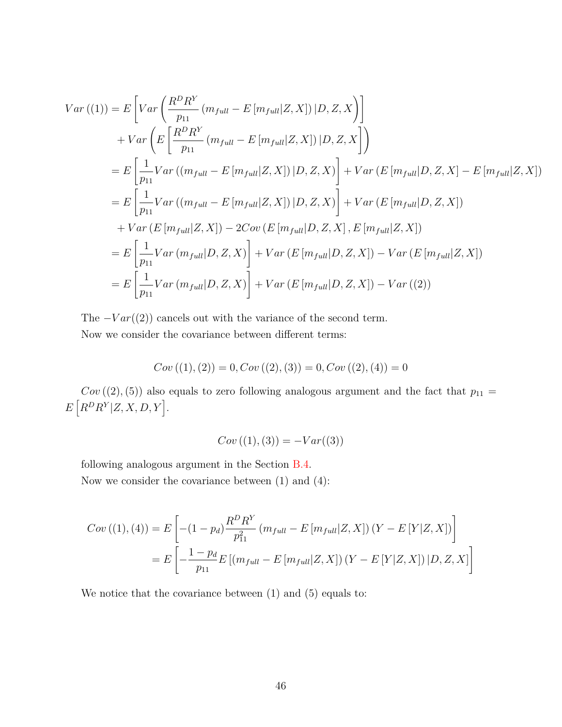$$
\begin{aligned}
Var\left((1)\right) &= E\left[Var\left(\frac{R^D R^Y}{p_{11}}\left(m_{full} - E\left[m_{full}|Z,X\right]\right)|D,Z,X\right)\right] \\
&\quad + Var\left(E\left[\frac{R^D R^Y}{p_{11}}\left(m_{full} - E\left[m_{full}|Z,X\right]\right)|D,Z,X\right]\right) \\
&= E\left[\frac{1}{p_{11}}Var\left(\left(m_{full} - E\left[m_{full}|Z,X\right]\right)|D,Z,X\right)\right] + Var\left(E\left[m_{full}|D,Z,X\right] - E\left[m_{full}|Z,X\right]\right) \\
&= E\left[\frac{1}{p_{11}}Var\left(\left(m_{full} - E\left[m_{full}|Z,X\right]\right)|D,Z,X\right)\right] + Var\left(E\left[m_{full}|D,Z,X\right]\right) \\
&\quad + Var\left(E\left[m_{full}|Z,X\right]\right) - 2Cov\left(E\left[m_{full}|D,Z,X\right], E\left[m_{full}|Z,X\right]\right) \\
&= E\left[\frac{1}{p_{11}}Var\left(m_{full}|D,Z,X\right)\right] + Var\left(E\left[m_{full}|D,Z,X\right]\right) - Var\left(E\left[m_{full}|Z,X\right]\right) \\
&= E\left[\frac{1}{p_{11}}Var\left(m_{full}|D,Z,X\right)\right] + Var\left(E\left[m_{full}|D,Z,X\right]\right) - Var\left((2)\right)
\end{aligned}
$$

The $-Var((2))$ cancels out with the variance of the second term.

Now we consider the covariance between different terms:

$$
Cov\left((1),(2)\right) = 0, Cov\left((2),(3)\right) = 0, Cov\left((2),(4)\right) = 0
$$

$Cov\left((2),(5)\right)$ also equals to zero following analogous argument and the fact that $p_{11} = E\left[R^D R^Y|Z,X,D,Y\right]$.

$$
Cov\left((1),(3)\right) = -Var((3))
$$

following analogous argument in the Section B.4.

Now we consider the covariance between (1) and (4):

$$
\begin{aligned}
Cov\left((1),(4)\right) &= E\left[-(1-p_d)\frac{R^D R^Y}{p_{11}^2}\left(m_{full} - E\left[m_{full}|Z,X\right]\right)\left(Y - E\left[Y|Z,X\right]\right)\right] \\
&= E\left[-\frac{1-p_d}{p_{11}}E\left[\left(m_{full} - E\left[m_{full}|Z,X\right]\right)\left(Y - E\left[Y|Z,X\right]\right)|D,Z,X\right]\right]
\end{aligned}
$$

We notice that the covariance between (1) and (5) equals to: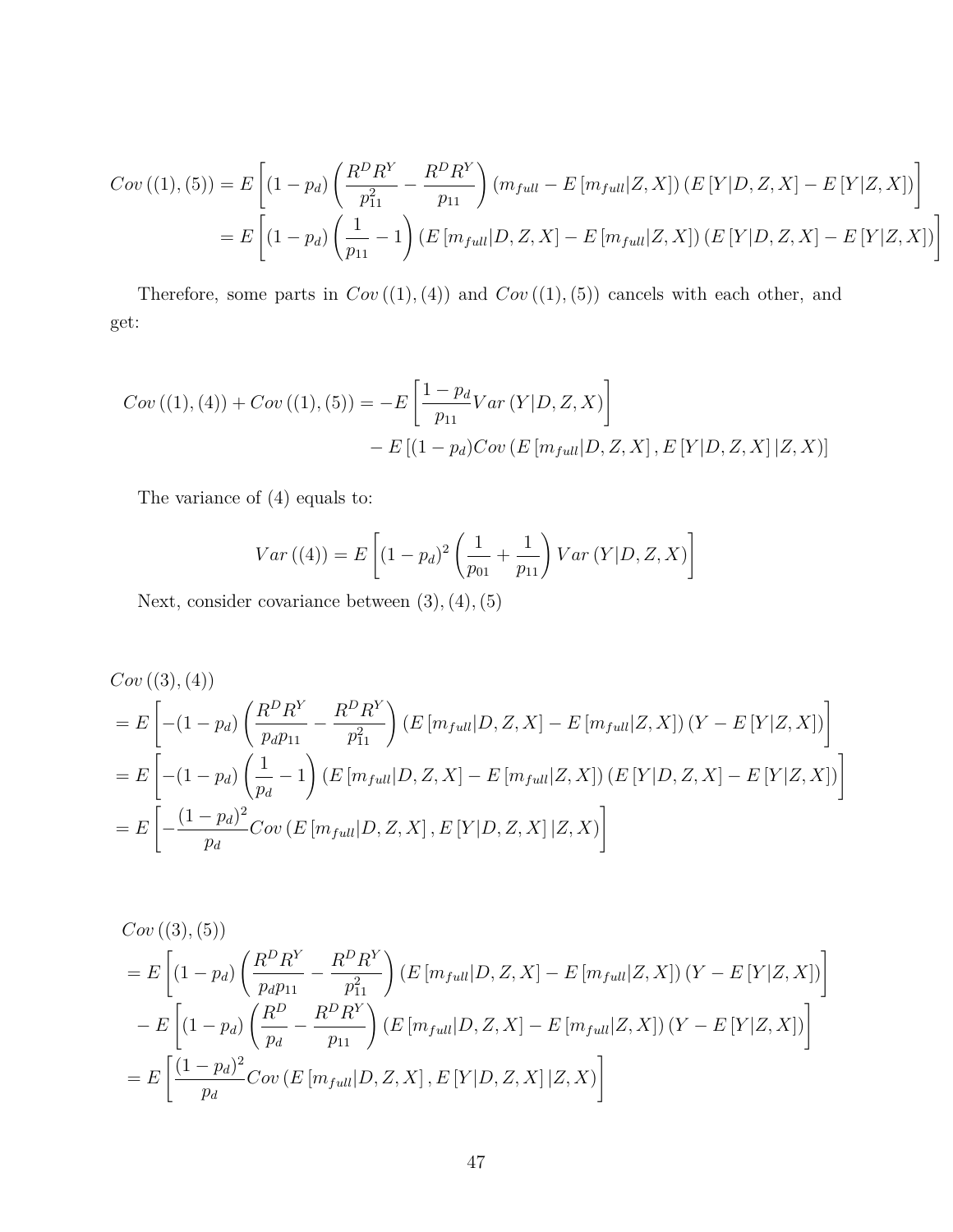$$
\begin{aligned}
Cov\left((1),(5)\right) &= E\left[(1-p_d)\left(\frac{R^D R^Y}{p_{11}^2} - \frac{R^D R^Y}{p_{11}}\right)\left(m_{full} - E\left[m_{full}|Z,X\right]\right)\left(E\left[Y|D,Z,X\right] - E\left[Y|Z,X\right]\right)\right] \\
&= E\left[(1-p_d)\left(\frac{1}{p_{11}} - 1\right)\left(E\left[m_{full}|D,Z,X\right] - E\left[m_{full}|Z,X\right]\right)\left(E\left[Y|D,Z,X\right] - E\left[Y|Z,X\right]\right)\right]
\end{aligned}
$$

Therefore, some parts in $Cov\left((1),(4)\right)$ and $Cov\left((1),(5)\right)$ cancels with each other, and get:

$$
\begin{aligned}
Cov\left((1),(4)\right) + Cov\left((1),(5)\right) = &-E\left[\frac{1-p_d}{p_{11}} Var\left(Y|D,Z,X\right)\right] \\
&- E\left[(1-p_d) Cov\left(E\left[m_{full}|D,Z,X\right], E\left[Y|D,Z,X\right]|Z,X\right)\right]
\end{aligned}
$$

The variance of (4) equals to:

$$
Var\left((4)\right) = E\left[(1-p_d)^2\left(\frac{1}{p_{01}} + \frac{1}{p_{11}}\right) Var\left(Y|D,Z,X\right)\right]
$$

Next, consider covariance between (3), (4), (5)

$$
\begin{aligned}
&Cov\left((3),(4)\right) \\
&= E\left[-(1-p_d)\left(\frac{R^D R^Y}{p_d p_{11}} - \frac{R^D R^Y}{p_{11}^2}\right)\left(E\left[m_{full}|D,Z,X\right] - E\left[m_{full}|Z,X\right]\right)\left(Y - E\left[Y|Z,X\right]\right)\right] \\
&= E\left[-(1-p_d)\left(\frac{1}{p_d} - 1\right)\left(E\left[m_{full}|D,Z,X\right] - E\left[m_{full}|Z,X\right]\right)\left(E\left[Y|D,Z,X\right] - E\left[Y|Z,X\right]\right)\right] \\
&= E\left[-\frac{(1-p_d)^2}{p_d} Cov\left(E\left[m_{full}|D,Z,X\right], E\left[Y|D,Z,X\right]|Z,X\right)\right]
\end{aligned}
$$

$$
\begin{aligned}
&Cov\left((3),(5)\right) \\
&= E\left[(1-p_d)\left(\frac{R^D R^Y}{p_d p_{11}} - \frac{R^D R^Y}{p_{11}^2}\right)\left(E\left[m_{full}|D,Z,X\right] - E\left[m_{full}|Z,X\right]\right)\left(Y - E\left[Y|Z,X\right]\right)\right] \\
&- E\left[(1-p_d)\left(\frac{R^D}{p_d} - \frac{R^D R^Y}{p_{11}}\right)\left(E\left[m_{full}|D,Z,X\right] - E\left[m_{full}|Z,X\right]\right)\left(Y - E\left[Y|Z,X\right]\right)\right] \\
&= E\left[\frac{(1-p_d)^2}{p_d} Cov\left(E\left[m_{full}|D,Z,X\right], E\left[Y|D,Z,X\right]|Z,X\right)\right]
\end{aligned}
$$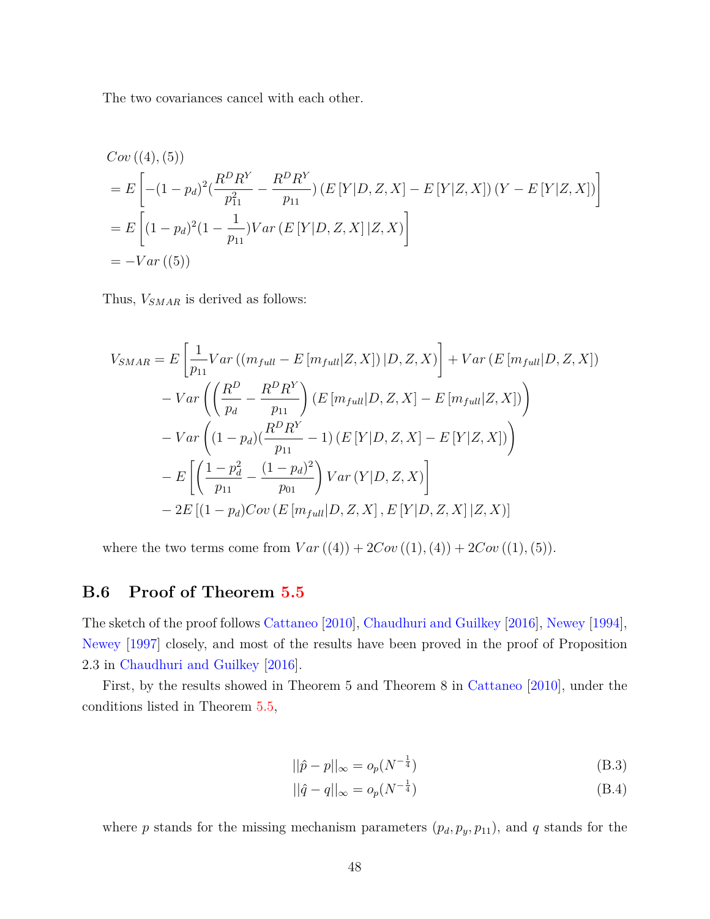The two covariances cancel with each other.

$$
\begin{aligned}
& Cov\left((4),(5)\right) \\
&= E\left[-(1-p_d)^2\left(\frac{R^D R^Y}{p_{11}^2}-\frac{R^D R^Y}{p_{11}}\right)\left(E\left[Y|D,Z,X\right]-E\left[Y|Z,X\right]\right)\left(Y-E\left[Y|Z,X\right]\right)\right] \\
&= E\left[(1-p_d)^2\left(1-\frac{1}{p_{11}}\right)Var\left(E\left[Y|D,Z,X\right]|Z,X\right)\right] \\
&= -Var\left((5)\right)
\end{aligned}
$$

Thus, $V_{SMAR}$ is derived as follows:

$$
\begin{aligned}
V_{SMAR} &= E\left[\frac{1}{p_{11}}Var\left(\left(m_{full}-E\left[m_{full}|Z,X\right]\right)|D,Z,X\right)\right]+Var\left(E\left[m_{full}|D,Z,X\right]\right) \\
&\quad - Var\left(\left(\frac{R^D}{p_d}-\frac{R^D R^Y}{p_{11}}\right)\left(E\left[m_{full}|D,Z,X\right]-E\left[m_{full}|Z,X\right]\right)\right) \\
&\quad - Var\left((1-p_d)\left(\frac{R^D R^Y}{p_{11}}-1\right)\left(E\left[Y|D,Z,X\right]-E\left[Y|Z,X\right]\right)\right) \\
&\quad - E\left[\left(\frac{1-p_d^2}{p_{11}}-\frac{(1-p_d)^2}{p_{01}}\right)Var\left(Y|D,Z,X\right)\right] \\
&\quad - 2E\left[(1-p_d)Cov\left(E\left[m_{full}|D,Z,X\right],E\left[Y|D,Z,X\right]|Z,X\right)\right]
\end{aligned}
$$

where the two terms come from $Var\left((4)\right)+2Cov\left((1),(4)\right)+2Cov\left((1),(5)\right)$.

## B.6 Proof of Theorem 5.5

The sketch of the proof follows Cattaneo [2010], Chaudhuri and Guilkey [2016], Newey [1994], Newey [1997] closely, and most of the results have been proved in the proof of Proposition 2.3 in Chaudhuri and Guilkey [2016].

First, by the results showed in Theorem 5 and Theorem 8 in Cattaneo [2010], under the conditions listed in Theorem 5.5,

$$
||\hat{p}-p||_\infty = o_p(N^{-\frac{1}{4}}) \tag{B.3}
$$

$$
||\hat{q}-q||_\infty = o_p(N^{-\frac{1}{4}}) \tag{B.4}
$$

where $p$ stands for the missing mechanism parameters $(p_d, p_y, p_{11})$, and $q$ stands for the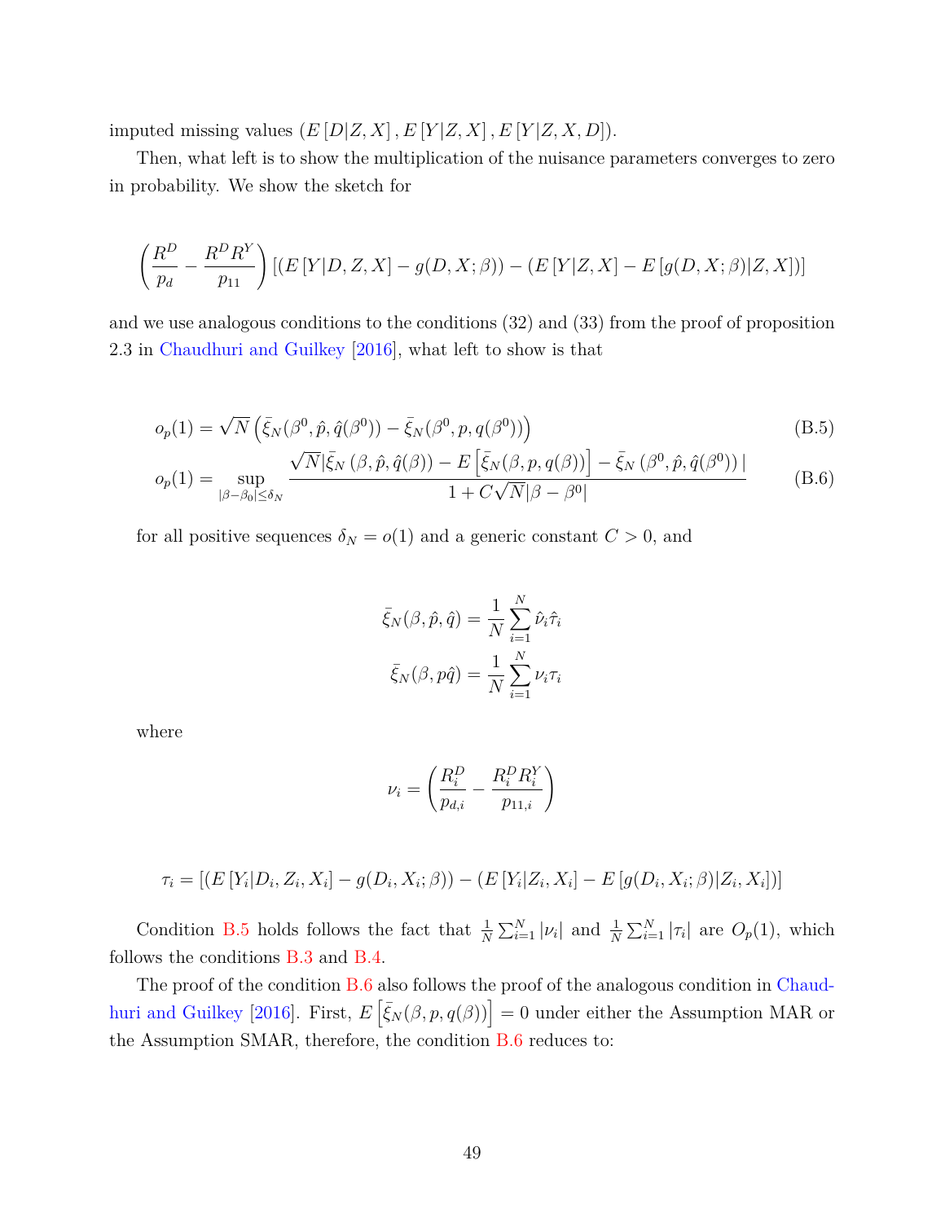imputed missing values $(E[D|Z,X], E[Y|Z,X], E[Y|Z,X,D])$.

Then, what left is to show the multiplication of the nuisance parameters converges to zero in probability. We show the sketch for

$$\left(\frac{R^D}{p_d} - \frac{R^D R^Y}{p_{11}}\right)\left[\left(E[Y|D,Z,X] - g(D,X;\beta)\right) - \left(E[Y|Z,X] - E[g(D,X;\beta)|Z,X]\right)\right]$$

and we use analogous conditions to the conditions (32) and (33) from the proof of proposition 2.3 in Chaudhuri and Guilkey [2016], what left to show is that

$$o_p(1) = \sqrt{N}\left(\bar{\xi}_N(\beta^0, \hat{p}, \hat{q}(\beta^0)) - \bar{\xi}_N(\beta^0, p, q(\beta^0))\right) \tag{B.5}$$

$$o_p(1) = \sup_{|\beta-\beta_0|\leq\delta_N} \frac{\sqrt{N}|\bar{\xi}_N(\beta, \hat{p}, \hat{q}(\beta)) - E\left[\bar{\xi}_N(\beta, p, q(\beta))\right] - \bar{\xi}_N(\beta^0, \hat{p}, \hat{q}(\beta^0))|}{1 + C\sqrt{N}|\beta - \beta^0|} \tag{B.6}$$

for all positive sequences $\delta_N = o(1)$ and a generic constant $C > 0$, and

$$\bar{\xi}_N(\beta, \hat{p}, \hat{q}) = \frac{1}{N}\sum_{i=1}^N \hat{\nu}_i \hat{\tau}_i$$

$$\bar{\xi}_N(\beta, p\hat{q}) = \frac{1}{N}\sum_{i=1}^N \nu_i \tau_i$$

where

$$\nu_i = \left(\frac{R_i^D}{p_{d,i}} - \frac{R_i^D R_i^Y}{p_{11,i}}\right)$$

$$\tau_i = \left[\left(E[Y_i|D_i,Z_i,X_i] - g(D_i,X_i;\beta)\right) - \left(E[Y_i|Z_i,X_i] - E[g(D_i,X_i;\beta)|Z_i,X_i]\right)\right]$$

Condition B.5 holds follows the fact that $\frac{1}{N}\sum_{i=1}^N |\nu_i|$ and $\frac{1}{N}\sum_{i=1}^N |\tau_i|$ are $O_p(1)$, which follows the conditions B.3 and B.4.

The proof of the condition B.6 also follows the proof of the analogous condition in Chaudhuri and Guilkey [2016]. First, $E\left[\bar{\xi}_N(\beta, p, q(\beta))\right] = 0$ under either the Assumption MAR or the Assumption SMAR, therefore, the condition B.6 reduces to: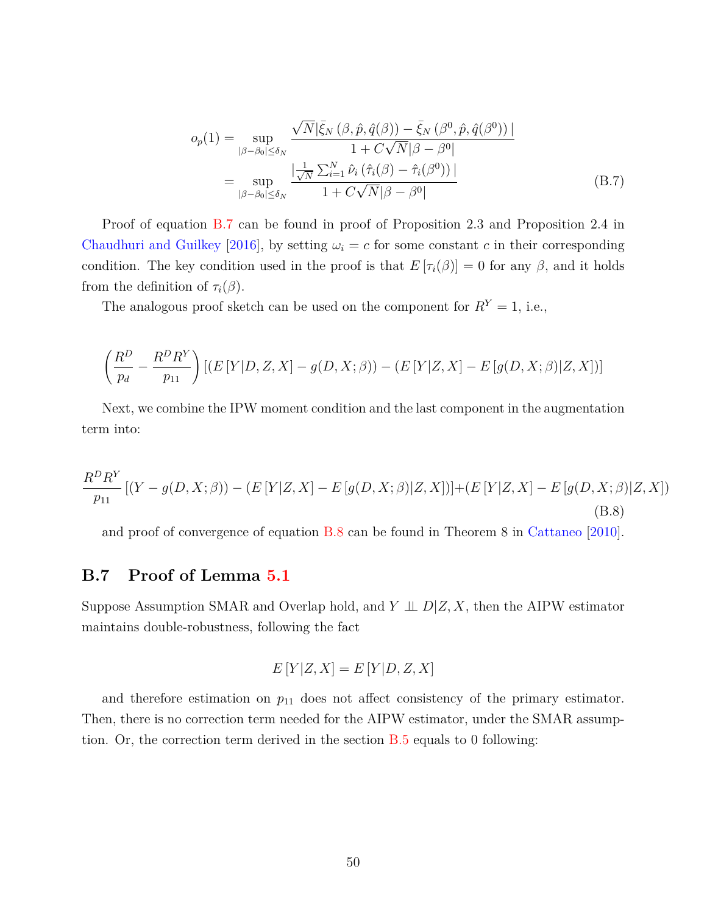$$
\begin{aligned}
o_p(1) &= \sup_{|\beta-\beta_0|\leq\delta_N} \frac{\sqrt{N}|\bar{\xi}_N\left(\beta,\hat{p},\hat{q}(\beta)\right)-\bar{\xi}_N\left(\beta^0,\hat{p},\hat{q}(\beta^0)\right)|}{1+C\sqrt{N}|\beta-\beta^0|} \\
&= \sup_{|\beta-\beta_0|\leq\delta_N} \frac{|\frac{1}{\sqrt{N}}\sum_{i=1}^N \hat{\nu}_i\left(\hat{\tau}_i(\beta)-\hat{\tau}_i(\beta^0)\right)|}{1+C\sqrt{N}|\beta-\beta^0|}
\end{aligned}
\tag{B.7}
$$

Proof of equation B.7 can be found in proof of Proposition 2.3 and Proposition 2.4 in Chaudhuri and Guilkey [2016], by setting $\omega_i = c$ for some constant $c$ in their corresponding condition. The key condition used in the proof is that $E\left[\tau_i(\beta)\right]=0$ for any $\beta$, and it holds from the definition of $\tau_i(\beta)$.

The analogous proof sketch can be used on the component for $R^Y=1$, i.e.,

$$
\left(\frac{R^D}{p_d}-\frac{R^DR^Y}{p_{11}}\right)\left[\left(E\left[Y|D,Z,X\right]-g(D,X;\beta)\right)-\left(E\left[Y|Z,X\right]-E\left[g(D,X;\beta)|Z,X\right]\right)\right]
$$

Next, we combine the IPW moment condition and the last component in the augmentation term into:

$$
\frac{R^DR^Y}{p_{11}}\left[\left(Y-g(D,X;\beta)\right)-\left(E\left[Y|Z,X\right]-E\left[g(D,X;\beta)|Z,X\right]\right)\right]+\left(E\left[Y|Z,X\right]-E\left[g(D,X;\beta)|Z,X\right]\right)
\tag{B.8}
$$

and proof of convergence of equation B.8 can be found in Theorem 8 in Cattaneo [2010].

## B.7 Proof of Lemma 5.1

Suppose Assumption SMAR and Overlap hold, and $Y \perp\!\!\!\perp D|Z,X$, then the AIPW estimator maintains double-robustness, following the fact

$$
E\left[Y|Z,X\right]=E\left[Y|D,Z,X\right]
$$

and therefore estimation on $p_{11}$ does not affect consistency of the primary estimator. Then, there is no correction term needed for the AIPW estimator, under the SMAR assumption. Or, the correction term derived in the section B.5 equals to 0 following: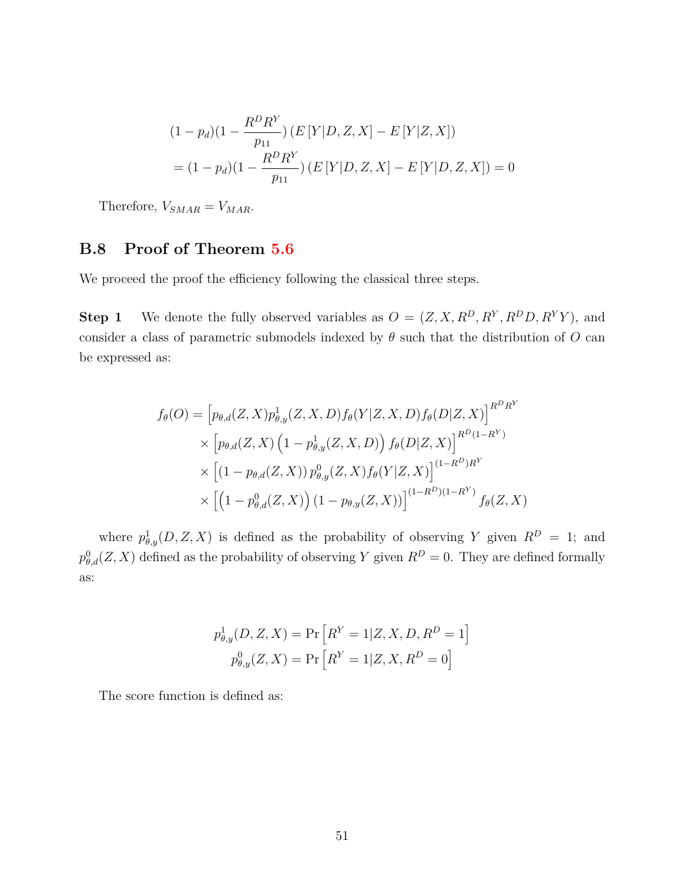$$
\begin{aligned}
&(1-p_d)(1-\frac{R^D R^Y}{p_{11}})\left(E\left[Y|D,Z,X\right]-E\left[Y|Z,X\right]\right) \\
&=(1-p_d)(1-\frac{R^D R^Y}{p_{11}})\left(E\left[Y|D,Z,X\right]-E\left[Y|D,Z,X\right]\right)=0
\end{aligned}
$$

Therefore, $V_{SMAR}=V_{MAR}$.

## B.8 Proof of Theorem 5.6

We proceed the proof the efficiency following the classical three steps.

**Step 1** We denote the fully observed variables as $O=(Z,X,R^D,R^Y,R^D D,R^Y Y)$, and consider a class of parametric submodels indexed by $\theta$ such that the distribution of $O$ can be expressed as:

$$
\begin{aligned}
f_\theta(O)=&\left[p_{\theta,d}(Z,X)p^1_{\theta,y}(Z,X,D)f_\theta(Y|Z,X,D)f_\theta(D|Z,X)\right]^{R^D R^Y} \\
&\times\left[p_{\theta,d}(Z,X)\left(1-p^1_{\theta,y}(Z,X,D)\right)f_\theta(D|Z,X)\right]^{R^D(1-R^Y)} \\
&\times\left[(1-p_{\theta,d}(Z,X))\,p^0_{\theta,y}(Z,X)f_\theta(Y|Z,X)\right]^{(1-R^D)R^Y} \\
&\times\left[\left(1-p^0_{\theta,d}(Z,X)\right)(1-p_{\theta,y}(Z,X))\right]^{(1-R^D)(1-R^Y)}f_\theta(Z,X)
\end{aligned}
$$

where $p^1_{\theta,y}(D,Z,X)$ is defined as the probability of observing $Y$ given $R^D=1$; and $p^0_{\theta,d}(Z,X)$ defined as the probability of observing $Y$ given $R^D=0$. They are defined formally as:

$$
\begin{aligned}
p^1_{\theta,y}(D,Z,X)&=\Pr\left[R^Y=1|Z,X,D,R^D=1\right] \\
p^0_{\theta,y}(Z,X)&=\Pr\left[R^Y=1|Z,X,R^D=0\right]
\end{aligned}
$$

The score function is defined as: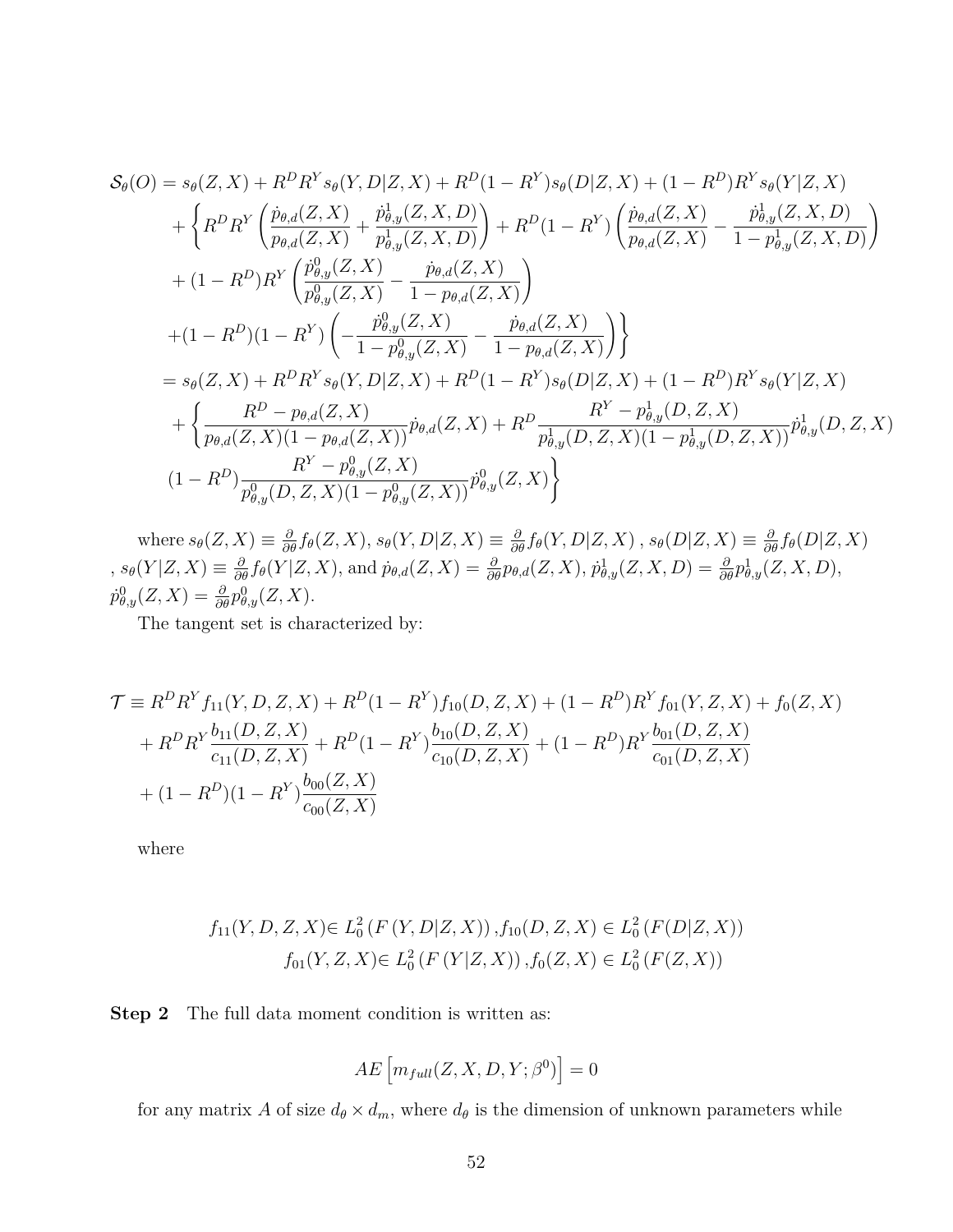$$
\begin{aligned}
\mathcal{S}_\theta(O) &= s_\theta(Z,X) + R^D R^Y s_\theta(Y,D|Z,X) + R^D(1-R^Y) s_\theta(D|Z,X) + (1-R^D)R^Y s_\theta(Y|Z,X) \\
&\quad + \Bigg\{ R^D R^Y \left( \frac{\dot{p}_{\theta,d}(Z,X)}{p_{\theta,d}(Z,X)} + \frac{\dot{p}^1_{\theta,y}(Z,X,D)}{p^1_{\theta,y}(Z,X,D)} \right) + R^D(1-R^Y) \left( \frac{\dot{p}_{\theta,d}(Z,X)}{p_{\theta,d}(Z,X)} - \frac{\dot{p}^1_{\theta,y}(Z,X,D)}{1-p^1_{\theta,y}(Z,X,D)} \right) \\
&\quad + (1-R^D)R^Y \left( \frac{\dot{p}^0_{\theta,y}(Z,X)}{p^0_{\theta,y}(Z,X)} - \frac{\dot{p}_{\theta,d}(Z,X)}{1-p_{\theta,d}(Z,X)} \right) \\
&\quad + (1-R^D)(1-R^Y) \left( -\frac{\dot{p}^0_{\theta,y}(Z,X)}{1-p^0_{\theta,y}(Z,X)} - \frac{\dot{p}_{\theta,d}(Z,X)}{1-p_{\theta,d}(Z,X)} \right) \Bigg\} \\
&= s_\theta(Z,X) + R^D R^Y s_\theta(Y,D|Z,X) + R^D(1-R^Y) s_\theta(D|Z,X) + (1-R^D)R^Y s_\theta(Y|Z,X) \\
&\quad + \Bigg\{ \frac{R^D - p_{\theta,d}(Z,X)}{p_{\theta,d}(Z,X)(1-p_{\theta,d}(Z,X))} \dot{p}_{\theta,d}(Z,X) + R^D \frac{R^Y - p^1_{\theta,y}(D,Z,X)}{p^1_{\theta,y}(D,Z,X)(1-p^1_{\theta,y}(D,Z,X))} \dot{p}^1_{\theta,y}(D,Z,X) \\
&\quad (1-R^D) \frac{R^Y - p^0_{\theta,y}(Z,X)}{p^0_{\theta,y}(D,Z,X)(1-p^0_{\theta,y}(Z,X))} \dot{p}^0_{\theta,y}(Z,X) \Bigg\}
\end{aligned}
$$

where $s_\theta(Z,X) \equiv \frac{\partial}{\partial\theta} f_\theta(Z,X)$, $s_\theta(Y,D|Z,X) \equiv \frac{\partial}{\partial\theta} f_\theta(Y,D|Z,X)$ , $s_\theta(D|Z,X) \equiv \frac{\partial}{\partial\theta} f_\theta(D|Z,X)$ , $s_\theta(Y|Z,X) \equiv \frac{\partial}{\partial\theta} f_\theta(Y|Z,X)$, and $\dot{p}_{\theta,d}(Z,X) = \frac{\partial}{\partial\theta} p_{\theta,d}(Z,X)$, $\dot{p}^1_{\theta,y}(Z,X,D) = \frac{\partial}{\partial\theta} p^1_{\theta,y}(Z,X,D)$, $\dot{p}^0_{\theta,y}(Z,X) = \frac{\partial}{\partial\theta} p^0_{\theta,y}(Z,X)$.

The tangent set is characterized by:

$$
\begin{aligned}
\mathcal{T} &\equiv R^D R^Y f_{11}(Y,D,Z,X) + R^D(1-R^Y) f_{10}(D,Z,X) + (1-R^D)R^Y f_{01}(Y,Z,X) + f_0(Z,X) \\
&\quad + R^D R^Y \frac{b_{11}(D,Z,X)}{c_{11}(D,Z,X)} + R^D(1-R^Y) \frac{b_{10}(D,Z,X)}{c_{10}(D,Z,X)} + (1-R^D)R^Y \frac{b_{01}(D,Z,X)}{c_{01}(D,Z,X)} \\
&\quad + (1-R^D)(1-R^Y) \frac{b_{00}(Z,X)}{c_{00}(Z,X)}
\end{aligned}
$$

where

$$
\begin{aligned}
f_{11}(Y,D,Z,X) &\in L^2_0\left(F\left(Y,D|Z,X\right)\right), f_{10}(D,Z,X) \in L^2_0\left(F(D|Z,X)\right) \\
f_{01}(Y,Z,X) &\in L^2_0\left(F\left(Y|Z,X\right)\right), f_0(Z,X) \in L^2_0\left(F(Z,X)\right)
\end{aligned}
$$

**Step 2** The full data moment condition is written as:

$$
AE\left[m_{full}(Z,X,D,Y;\beta^0)\right] = 0
$$

for any matrix $A$ of size $d_\theta \times d_m$, where $d_\theta$ is the dimension of unknown parameters while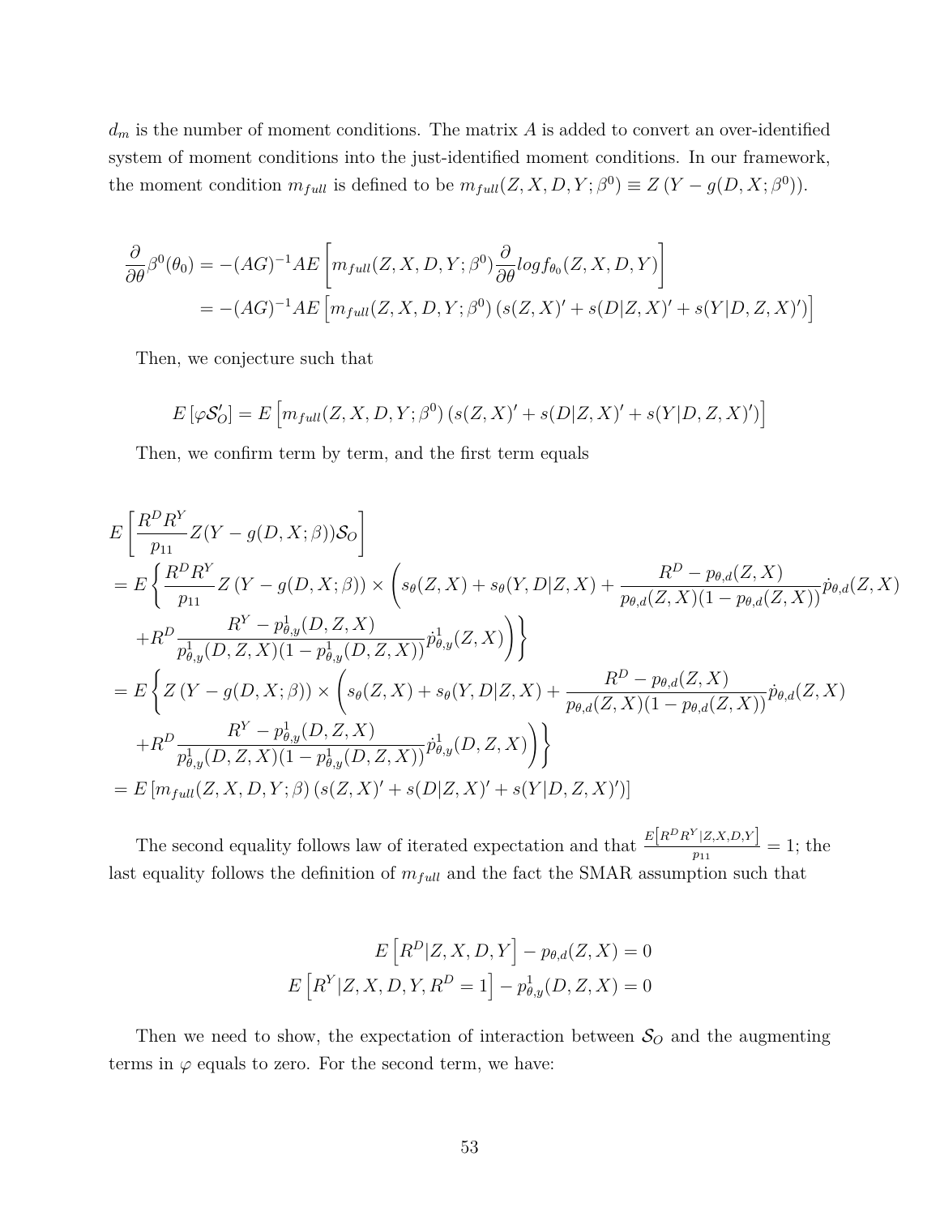$d_m$ is the number of moment conditions. The matrix $A$ is added to convert an over-identified system of moment conditions into the just-identified moment conditions. In our framework, the moment condition $m_{full}$ is defined to be $m_{full}(Z, X, D, Y; \beta^0) \equiv Z\,(Y - g(D, X; \beta^0))$.

$$
\begin{aligned}
\frac{\partial}{\partial \theta}\beta^0(\theta_0) &= -(AG)^{-1} A E\left[m_{full}(Z, X, D, Y; \beta^0)\frac{\partial}{\partial \theta} log f_{\theta_0}(Z, X, D, Y)\right] \\
&= -(AG)^{-1} A E\left[m_{full}(Z, X, D, Y; \beta^0)\left(s(Z, X)' + s(D|Z, X)' + s(Y|D, Z, X)'\right)\right]
\end{aligned}
$$

Then, we conjecture such that

$$
E\left[\varphi \mathcal{S}_O'\right] = E\left[m_{full}(Z, X, D, Y; \beta^0)\left(s(Z, X)' + s(D|Z, X)' + s(Y|D, Z, X)'\right)\right]
$$

Then, we confirm term by term, and the first term equals

$$
\begin{aligned}
&E\left[\frac{R^D R^Y}{p_{11}} Z(Y - g(D, X; \beta))\mathcal{S}_O\right] \\
&= E\left\{\frac{R^D R^Y}{p_{11}} Z\left(Y - g(D, X; \beta)\right) \times \left(s_\theta(Z, X) + s_\theta(Y, D|Z, X) + \frac{R^D - p_{\theta,d}(Z, X)}{p_{\theta,d}(Z, X)(1 - p_{\theta,d}(Z, X))}\dot{p}_{\theta,d}(Z, X)\right.\right. \\
&\quad \left.\left. + R^D \frac{R^Y - p^1_{\theta,y}(D, Z, X)}{p^1_{\theta,y}(D, Z, X)(1 - p^1_{\theta,y}(D, Z, X))}\dot{p}^1_{\theta,y}(Z, X)\right)\right\} \\
&= E\left\{Z\left(Y - g(D, X; \beta)\right) \times \left(s_\theta(Z, X) + s_\theta(Y, D|Z, X) + \frac{R^D - p_{\theta,d}(Z, X)}{p_{\theta,d}(Z, X)(1 - p_{\theta,d}(Z, X))}\dot{p}_{\theta,d}(Z, X)\right.\right. \\
&\quad \left.\left. + R^D \frac{R^Y - p^1_{\theta,y}(D, Z, X)}{p^1_{\theta,y}(D, Z, X)(1 - p^1_{\theta,y}(D, Z, X))}\dot{p}^1_{\theta,y}(D, Z, X)\right)\right\} \\
&= E\left[m_{full}(Z, X, D, Y; \beta)\left(s(Z, X)' + s(D|Z, X)' + s(Y|D, Z, X)'\right)\right]
\end{aligned}
$$

The second equality follows law of iterated expectation and that $\frac{E\left[R^D R^Y|Z, X, D, Y\right]}{p_{11}} = 1$; the last equality follows the definition of $m_{full}$ and the fact the SMAR assumption such that

$$
\begin{aligned}
E\left[R^D|Z, X, D, Y\right] - p_{\theta,d}(Z, X) = 0 \\
E\left[R^Y|Z, X, D, Y, R^D = 1\right] - p^1_{\theta,y}(D, Z, X) = 0
\end{aligned}
$$

Then we need to show, the expectation of interaction between $\mathcal{S}_O$ and the augmenting terms in $\varphi$ equals to zero. For the second term, we have: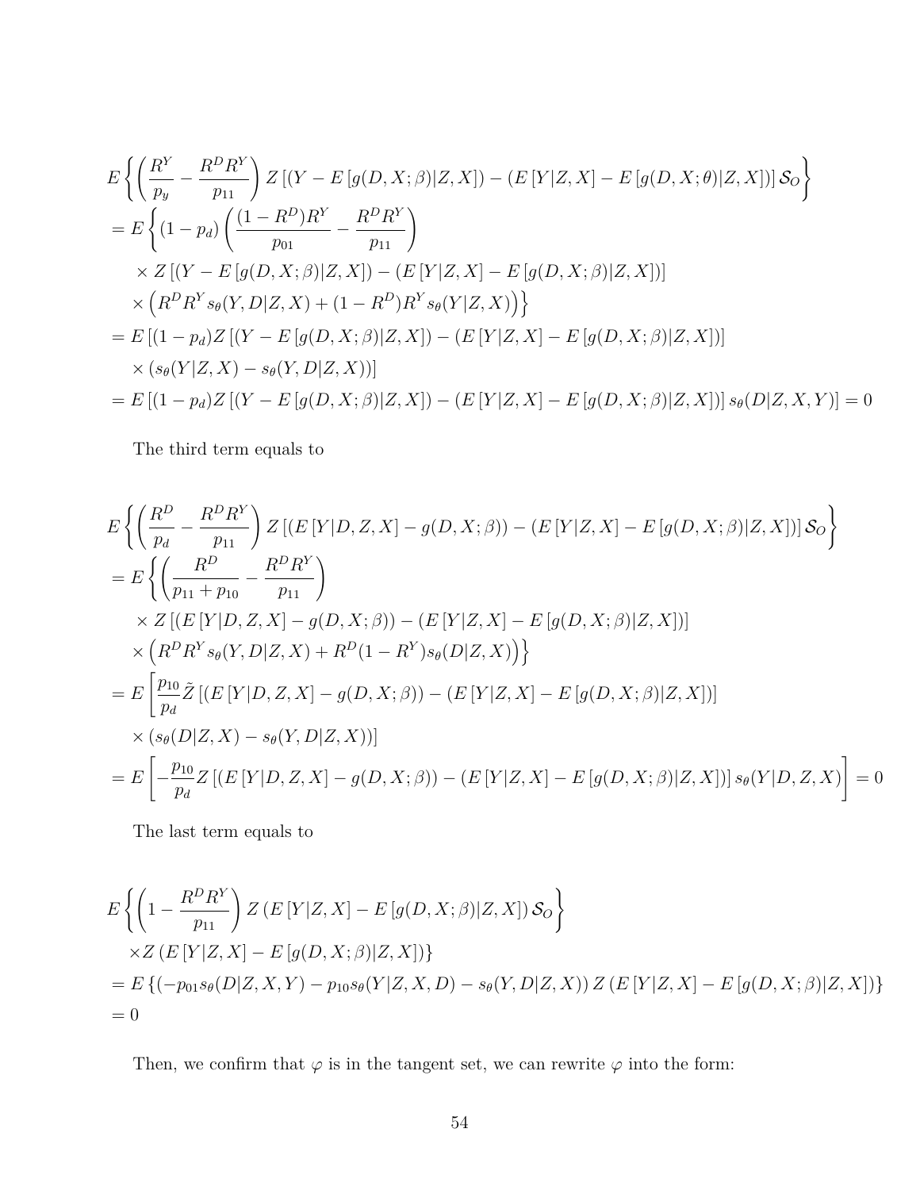$$
\begin{aligned}
&E\left\{\left(\frac{R^Y}{p_y}-\frac{R^D R^Y}{p_{11}}\right) Z\left[(Y-E\left[g(D,X;\beta)|Z,X\right])-(E\left[Y|Z,X\right]-E\left[g(D,X;\theta)|Z,X\right])\right]\mathcal{S}_O\right\}\\
&=E\left\{(1-p_d)\left(\frac{(1-R^D)R^Y}{p_{01}}-\frac{R^D R^Y}{p_{11}}\right)\right.\\
&\quad\times Z\left[(Y-E\left[g(D,X;\beta)|Z,X\right])-(E\left[Y|Z,X\right]-E\left[g(D,X;\beta)|Z,X\right])\right]\\
&\quad\left.\times\left(R^D R^Y s_\theta(Y,D|Z,X)+(1-R^D)R^Y s_\theta(Y|Z,X)\right)\right\}\\
&=E\left[(1-p_d)Z\left[(Y-E\left[g(D,X;\beta)|Z,X\right])-(E\left[Y|Z,X\right]-E\left[g(D,X;\beta)|Z,X\right])\right]\right.\\
&\quad\left.\times\left(s_\theta(Y|Z,X)-s_\theta(Y,D|Z,X)\right)\right]\\
&=E\left[(1-p_d)Z\left[(Y-E\left[g(D,X;\beta)|Z,X\right])-(E\left[Y|Z,X\right]-E\left[g(D,X;\beta)|Z,X\right])\right]s_\theta(D|Z,X,Y)\right]=0
\end{aligned}
$$

The third term equals to

$$
\begin{aligned}
&E\left\{\left(\frac{R^D}{p_d}-\frac{R^D R^Y}{p_{11}}\right) Z\left[(E\left[Y|D,Z,X\right]-g(D,X;\beta))-(E\left[Y|Z,X\right]-E\left[g(D,X;\beta)|Z,X\right])\right]\mathcal{S}_O\right\}\\
&=E\left\{\left(\frac{R^D}{p_{11}+p_{10}}-\frac{R^D R^Y}{p_{11}}\right)\right.\\
&\quad\times Z\left[(E\left[Y|D,Z,X\right]-g(D,X;\beta))-(E\left[Y|Z,X\right]-E\left[g(D,X;\beta)|Z,X\right])\right]\\
&\quad\left.\times\left(R^D R^Y s_\theta(Y,D|Z,X)+R^D(1-R^Y)s_\theta(D|Z,X)\right)\right\}\\
&=E\left[\frac{p_{10}}{p_d}\tilde{Z}\left[(E\left[Y|D,Z,X\right]-g(D,X;\beta))-(E\left[Y|Z,X\right]-E\left[g(D,X;\beta)|Z,X\right])\right]\right.\\
&\quad\left.\times\left(s_\theta(D|Z,X)-s_\theta(Y,D|Z,X)\right)\right]\\
&=E\left[-\frac{p_{10}}{p_d}Z\left[(E\left[Y|D,Z,X\right]-g(D,X;\beta))-(E\left[Y|Z,X\right]-E\left[g(D,X;\beta)|Z,X\right])\right]s_\theta(Y|D,Z,X)\right]=0
\end{aligned}
$$

The last term equals to

$$
\begin{aligned}
&E\left\{\left(1-\frac{R^D R^Y}{p_{11}}\right) Z\left(E\left[Y|Z,X\right]-E\left[g(D,X;\beta)|Z,X\right]\right)\mathcal{S}_O\right\}\\
&\quad\times Z\left(E\left[Y|Z,X\right]-E\left[g(D,X;\beta)|Z,X\right]\right)\}\\
&=E\left\{\left(-p_{01}s_\theta(D|Z,X,Y)-p_{10}s_\theta(Y|Z,X,D)-s_\theta(Y,D|Z,X)\right)Z\left(E\left[Y|Z,X\right]-E\left[g(D,X;\beta)|Z,X\right]\right)\right\}\\
&=0
\end{aligned}
$$

Then, we confirm that $\varphi$ is in the tangent set, we can rewrite $\varphi$ into the form: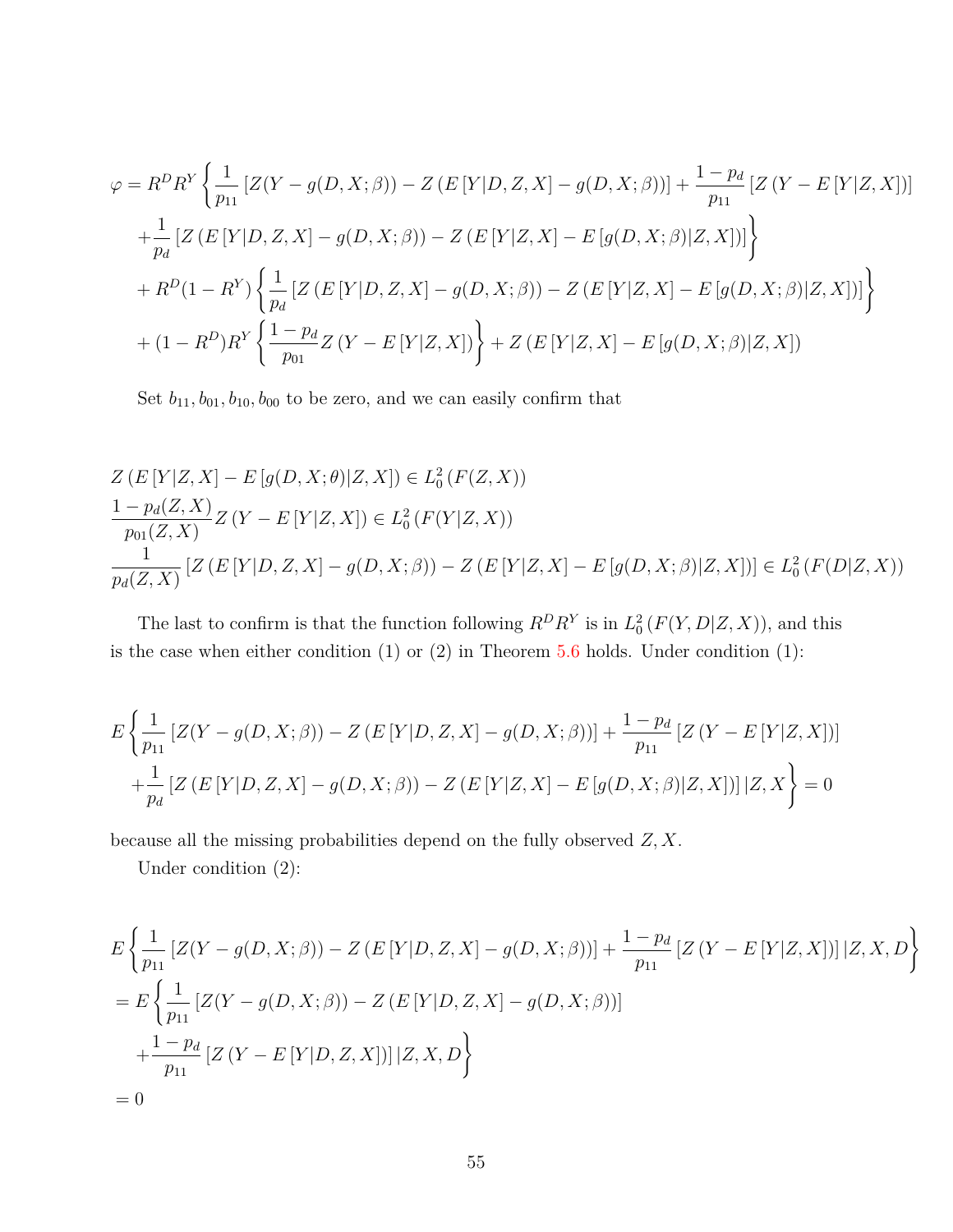$$
\begin{aligned}
\varphi = & R^D R^Y \left\{ \frac{1}{p_{11}} \left[ Z(Y - g(D,X;\beta)) - Z\left(E\left[Y|D,Z,X\right] - g(D,X;\beta)\right)\right] + \frac{1-p_d}{p_{11}} \left[ Z\left(Y - E\left[Y|Z,X\right]\right)\right] \right. \\
& \left. + \frac{1}{p_d} \left[ Z\left(E\left[Y|D,Z,X\right] - g(D,X;\beta)\right) - Z\left(E\left[Y|Z,X\right] - E\left[g(D,X;\beta)|Z,X\right]\right)\right] \right\} \\
& + R^D(1-R^Y) \left\{ \frac{1}{p_d} \left[ Z\left(E\left[Y|D,Z,X\right] - g(D,X;\beta)\right) - Z\left(E\left[Y|Z,X\right] - E\left[g(D,X;\beta)|Z,X\right]\right)\right] \right\} \\
& + (1-R^D)R^Y \left\{ \frac{1-p_d}{p_{01}} Z\left(Y - E\left[Y|Z,X\right]\right) \right\} + Z\left(E\left[Y|Z,X\right] - E\left[g(D,X;\beta)|Z,X\right]\right)
\end{aligned}
$$

Set $b_{11}, b_{01}, b_{10}, b_{00}$ to be zero, and we can easily confirm that

$$
\begin{aligned}
& Z\left(E\left[Y|Z,X\right] - E\left[g(D,X;\theta)|Z,X\right]\right) \in L_0^2\left(F(Z,X)\right) \\
& \frac{1-p_d(Z,X)}{p_{01}(Z,X)} Z\left(Y - E\left[Y|Z,X\right]\right) \in L_0^2\left(F(Y|Z,X)\right) \\
& \frac{1}{p_d(Z,X)} \left[ Z\left(E\left[Y|D,Z,X\right] - g(D,X;\beta)\right) - Z\left(E\left[Y|Z,X\right] - E\left[g(D,X;\beta)|Z,X\right]\right)\right] \in L_0^2\left(F(D|Z,X)\right)
\end{aligned}
$$

The last to confirm is that the function following $R^D R^Y$ is in $L_0^2\left(F(Y,D|Z,X)\right)$, and this is the case when either condition (1) or (2) in Theorem 5.6 holds. Under condition (1):

$$
\begin{aligned}
& E\left\{ \frac{1}{p_{11}} \left[ Z(Y - g(D,X;\beta)) - Z\left(E\left[Y|D,Z,X\right] - g(D,X;\beta)\right)\right] + \frac{1-p_d}{p_{11}} \left[ Z\left(Y - E\left[Y|Z,X\right]\right)\right] \right. \\
& \left. + \frac{1}{p_d} \left[ Z\left(E\left[Y|D,Z,X\right] - g(D,X;\beta)\right) - Z\left(E\left[Y|Z,X\right] - E\left[g(D,X;\beta)|Z,X\right]\right)\right] |Z,X \right\} = 0
\end{aligned}
$$

because all the missing probabilities depend on the fully observed $Z, X$.

Under condition (2):

$$
\begin{aligned}
& E\left\{ \frac{1}{p_{11}} \left[ Z(Y - g(D,X;\beta)) - Z\left(E\left[Y|D,Z,X\right] - g(D,X;\beta)\right)\right] + \frac{1-p_d}{p_{11}} \left[ Z\left(Y - E\left[Y|Z,X\right]\right)\right] |Z,X,D \right\} \\
& = E\left\{ \frac{1}{p_{11}} \left[ Z(Y - g(D,X;\beta)) - Z\left(E\left[Y|D,Z,X\right] - g(D,X;\beta)\right)\right] \right. \\
& \quad \left. + \frac{1-p_d}{p_{11}} \left[ Z\left(Y - E\left[Y|D,Z,X\right]\right)\right] |Z,X,D \right\} \\
& = 0
\end{aligned}
$$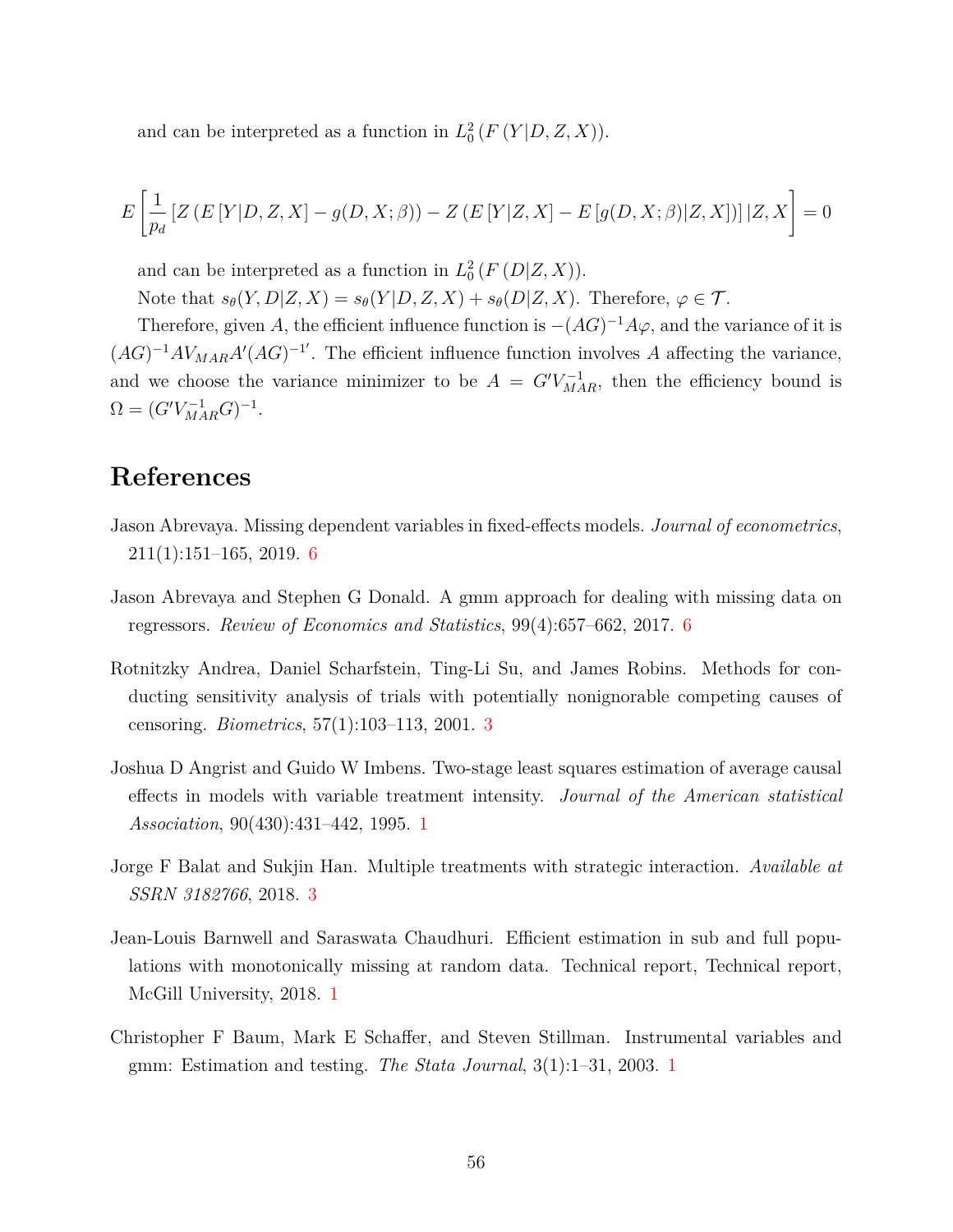and can be interpreted as a function in $L_0^2\left(F\left(Y|D,Z,X\right)\right)$.

$$E\left[\frac{1}{p_d}\left[Z\left(E\left[Y|D,Z,X\right]-g(D,X;\beta)\right)-Z\left(E\left[Y|Z,X\right]-E\left[g(D,X;\beta)|Z,X\right]\right)\right]|Z,X\right]=0$$

and can be interpreted as a function in $L_0^2\left(F\left(D|Z,X\right)\right)$.

Note that $s_\theta(Y,D|Z,X)=s_\theta(Y|D,Z,X)+s_\theta(D|Z,X)$. Therefore, $\varphi\in\mathcal{T}$.

Therefore, given $A$, the efficient influence function is $-(AG)^{-1}A\varphi$, and the variance of it is $(AG)^{-1}AV_{MAR}A'(AG)^{-1\prime}$. The efficient influence function involves $A$ affecting the variance, and we choose the variance minimizer to be $A=G'V_{MAR}^{-1}$, then the efficiency bound is $\Omega=(G'V_{MAR}^{-1}G)^{-1}$.

# References

Jason Abrevaya. Missing dependent variables in fixed-effects models. *Journal of econometrics*, 211(1):151–165, 2019. 6

Jason Abrevaya and Stephen G Donald. A gmm approach for dealing with missing data on regressors. *Review of Economics and Statistics*, 99(4):657–662, 2017. 6

Rotnitzky Andrea, Daniel Scharfstein, Ting-Li Su, and James Robins. Methods for conducting sensitivity analysis of trials with potentially nonignorable competing causes of censoring. *Biometrics*, 57(1):103–113, 2001. 3

Joshua D Angrist and Guido W Imbens. Two-stage least squares estimation of average causal effects in models with variable treatment intensity. *Journal of the American statistical Association*, 90(430):431–442, 1995. 1

Jorge F Balat and Sukjin Han. Multiple treatments with strategic interaction. *Available at SSRN 3182766*, 2018. 3

Jean-Louis Barnwell and Saraswata Chaudhuri. Efficient estimation in sub and full populations with monotonically missing at random data. Technical report, Technical report, McGill University, 2018. 1

Christopher F Baum, Mark E Schaffer, and Steven Stillman. Instrumental variables and gmm: Estimation and testing. *The Stata Journal*, 3(1):1–31, 2003. 1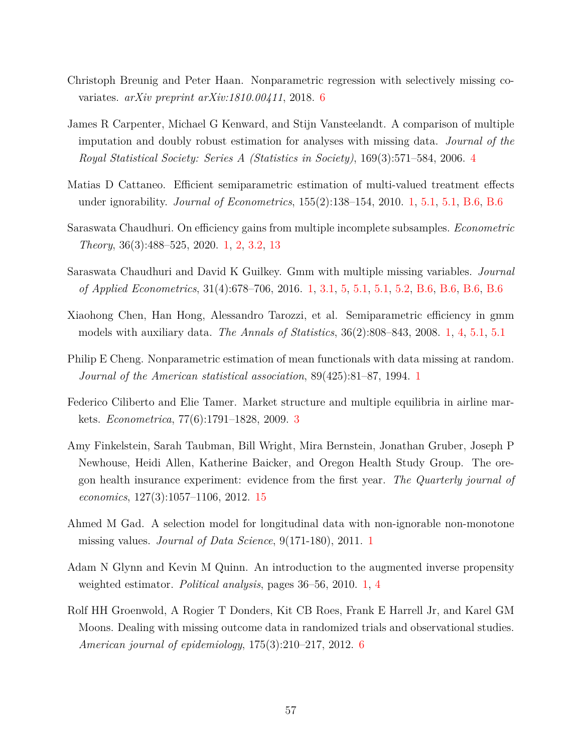Christoph Breunig and Peter Haan. Nonparametric regression with selectively missing covariates. *arXiv preprint arXiv:1810.00411*, 2018. 6

James R Carpenter, Michael G Kenward, and Stijn Vansteelandt. A comparison of multiple imputation and doubly robust estimation for analyses with missing data. *Journal of the Royal Statistical Society: Series A (Statistics in Society)*, 169(3):571–584, 2006. 4

Matias D Cattaneo. Efficient semiparametric estimation of multi-valued treatment effects under ignorability. *Journal of Econometrics*, 155(2):138–154, 2010. 1, 5.1, 5.1, B.6, B.6

Saraswata Chaudhuri. On efficiency gains from multiple incomplete subsamples. *Econometric Theory*, 36(3):488–525, 2020. 1, 2, 3.2, 13

Saraswata Chaudhuri and David K Guilkey. Gmm with multiple missing variables. *Journal of Applied Econometrics*, 31(4):678–706, 2016. 1, 3.1, 5, 5.1, 5.1, 5.2, B.6, B.6, B.6, B.6

Xiaohong Chen, Han Hong, Alessandro Tarozzi, et al. Semiparametric efficiency in gmm models with auxiliary data. *The Annals of Statistics*, 36(2):808–843, 2008. 1, 4, 5.1, 5.1

Philip E Cheng. Nonparametric estimation of mean functionals with data missing at random. *Journal of the American statistical association*, 89(425):81–87, 1994. 1

Federico Ciliberto and Elie Tamer. Market structure and multiple equilibria in airline markets. *Econometrica*, 77(6):1791–1828, 2009. 3

Amy Finkelstein, Sarah Taubman, Bill Wright, Mira Bernstein, Jonathan Gruber, Joseph P Newhouse, Heidi Allen, Katherine Baicker, and Oregon Health Study Group. The oregon health insurance experiment: evidence from the first year. *The Quarterly journal of economics*, 127(3):1057–1106, 2012. 15

Ahmed M Gad. A selection model for longitudinal data with non-ignorable non-monotone missing values. *Journal of Data Science*, 9(171-180), 2011. 1

Adam N Glynn and Kevin M Quinn. An introduction to the augmented inverse propensity weighted estimator. *Political analysis*, pages 36–56, 2010. 1, 4

Rolf HH Groenwold, A Rogier T Donders, Kit CB Roes, Frank E Harrell Jr, and Karel GM Moons. Dealing with missing outcome data in randomized trials and observational studies. *American journal of epidemiology*, 175(3):210–217, 2012. 6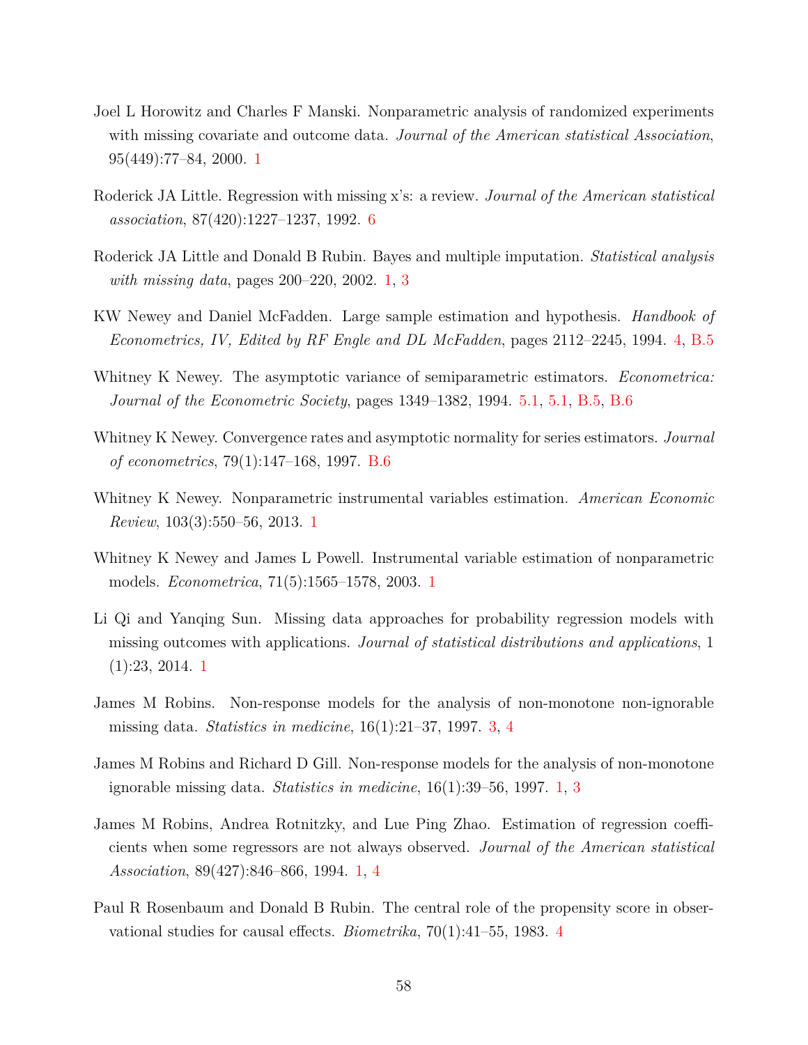Joel L Horowitz and Charles F Manski. Nonparametric analysis of randomized experiments with missing covariate and outcome data. *Journal of the American statistical Association*, 95(449):77–84, 2000. 1

Roderick JA Little. Regression with missing x's: a review. *Journal of the American statistical association*, 87(420):1227–1237, 1992. 6

Roderick JA Little and Donald B Rubin. Bayes and multiple imputation. *Statistical analysis with missing data*, pages 200–220, 2002. 1, 3

KW Newey and Daniel McFadden. Large sample estimation and hypothesis. *Handbook of Econometrics, IV, Edited by RF Engle and DL McFadden*, pages 2112–2245, 1994. 4, B.5

Whitney K Newey. The asymptotic variance of semiparametric estimators. *Econometrica: Journal of the Econometric Society*, pages 1349–1382, 1994. 5.1, 5.1, B.5, B.6

Whitney K Newey. Convergence rates and asymptotic normality for series estimators. *Journal of econometrics*, 79(1):147–168, 1997. B.6

Whitney K Newey. Nonparametric instrumental variables estimation. *American Economic Review*, 103(3):550–56, 2013. 1

Whitney K Newey and James L Powell. Instrumental variable estimation of nonparametric models. *Econometrica*, 71(5):1565–1578, 2003. 1

Li Qi and Yanqing Sun. Missing data approaches for probability regression models with missing outcomes with applications. *Journal of statistical distributions and applications*, 1 (1):23, 2014. 1

James M Robins. Non-response models for the analysis of non-monotone non-ignorable missing data. *Statistics in medicine*, 16(1):21–37, 1997. 3, 4

James M Robins and Richard D Gill. Non-response models for the analysis of non-monotone ignorable missing data. *Statistics in medicine*, 16(1):39–56, 1997. 1, 3

James M Robins, Andrea Rotnitzky, and Lue Ping Zhao. Estimation of regression coefficients when some regressors are not always observed. *Journal of the American statistical Association*, 89(427):846–866, 1994. 1, 4

Paul R Rosenbaum and Donald B Rubin. The central role of the propensity score in observational studies for causal effects. *Biometrika*, 70(1):41–55, 1983. 4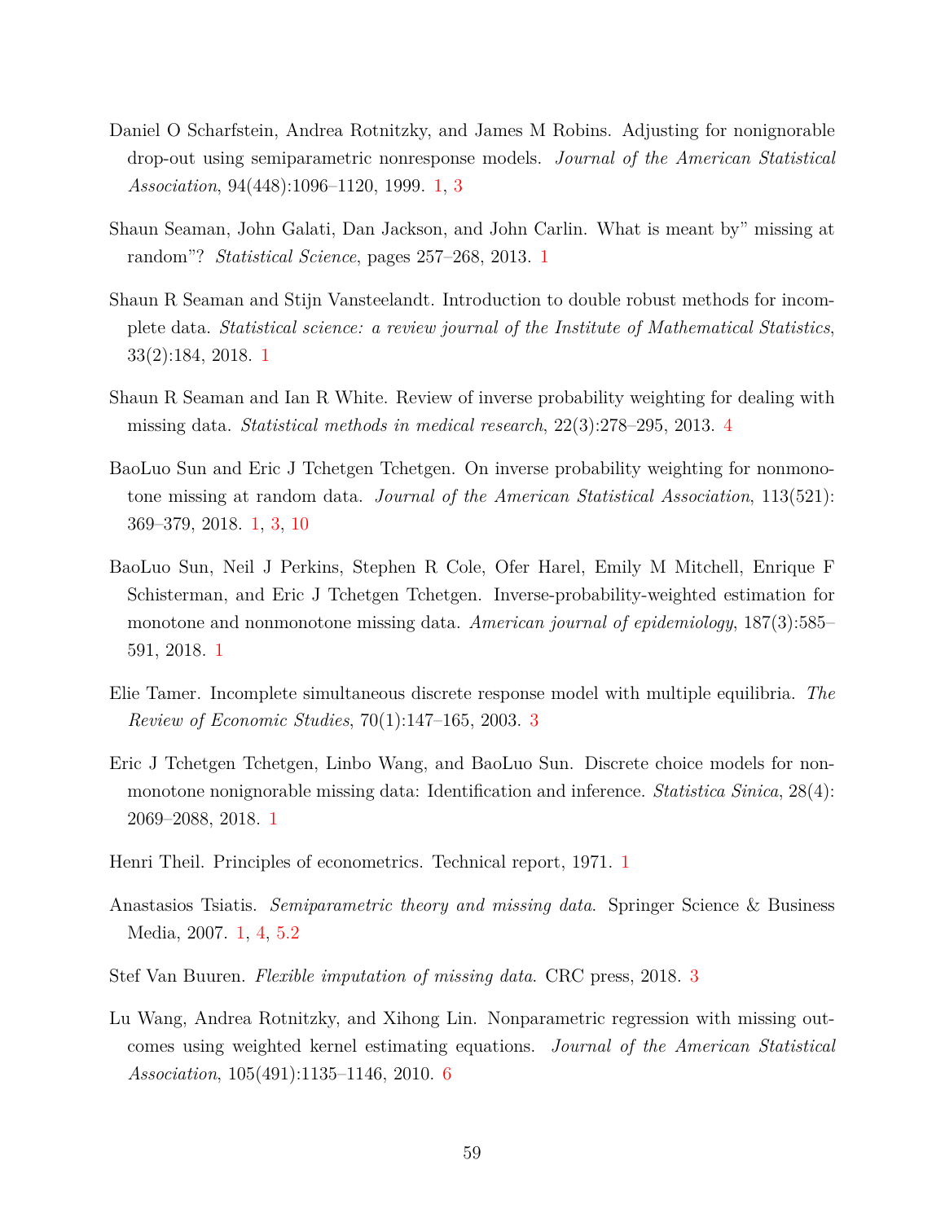Daniel O Scharfstein, Andrea Rotnitzky, and James M Robins. Adjusting for nonignorable drop-out using semiparametric nonresponse models. *Journal of the American Statistical Association*, 94(448):1096–1120, 1999. 1, 3

Shaun Seaman, John Galati, Dan Jackson, and John Carlin. What is meant by" missing at random"? *Statistical Science*, pages 257–268, 2013. 1

Shaun R Seaman and Stijn Vansteelandt. Introduction to double robust methods for incomplete data. *Statistical science: a review journal of the Institute of Mathematical Statistics*, 33(2):184, 2018. 1

Shaun R Seaman and Ian R White. Review of inverse probability weighting for dealing with missing data. *Statistical methods in medical research*, 22(3):278–295, 2013. 4

BaoLuo Sun and Eric J Tchetgen Tchetgen. On inverse probability weighting for nonmonotone missing at random data. *Journal of the American Statistical Association*, 113(521): 369–379, 2018. 1, 3, 10

BaoLuo Sun, Neil J Perkins, Stephen R Cole, Ofer Harel, Emily M Mitchell, Enrique F Schisterman, and Eric J Tchetgen Tchetgen. Inverse-probability-weighted estimation for monotone and nonmonotone missing data. *American journal of epidemiology*, 187(3):585–591, 2018. 1

Elie Tamer. Incomplete simultaneous discrete response model with multiple equilibria. *The Review of Economic Studies*, 70(1):147–165, 2003. 3

Eric J Tchetgen Tchetgen, Linbo Wang, and BaoLuo Sun. Discrete choice models for nonmonotone nonignorable missing data: Identification and inference. *Statistica Sinica*, 28(4): 2069–2088, 2018. 1

Henri Theil. Principles of econometrics. Technical report, 1971. 1

Anastasios Tsiatis. *Semiparametric theory and missing data*. Springer Science & Business Media, 2007. 1, 4, 5.2

Stef Van Buuren. *Flexible imputation of missing data*. CRC press, 2018. 3

Lu Wang, Andrea Rotnitzky, and Xihong Lin. Nonparametric regression with missing outcomes using weighted kernel estimating equations. *Journal of the American Statistical Association*, 105(491):1135–1146, 2010. 6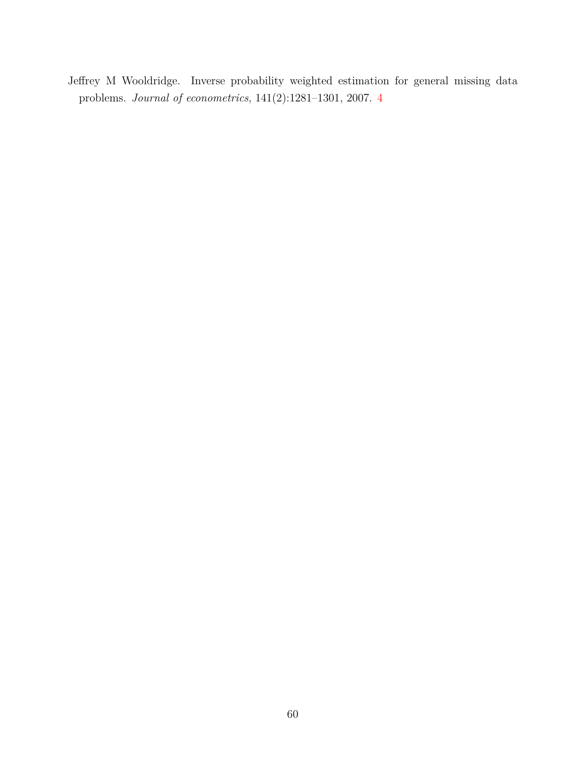Jeffrey M Wooldridge. Inverse probability weighted estimation for general missing data problems. *Journal of econometrics*, 141(2):1281–1301, 2007. 4